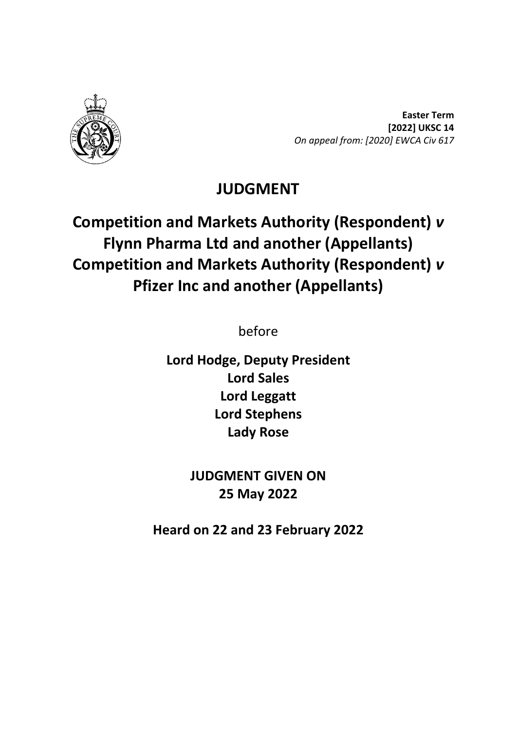**Easter Term**
**[2022] UKSC 14**
*On appeal from: [2020] EWCA Civ 617*

# JUDGMENT

## Competition and Markets Authority (Respondent) *v* Flynn Pharma Ltd and another (Appellants) Competition and Markets Authority (Respondent) *v* Pfizer Inc and another (Appellants)

before

**Lord Hodge, Deputy President**
**Lord Sales**
**Lord Leggatt**
**Lord Stephens**
**Lady Rose**

**JUDGMENT GIVEN ON**
**25 May 2022**

**Heard on 22 and 23 February 2022**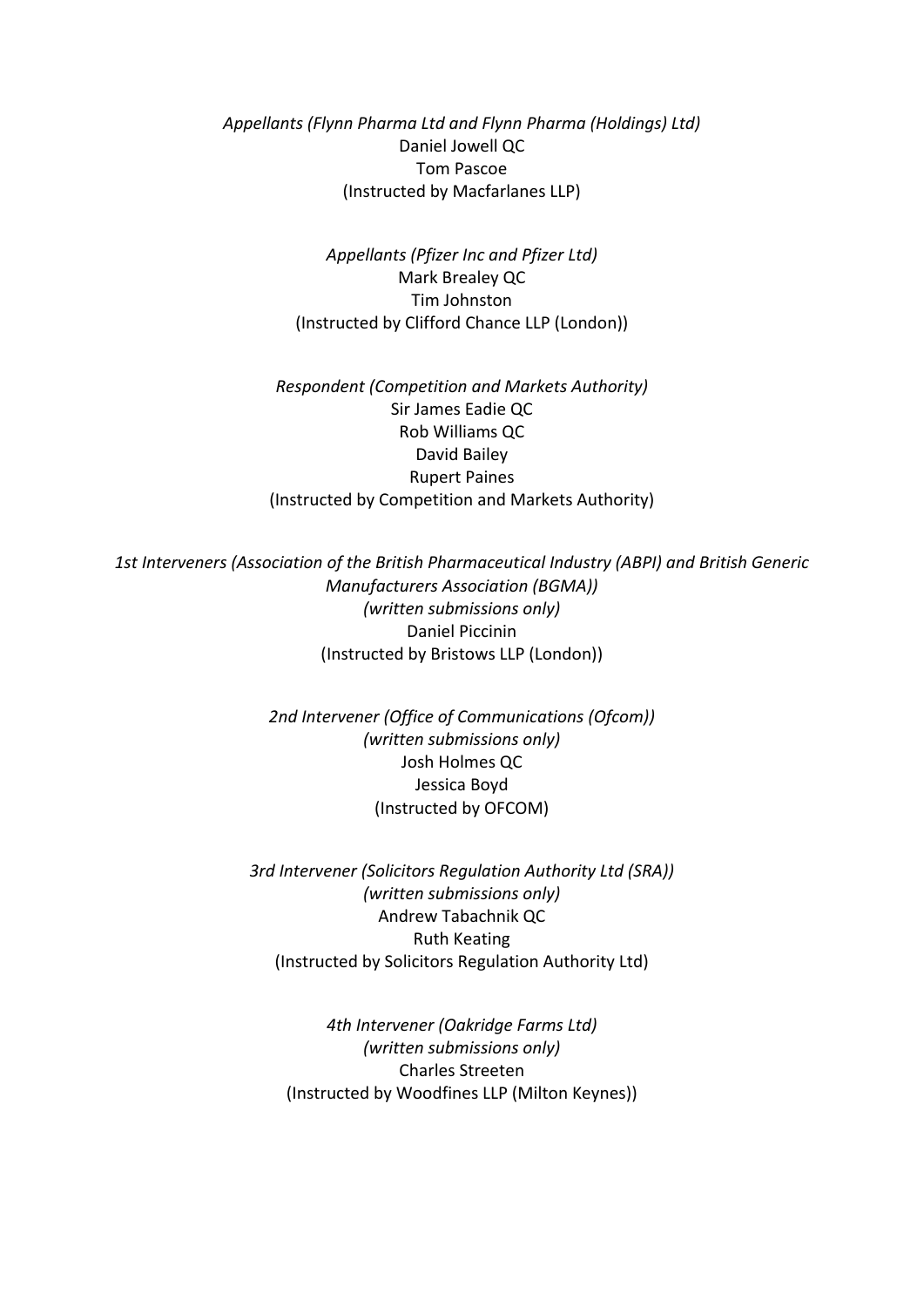*Appellants (Flynn Pharma Ltd and Flynn Pharma (Holdings) Ltd)*
Daniel Jowell QC
Tom Pascoe
(Instructed by Macfarlanes LLP)

*Appellants (Pfizer Inc and Pfizer Ltd)*
Mark Brealey QC
Tim Johnston
(Instructed by Clifford Chance LLP (London))

*Respondent (Competition and Markets Authority)*
Sir James Eadie QC
Rob Williams QC
David Bailey
Rupert Paines
(Instructed by Competition and Markets Authority)

*1st Interveners (Association of the British Pharmaceutical Industry (ABPI) and British Generic Manufacturers Association (BGMA))*
*(written submissions only)*
Daniel Piccinin
(Instructed by Bristows LLP (London))

*2nd Intervener (Office of Communications (Ofcom))*
*(written submissions only)*
Josh Holmes QC
Jessica Boyd
(Instructed by OFCOM)

*3rd Intervener (Solicitors Regulation Authority Ltd (SRA))*
*(written submissions only)*
Andrew Tabachnik QC
Ruth Keating
(Instructed by Solicitors Regulation Authority Ltd)

*4th Intervener (Oakridge Farms Ltd)*
*(written submissions only)*
Charles Streeten
(Instructed by Woodfines LLP (Milton Keynes))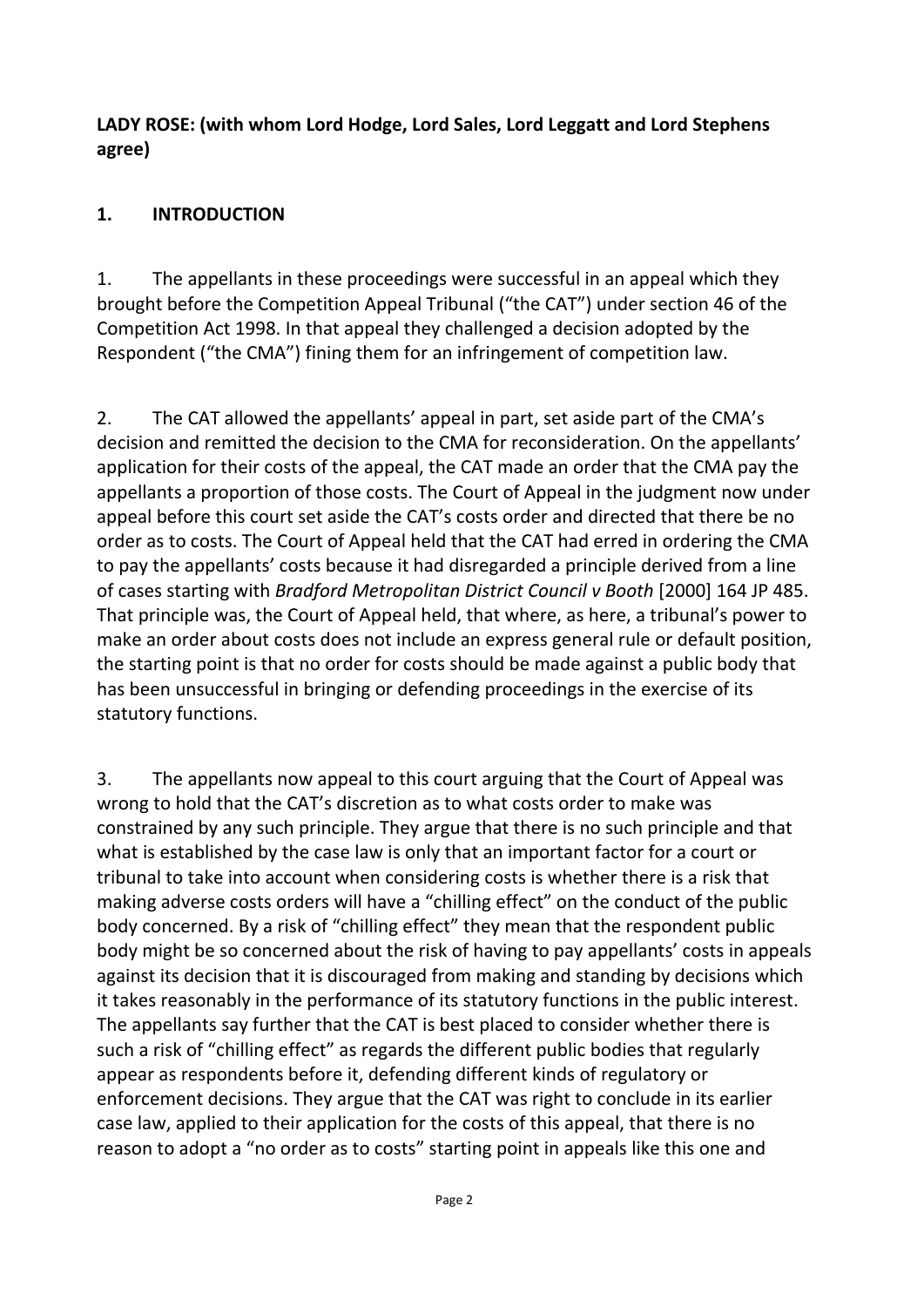**LADY ROSE: (with whom Lord Hodge, Lord Sales, Lord Leggatt and Lord Stephens agree)**

## 1. INTRODUCTION

1. The appellants in these proceedings were successful in an appeal which they brought before the Competition Appeal Tribunal ("the CAT") under section 46 of the Competition Act 1998. In that appeal they challenged a decision adopted by the Respondent ("the CMA") fining them for an infringement of competition law.

2. The CAT allowed the appellants' appeal in part, set aside part of the CMA's decision and remitted the decision to the CMA for reconsideration. On the appellants' application for their costs of the appeal, the CAT made an order that the CMA pay the appellants a proportion of those costs. The Court of Appeal in the judgment now under appeal before this court set aside the CAT's costs order and directed that there be no order as to costs. The Court of Appeal held that the CAT had erred in ordering the CMA to pay the appellants' costs because it had disregarded a principle derived from a line of cases starting with *Bradford Metropolitan District Council v Booth* [2000] 164 JP 485. That principle was, the Court of Appeal held, that where, as here, a tribunal's power to make an order about costs does not include an express general rule or default position, the starting point is that no order for costs should be made against a public body that has been unsuccessful in bringing or defending proceedings in the exercise of its statutory functions.

3. The appellants now appeal to this court arguing that the Court of Appeal was wrong to hold that the CAT's discretion as to what costs order to make was constrained by any such principle. They argue that there is no such principle and that what is established by the case law is only that an important factor for a court or tribunal to take into account when considering costs is whether there is a risk that making adverse costs orders will have a "chilling effect" on the conduct of the public body concerned. By a risk of "chilling effect" they mean that the respondent public body might be so concerned about the risk of having to pay appellants' costs in appeals against its decision that it is discouraged from making and standing by decisions which it takes reasonably in the performance of its statutory functions in the public interest. The appellants say further that the CAT is best placed to consider whether there is such a risk of "chilling effect" as regards the different public bodies that regularly appear as respondents before it, defending different kinds of regulatory or enforcement decisions. They argue that the CAT was right to conclude in its earlier case law, applied to their application for the costs of this appeal, that there is no reason to adopt a "no order as to costs" starting point in appeals like this one and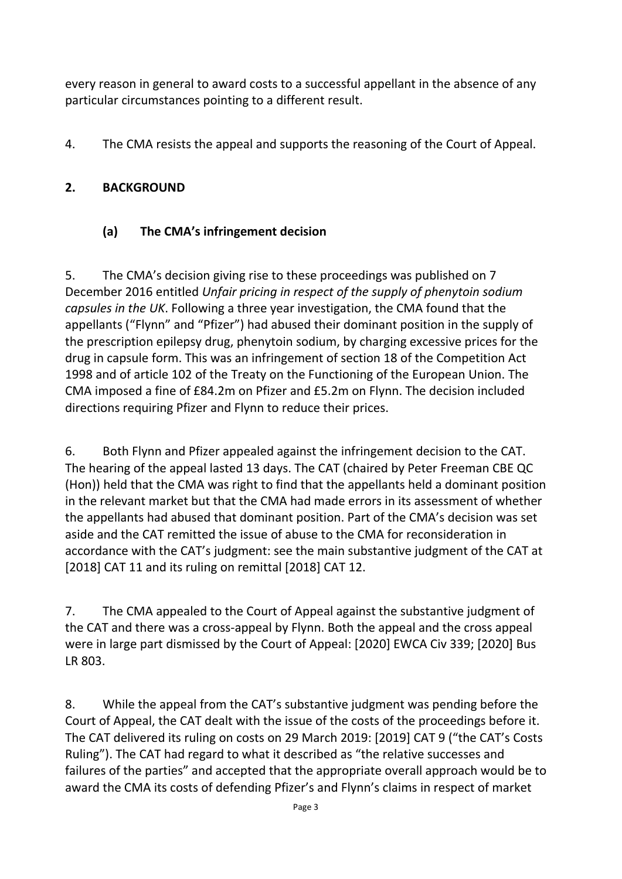every reason in general to award costs to a successful appellant in the absence of any particular circumstances pointing to a different result.

4. The CMA resists the appeal and supports the reasoning of the Court of Appeal.

## 2. BACKGROUND

### (a) The CMA's infringement decision

5. The CMA's decision giving rise to these proceedings was published on 7 December 2016 entitled *Unfair pricing in respect of the supply of phenytoin sodium capsules in the UK*. Following a three year investigation, the CMA found that the appellants ("Flynn" and "Pfizer") had abused their dominant position in the supply of the prescription epilepsy drug, phenytoin sodium, by charging excessive prices for the drug in capsule form. This was an infringement of section 18 of the Competition Act 1998 and of article 102 of the Treaty on the Functioning of the European Union. The CMA imposed a fine of £84.2m on Pfizer and £5.2m on Flynn. The decision included directions requiring Pfizer and Flynn to reduce their prices.

6. Both Flynn and Pfizer appealed against the infringement decision to the CAT. The hearing of the appeal lasted 13 days. The CAT (chaired by Peter Freeman CBE QC (Hon)) held that the CMA was right to find that the appellants held a dominant position in the relevant market but that the CMA had made errors in its assessment of whether the appellants had abused that dominant position. Part of the CMA's decision was set aside and the CAT remitted the issue of abuse to the CMA for reconsideration in accordance with the CAT's judgment: see the main substantive judgment of the CAT at [2018] CAT 11 and its ruling on remittal [2018] CAT 12.

7. The CMA appealed to the Court of Appeal against the substantive judgment of the CAT and there was a cross-appeal by Flynn. Both the appeal and the cross appeal were in large part dismissed by the Court of Appeal: [2020] EWCA Civ 339; [2020] Bus LR 803.

8. While the appeal from the CAT's substantive judgment was pending before the Court of Appeal, the CAT dealt with the issue of the costs of the proceedings before it. The CAT delivered its ruling on costs on 29 March 2019: [2019] CAT 9 ("the CAT's Costs Ruling"). The CAT had regard to what it described as "the relative successes and failures of the parties" and accepted that the appropriate overall approach would be to award the CMA its costs of defending Pfizer's and Flynn's claims in respect of market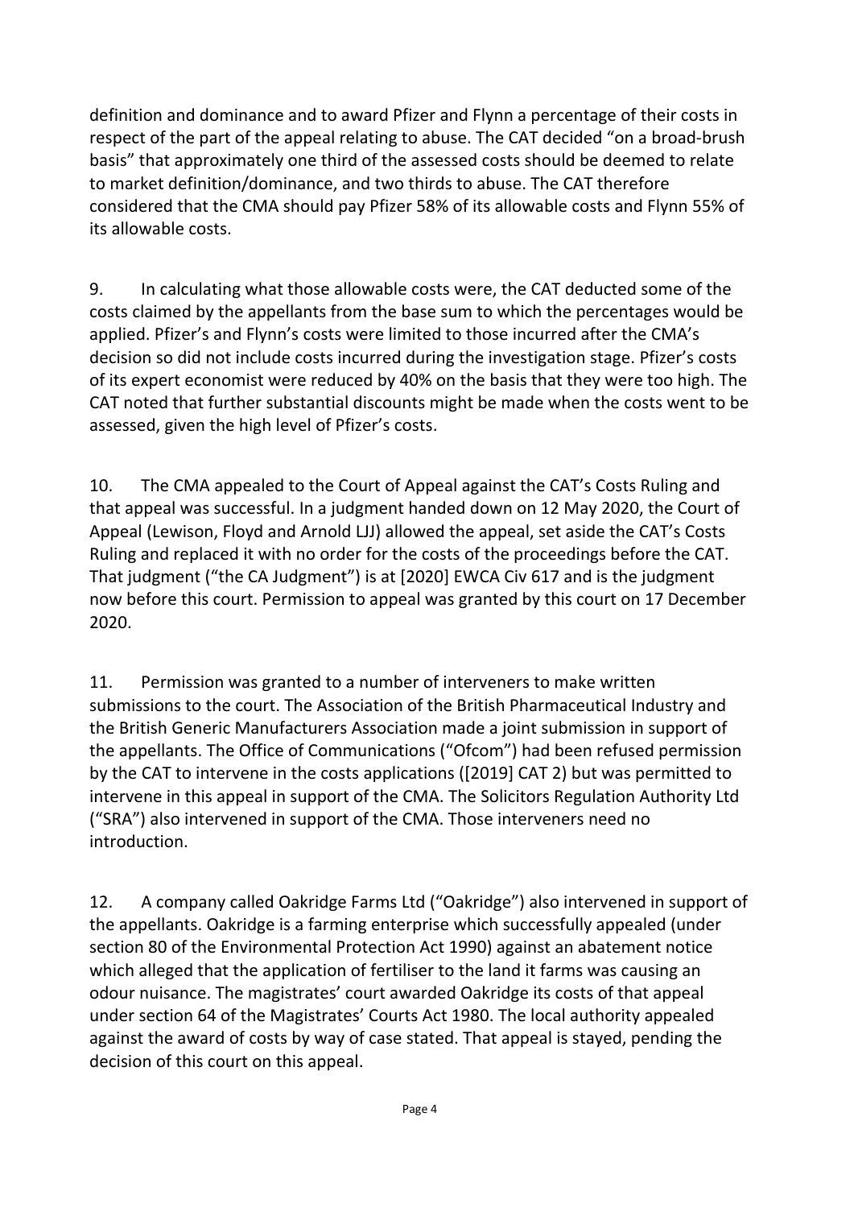definition and dominance and to award Pfizer and Flynn a percentage of their costs in respect of the part of the appeal relating to abuse. The CAT decided "on a broad-brush basis" that approximately one third of the assessed costs should be deemed to relate to market definition/dominance, and two thirds to abuse. The CAT therefore considered that the CMA should pay Pfizer 58% of its allowable costs and Flynn 55% of its allowable costs.

9. In calculating what those allowable costs were, the CAT deducted some of the costs claimed by the appellants from the base sum to which the percentages would be applied. Pfizer's and Flynn's costs were limited to those incurred after the CMA's decision so did not include costs incurred during the investigation stage. Pfizer's costs of its expert economist were reduced by 40% on the basis that they were too high. The CAT noted that further substantial discounts might be made when the costs went to be assessed, given the high level of Pfizer's costs.

10. The CMA appealed to the Court of Appeal against the CAT's Costs Ruling and that appeal was successful. In a judgment handed down on 12 May 2020, the Court of Appeal (Lewison, Floyd and Arnold LJJ) allowed the appeal, set aside the CAT's Costs Ruling and replaced it with no order for the costs of the proceedings before the CAT. That judgment ("the CA Judgment") is at [2020] EWCA Civ 617 and is the judgment now before this court. Permission to appeal was granted by this court on 17 December 2020.

11. Permission was granted to a number of interveners to make written submissions to the court. The Association of the British Pharmaceutical Industry and the British Generic Manufacturers Association made a joint submission in support of the appellants. The Office of Communications ("Ofcom") had been refused permission by the CAT to intervene in the costs applications ([2019] CAT 2) but was permitted to intervene in this appeal in support of the CMA. The Solicitors Regulation Authority Ltd ("SRA") also intervened in support of the CMA. Those interveners need no introduction.

12. A company called Oakridge Farms Ltd ("Oakridge") also intervened in support of the appellants. Oakridge is a farming enterprise which successfully appealed (under section 80 of the Environmental Protection Act 1990) against an abatement notice which alleged that the application of fertiliser to the land it farms was causing an odour nuisance. The magistrates' court awarded Oakridge its costs of that appeal under section 64 of the Magistrates' Courts Act 1980. The local authority appealed against the award of costs by way of case stated. That appeal is stayed, pending the decision of this court on this appeal.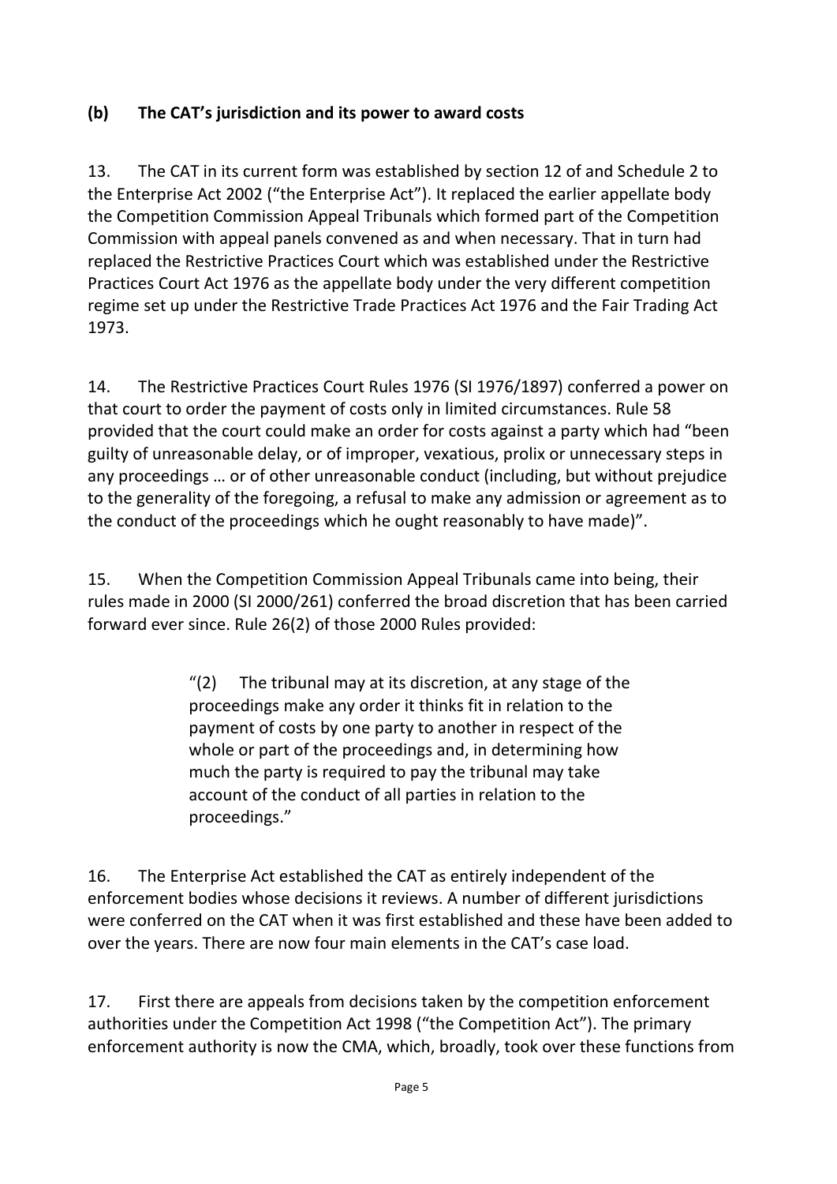### (b) The CAT's jurisdiction and its power to award costs

13. The CAT in its current form was established by section 12 of and Schedule 2 to the Enterprise Act 2002 ("the Enterprise Act"). It replaced the earlier appellate body the Competition Commission Appeal Tribunals which formed part of the Competition Commission with appeal panels convened as and when necessary. That in turn had replaced the Restrictive Practices Court which was established under the Restrictive Practices Court Act 1976 as the appellate body under the very different competition regime set up under the Restrictive Trade Practices Act 1976 and the Fair Trading Act 1973.

14. The Restrictive Practices Court Rules 1976 (SI 1976/1897) conferred a power on that court to order the payment of costs only in limited circumstances. Rule 58 provided that the court could make an order for costs against a party which had "been guilty of unreasonable delay, or of improper, vexatious, prolix or unnecessary steps in any proceedings … or of other unreasonable conduct (including, but without prejudice to the generality of the foregoing, a refusal to make any admission or agreement as to the conduct of the proceedings which he ought reasonably to have made)".

15. When the Competition Commission Appeal Tribunals came into being, their rules made in 2000 (SI 2000/261) conferred the broad discretion that has been carried forward ever since. Rule 26(2) of those 2000 Rules provided:

> "(2) The tribunal may at its discretion, at any stage of the proceedings make any order it thinks fit in relation to the payment of costs by one party to another in respect of the whole or part of the proceedings and, in determining how much the party is required to pay the tribunal may take account of the conduct of all parties in relation to the proceedings."

16. The Enterprise Act established the CAT as entirely independent of the enforcement bodies whose decisions it reviews. A number of different jurisdictions were conferred on the CAT when it was first established and these have been added to over the years. There are now four main elements in the CAT's case load.

17. First there are appeals from decisions taken by the competition enforcement authorities under the Competition Act 1998 ("the Competition Act"). The primary enforcement authority is now the CMA, which, broadly, took over these functions from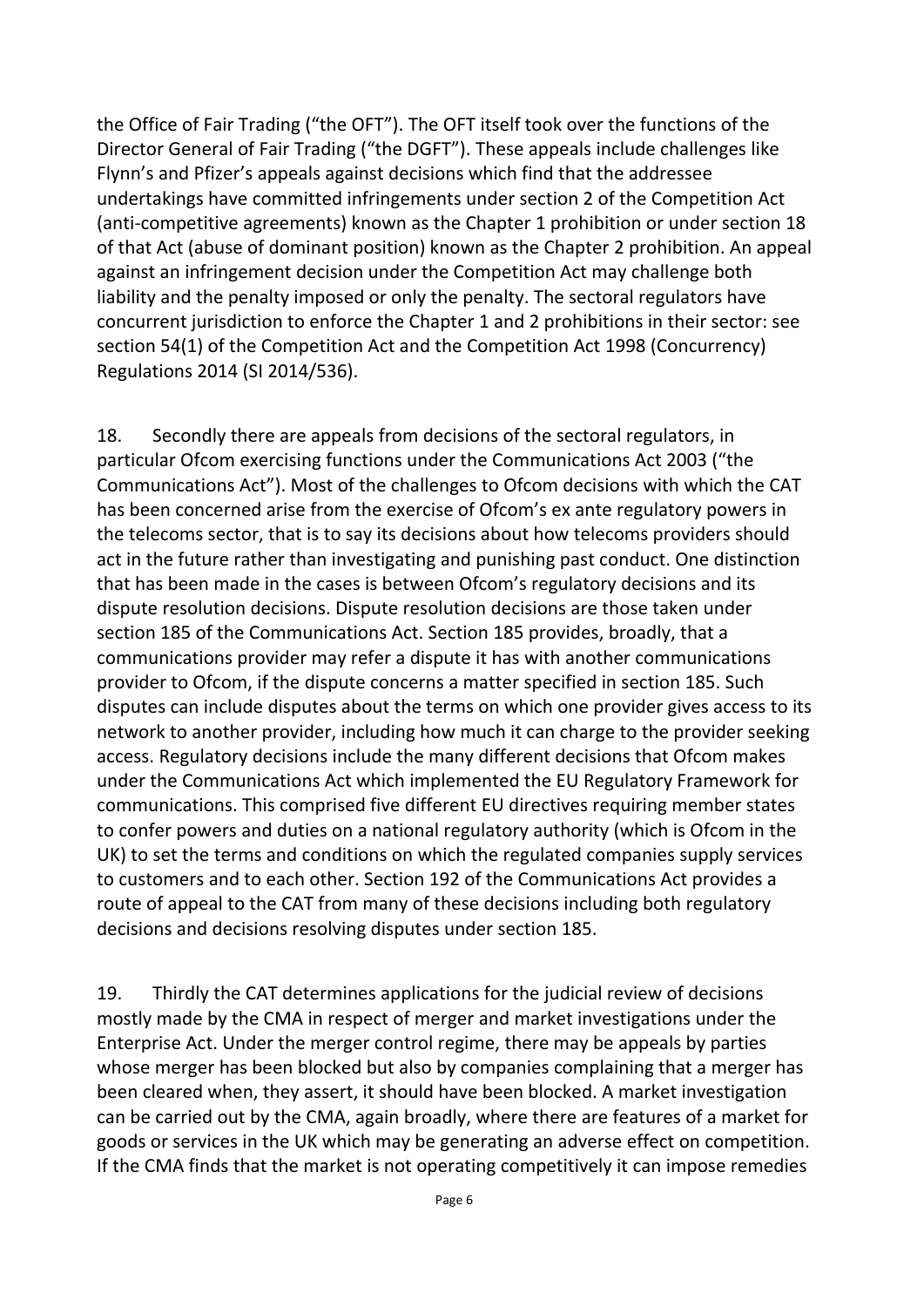the Office of Fair Trading ("the OFT"). The OFT itself took over the functions of the Director General of Fair Trading ("the DGFT"). These appeals include challenges like Flynn's and Pfizer's appeals against decisions which find that the addressee undertakings have committed infringements under section 2 of the Competition Act (anti-competitive agreements) known as the Chapter 1 prohibition or under section 18 of that Act (abuse of dominant position) known as the Chapter 2 prohibition. An appeal against an infringement decision under the Competition Act may challenge both liability and the penalty imposed or only the penalty. The sectoral regulators have concurrent jurisdiction to enforce the Chapter 1 and 2 prohibitions in their sector: see section 54(1) of the Competition Act and the Competition Act 1998 (Concurrency) Regulations 2014 (SI 2014/536).

18. Secondly there are appeals from decisions of the sectoral regulators, in particular Ofcom exercising functions under the Communications Act 2003 ("the Communications Act"). Most of the challenges to Ofcom decisions with which the CAT has been concerned arise from the exercise of Ofcom's ex ante regulatory powers in the telecoms sector, that is to say its decisions about how telecoms providers should act in the future rather than investigating and punishing past conduct. One distinction that has been made in the cases is between Ofcom's regulatory decisions and its dispute resolution decisions. Dispute resolution decisions are those taken under section 185 of the Communications Act. Section 185 provides, broadly, that a communications provider may refer a dispute it has with another communications provider to Ofcom, if the dispute concerns a matter specified in section 185. Such disputes can include disputes about the terms on which one provider gives access to its network to another provider, including how much it can charge to the provider seeking access. Regulatory decisions include the many different decisions that Ofcom makes under the Communications Act which implemented the EU Regulatory Framework for communications. This comprised five different EU directives requiring member states to confer powers and duties on a national regulatory authority (which is Ofcom in the UK) to set the terms and conditions on which the regulated companies supply services to customers and to each other. Section 192 of the Communications Act provides a route of appeal to the CAT from many of these decisions including both regulatory decisions and decisions resolving disputes under section 185.

19. Thirdly the CAT determines applications for the judicial review of decisions mostly made by the CMA in respect of merger and market investigations under the Enterprise Act. Under the merger control regime, there may be appeals by parties whose merger has been blocked but also by companies complaining that a merger has been cleared when, they assert, it should have been blocked. A market investigation can be carried out by the CMA, again broadly, where there are features of a market for goods or services in the UK which may be generating an adverse effect on competition. If the CMA finds that the market is not operating competitively it can impose remedies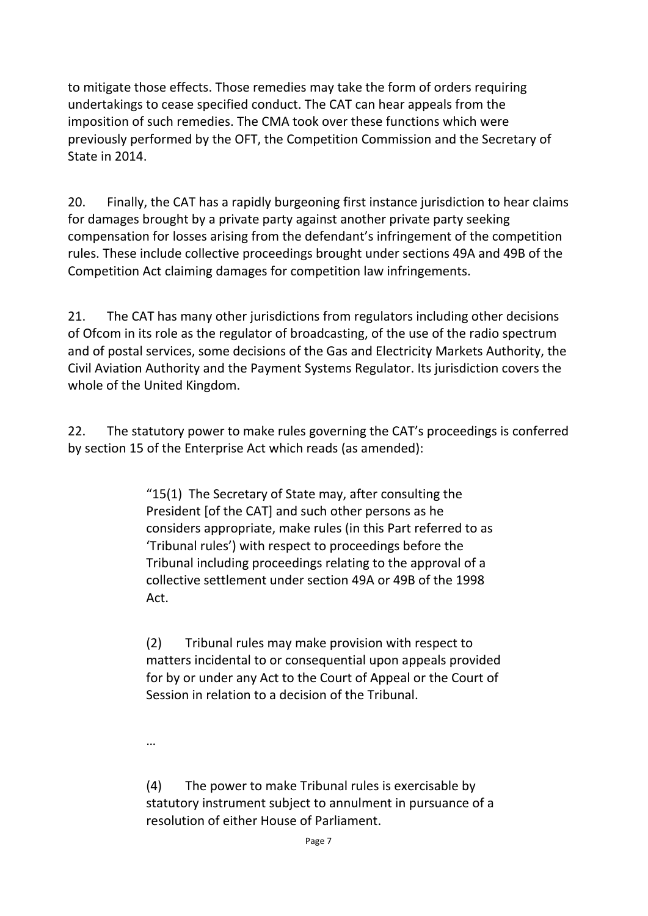to mitigate those effects. Those remedies may take the form of orders requiring undertakings to cease specified conduct. The CAT can hear appeals from the imposition of such remedies. The CMA took over these functions which were previously performed by the OFT, the Competition Commission and the Secretary of State in 2014.

20. Finally, the CAT has a rapidly burgeoning first instance jurisdiction to hear claims for damages brought by a private party against another private party seeking compensation for losses arising from the defendant's infringement of the competition rules. These include collective proceedings brought under sections 49A and 49B of the Competition Act claiming damages for competition law infringements.

21. The CAT has many other jurisdictions from regulators including other decisions of Ofcom in its role as the regulator of broadcasting, of the use of the radio spectrum and of postal services, some decisions of the Gas and Electricity Markets Authority, the Civil Aviation Authority and the Payment Systems Regulator. Its jurisdiction covers the whole of the United Kingdom.

22. The statutory power to make rules governing the CAT's proceedings is conferred by section 15 of the Enterprise Act which reads (as amended):

> "15(1) The Secretary of State may, after consulting the President [of the CAT] and such other persons as he considers appropriate, make rules (in this Part referred to as 'Tribunal rules') with respect to proceedings before the Tribunal including proceedings relating to the approval of a collective settlement under section 49A or 49B of the 1998 Act.
>
> (2) Tribunal rules may make provision with respect to matters incidental to or consequential upon appeals provided for by or under any Act to the Court of Appeal or the Court of Session in relation to a decision of the Tribunal.
>
> …
>
> (4) The power to make Tribunal rules is exercisable by statutory instrument subject to annulment in pursuance of a resolution of either House of Parliament.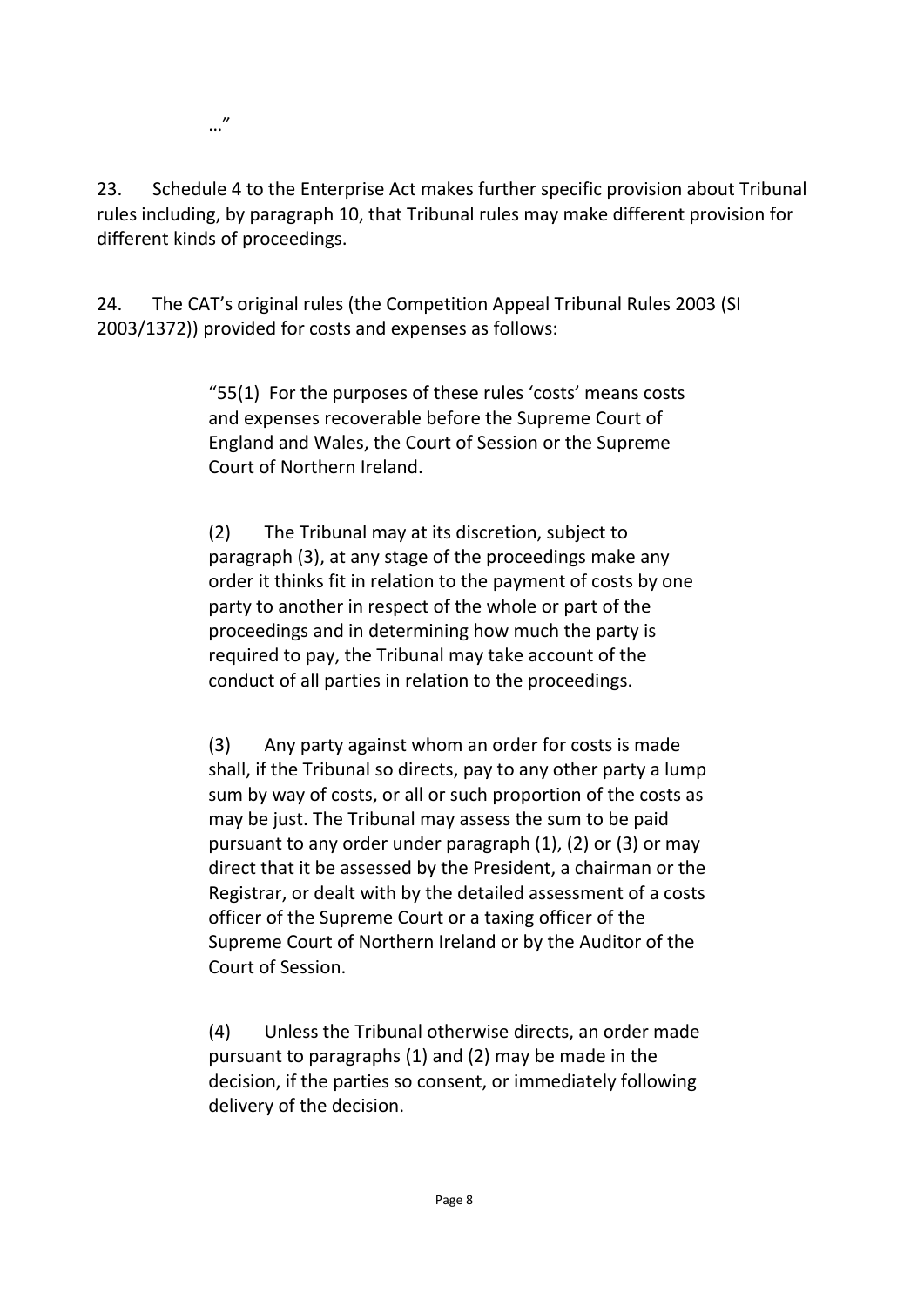> …"

23. Schedule 4 to the Enterprise Act makes further specific provision about Tribunal rules including, by paragraph 10, that Tribunal rules may make different provision for different kinds of proceedings.

24. The CAT's original rules (the Competition Appeal Tribunal Rules 2003 (SI 2003/1372)) provided for costs and expenses as follows:

> "55(1) For the purposes of these rules 'costs' means costs and expenses recoverable before the Supreme Court of England and Wales, the Court of Session or the Supreme Court of Northern Ireland.
>
> (2) The Tribunal may at its discretion, subject to paragraph (3), at any stage of the proceedings make any order it thinks fit in relation to the payment of costs by one party to another in respect of the whole or part of the proceedings and in determining how much the party is required to pay, the Tribunal may take account of the conduct of all parties in relation to the proceedings.
>
> (3) Any party against whom an order for costs is made shall, if the Tribunal so directs, pay to any other party a lump sum by way of costs, or all or such proportion of the costs as may be just. The Tribunal may assess the sum to be paid pursuant to any order under paragraph (1), (2) or (3) or may direct that it be assessed by the President, a chairman or the Registrar, or dealt with by the detailed assessment of a costs officer of the Supreme Court or a taxing officer of the Supreme Court of Northern Ireland or by the Auditor of the Court of Session.
>
> (4) Unless the Tribunal otherwise directs, an order made pursuant to paragraphs (1) and (2) may be made in the decision, if the parties so consent, or immediately following delivery of the decision.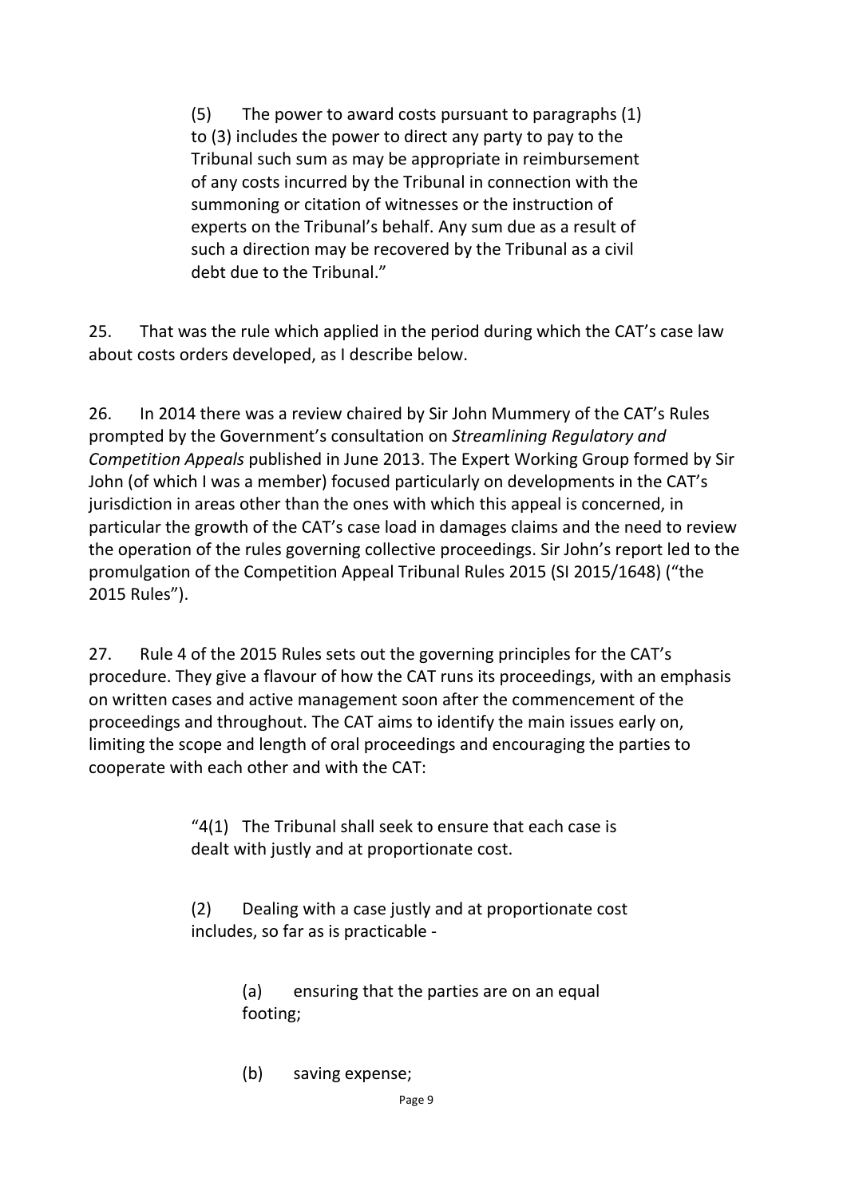> (5) The power to award costs pursuant to paragraphs (1) to (3) includes the power to direct any party to pay to the Tribunal such sum as may be appropriate in reimbursement of any costs incurred by the Tribunal in connection with the summoning or citation of witnesses or the instruction of experts on the Tribunal's behalf. Any sum due as a result of such a direction may be recovered by the Tribunal as a civil debt due to the Tribunal."

25. That was the rule which applied in the period during which the CAT's case law about costs orders developed, as I describe below.

26. In 2014 there was a review chaired by Sir John Mummery of the CAT's Rules prompted by the Government's consultation on *Streamlining Regulatory and Competition Appeals* published in June 2013. The Expert Working Group formed by Sir John (of which I was a member) focused particularly on developments in the CAT's jurisdiction in areas other than the ones with which this appeal is concerned, in particular the growth of the CAT's case load in damages claims and the need to review the operation of the rules governing collective proceedings. Sir John's report led to the promulgation of the Competition Appeal Tribunal Rules 2015 (SI 2015/1648) ("the 2015 Rules").

27. Rule 4 of the 2015 Rules sets out the governing principles for the CAT's procedure. They give a flavour of how the CAT runs its proceedings, with an emphasis on written cases and active management soon after the commencement of the proceedings and throughout. The CAT aims to identify the main issues early on, limiting the scope and length of oral proceedings and encouraging the parties to cooperate with each other and with the CAT:

> "4(1) The Tribunal shall seek to ensure that each case is dealt with justly and at proportionate cost.
>
> (2) Dealing with a case justly and at proportionate cost includes, so far as is practicable -
>
> > (a) ensuring that the parties are on an equal footing;
> >
> > (b) saving expense;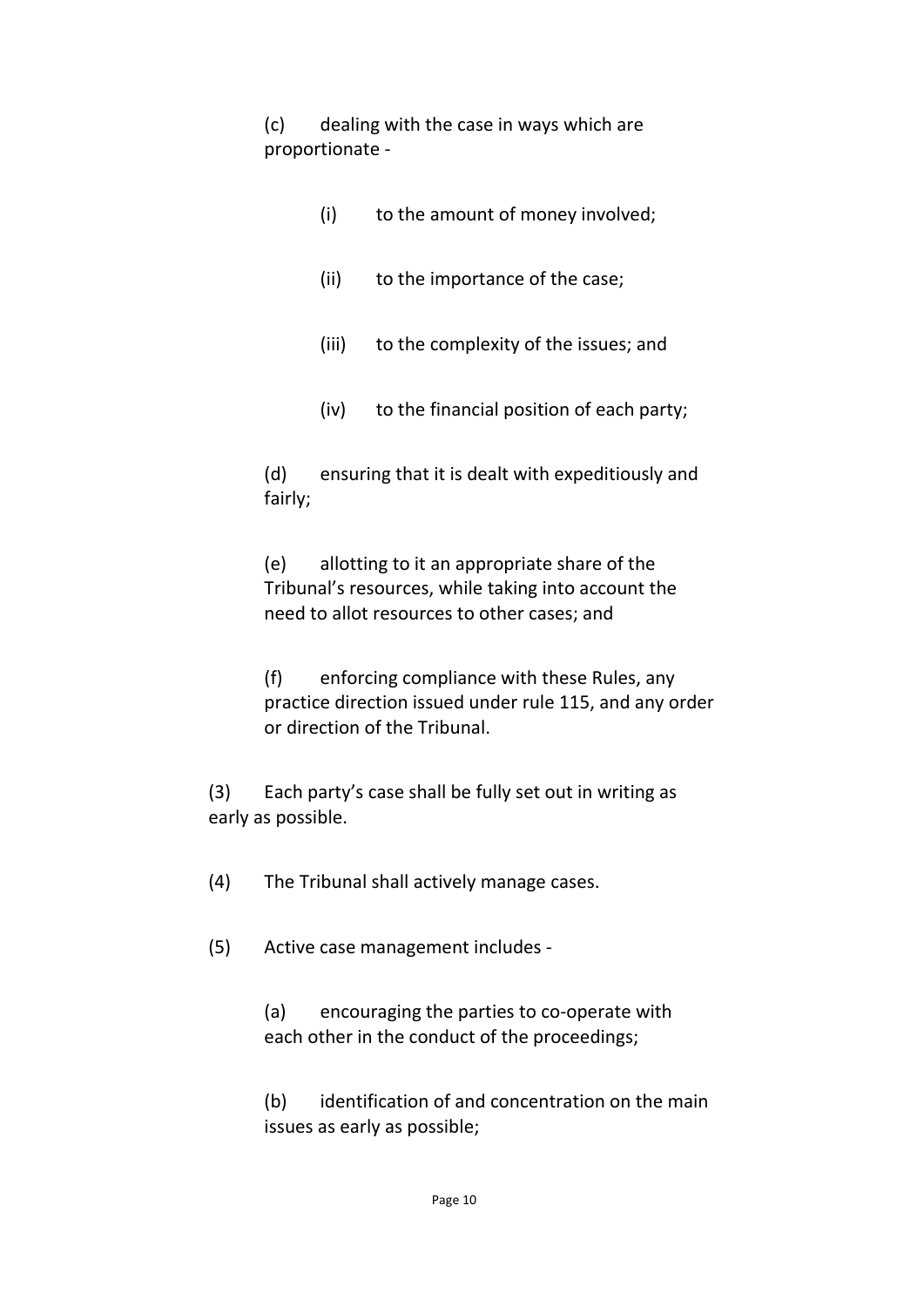(c) dealing with the case in ways which are proportionate -

(i) to the amount of money involved;

(ii) to the importance of the case;

(iii) to the complexity of the issues; and

(iv) to the financial position of each party;

(d) ensuring that it is dealt with expeditiously and fairly;

(e) allotting to it an appropriate share of the Tribunal's resources, while taking into account the need to allot resources to other cases; and

(f) enforcing compliance with these Rules, any practice direction issued under rule 115, and any order or direction of the Tribunal.

(3) Each party's case shall be fully set out in writing as early as possible.

(4) The Tribunal shall actively manage cases.

(5) Active case management includes -

(a) encouraging the parties to co-operate with each other in the conduct of the proceedings;

(b) identification of and concentration on the main issues as early as possible;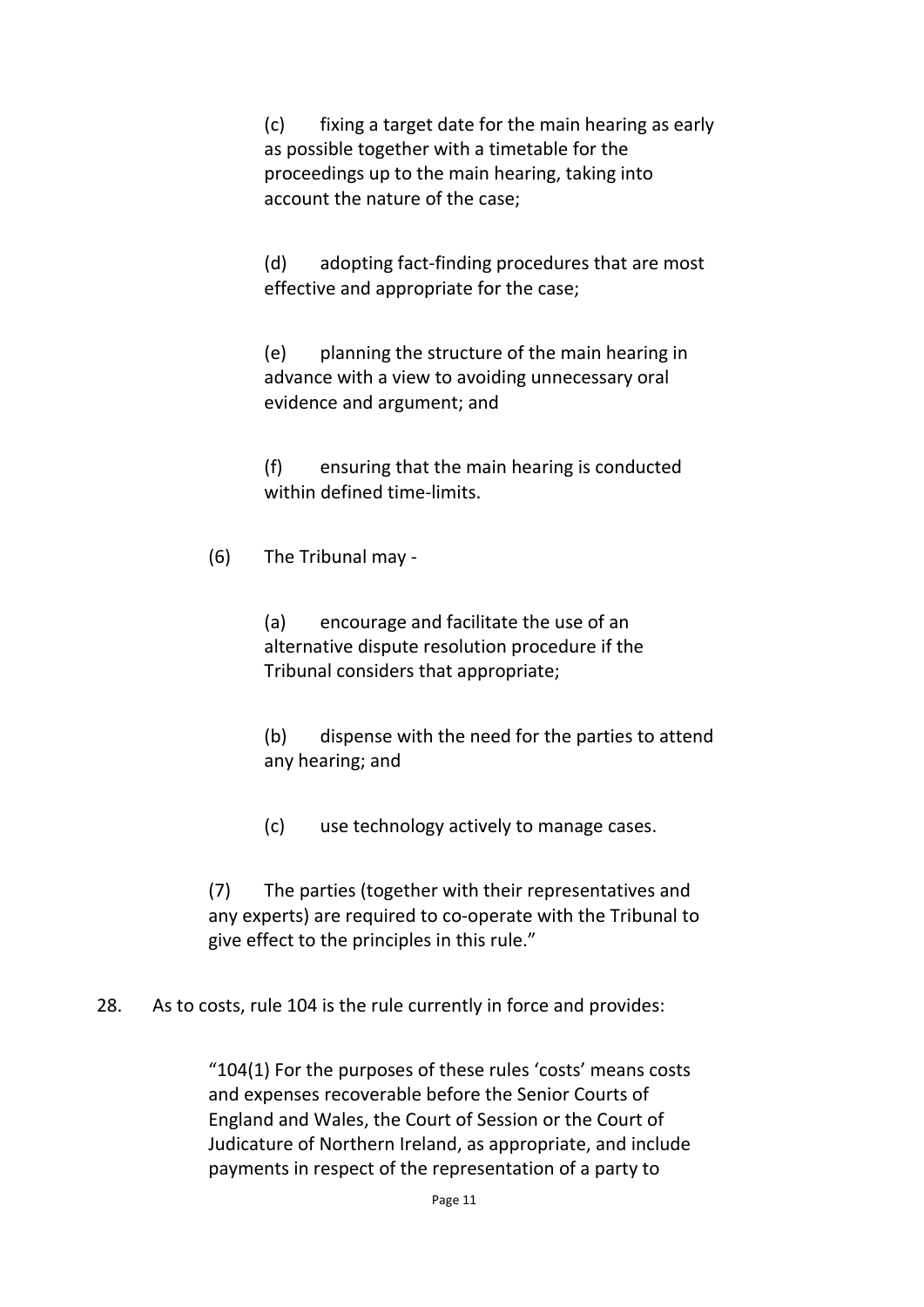(c) fixing a target date for the main hearing as early as possible together with a timetable for the proceedings up to the main hearing, taking into account the nature of the case;

(d) adopting fact-finding procedures that are most effective and appropriate for the case;

(e) planning the structure of the main hearing in advance with a view to avoiding unnecessary oral evidence and argument; and

(f) ensuring that the main hearing is conducted within defined time-limits.

(6) The Tribunal may -

(a) encourage and facilitate the use of an alternative dispute resolution procedure if the Tribunal considers that appropriate;

(b) dispense with the need for the parties to attend any hearing; and

(c) use technology actively to manage cases.

(7) The parties (together with their representatives and any experts) are required to co-operate with the Tribunal to give effect to the principles in this rule."

28. As to costs, rule 104 is the rule currently in force and provides:

"104(1) For the purposes of these rules 'costs' means costs and expenses recoverable before the Senior Courts of England and Wales, the Court of Session or the Court of Judicature of Northern Ireland, as appropriate, and include payments in respect of the representation of a party to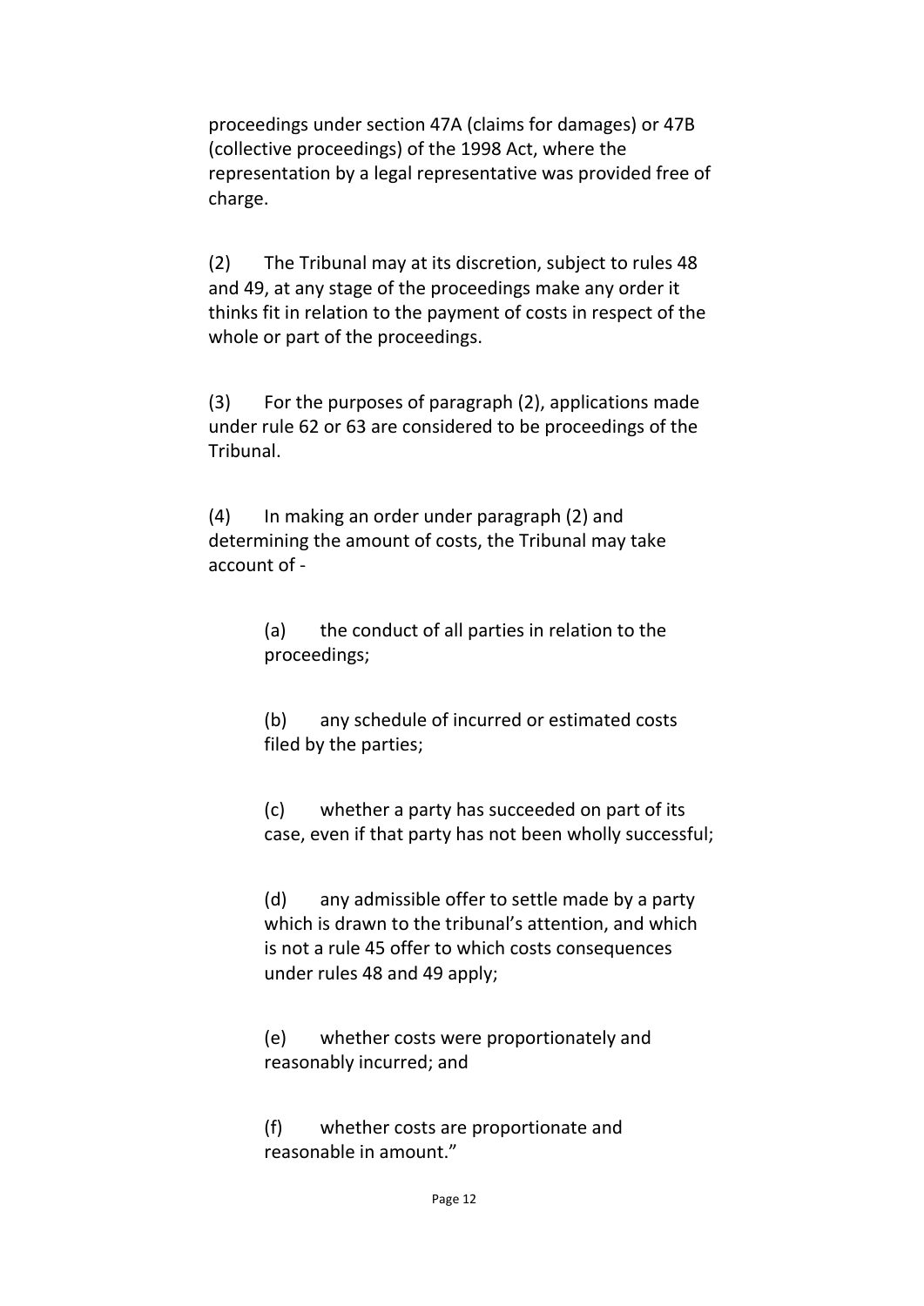proceedings under section 47A (claims for damages) or 47B (collective proceedings) of the 1998 Act, where the representation by a legal representative was provided free of charge.

(2) The Tribunal may at its discretion, subject to rules 48 and 49, at any stage of the proceedings make any order it thinks fit in relation to the payment of costs in respect of the whole or part of the proceedings.

(3) For the purposes of paragraph (2), applications made under rule 62 or 63 are considered to be proceedings of the Tribunal.

(4) In making an order under paragraph (2) and determining the amount of costs, the Tribunal may take account of -

> (a) the conduct of all parties in relation to the proceedings;
>
> (b) any schedule of incurred or estimated costs filed by the parties;
>
> (c) whether a party has succeeded on part of its case, even if that party has not been wholly successful;
>
> (d) any admissible offer to settle made by a party which is drawn to the tribunal's attention, and which is not a rule 45 offer to which costs consequences under rules 48 and 49 apply;
>
> (e) whether costs were proportionately and reasonably incurred; and
>
> (f) whether costs are proportionate and reasonable in amount."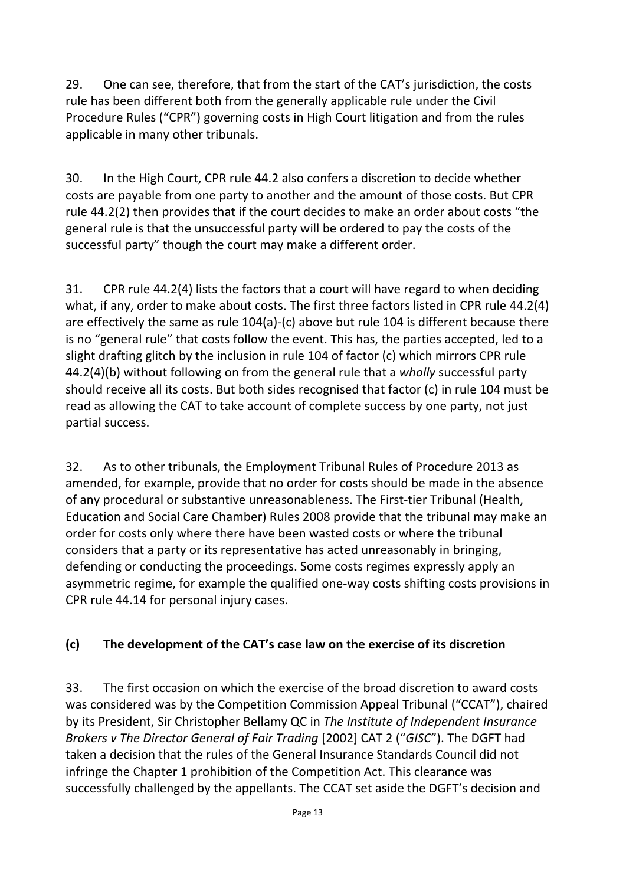29. One can see, therefore, that from the start of the CAT's jurisdiction, the costs rule has been different both from the generally applicable rule under the Civil Procedure Rules ("CPR") governing costs in High Court litigation and from the rules applicable in many other tribunals.

30. In the High Court, CPR rule 44.2 also confers a discretion to decide whether costs are payable from one party to another and the amount of those costs. But CPR rule 44.2(2) then provides that if the court decides to make an order about costs "the general rule is that the unsuccessful party will be ordered to pay the costs of the successful party" though the court may make a different order.

31. CPR rule 44.2(4) lists the factors that a court will have regard to when deciding what, if any, order to make about costs. The first three factors listed in CPR rule 44.2(4) are effectively the same as rule 104(a)-(c) above but rule 104 is different because there is no "general rule" that costs follow the event. This has, the parties accepted, led to a slight drafting glitch by the inclusion in rule 104 of factor (c) which mirrors CPR rule 44.2(4)(b) without following on from the general rule that a *wholly* successful party should receive all its costs. But both sides recognised that factor (c) in rule 104 must be read as allowing the CAT to take account of complete success by one party, not just partial success.

32. As to other tribunals, the Employment Tribunal Rules of Procedure 2013 as amended, for example, provide that no order for costs should be made in the absence of any procedural or substantive unreasonableness. The First-tier Tribunal (Health, Education and Social Care Chamber) Rules 2008 provide that the tribunal may make an order for costs only where there have been wasted costs or where the tribunal considers that a party or its representative has acted unreasonably in bringing, defending or conducting the proceedings. Some costs regimes expressly apply an asymmetric regime, for example the qualified one-way costs shifting costs provisions in CPR rule 44.14 for personal injury cases.

## (c) The development of the CAT's case law on the exercise of its discretion

33. The first occasion on which the exercise of the broad discretion to award costs was considered was by the Competition Commission Appeal Tribunal ("CCAT"), chaired by its President, Sir Christopher Bellamy QC in *The Institute of Independent Insurance Brokers v The Director General of Fair Trading* [2002] CAT 2 ("*GISC*"). The DGFT had taken a decision that the rules of the General Insurance Standards Council did not infringe the Chapter 1 prohibition of the Competition Act. This clearance was successfully challenged by the appellants. The CCAT set aside the DGFT's decision and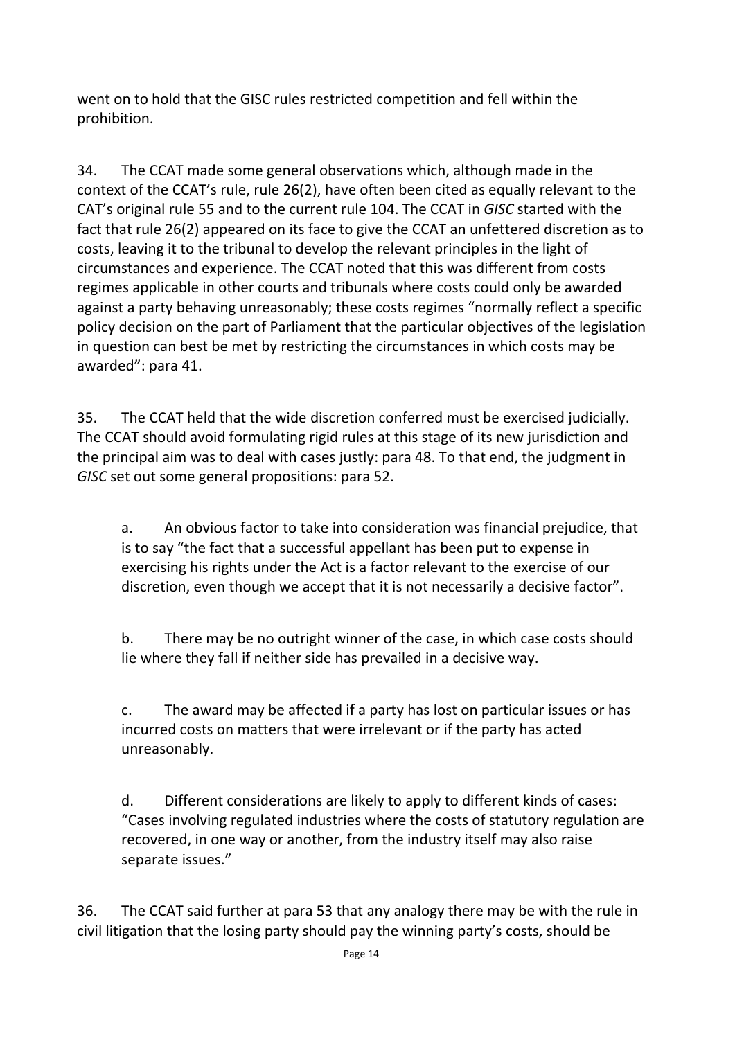went on to hold that the GISC rules restricted competition and fell within the prohibition.

34. The CCAT made some general observations which, although made in the context of the CCAT's rule, rule 26(2), have often been cited as equally relevant to the CAT's original rule 55 and to the current rule 104. The CCAT in *GISC* started with the fact that rule 26(2) appeared on its face to give the CCAT an unfettered discretion as to costs, leaving it to the tribunal to develop the relevant principles in the light of circumstances and experience. The CCAT noted that this was different from costs regimes applicable in other courts and tribunals where costs could only be awarded against a party behaving unreasonably; these costs regimes "normally reflect a specific policy decision on the part of Parliament that the particular objectives of the legislation in question can best be met by restricting the circumstances in which costs may be awarded": para 41.

35. The CCAT held that the wide discretion conferred must be exercised judicially. The CCAT should avoid formulating rigid rules at this stage of its new jurisdiction and the principal aim was to deal with cases justly: para 48. To that end, the judgment in *GISC* set out some general propositions: para 52.

> a. An obvious factor to take into consideration was financial prejudice, that is to say "the fact that a successful appellant has been put to expense in exercising his rights under the Act is a factor relevant to the exercise of our discretion, even though we accept that it is not necessarily a decisive factor".
>
> b. There may be no outright winner of the case, in which case costs should lie where they fall if neither side has prevailed in a decisive way.
>
> c. The award may be affected if a party has lost on particular issues or has incurred costs on matters that were irrelevant or if the party has acted unreasonably.
>
> d. Different considerations are likely to apply to different kinds of cases: "Cases involving regulated industries where the costs of statutory regulation are recovered, in one way or another, from the industry itself may also raise separate issues."

36. The CCAT said further at para 53 that any analogy there may be with the rule in civil litigation that the losing party should pay the winning party's costs, should be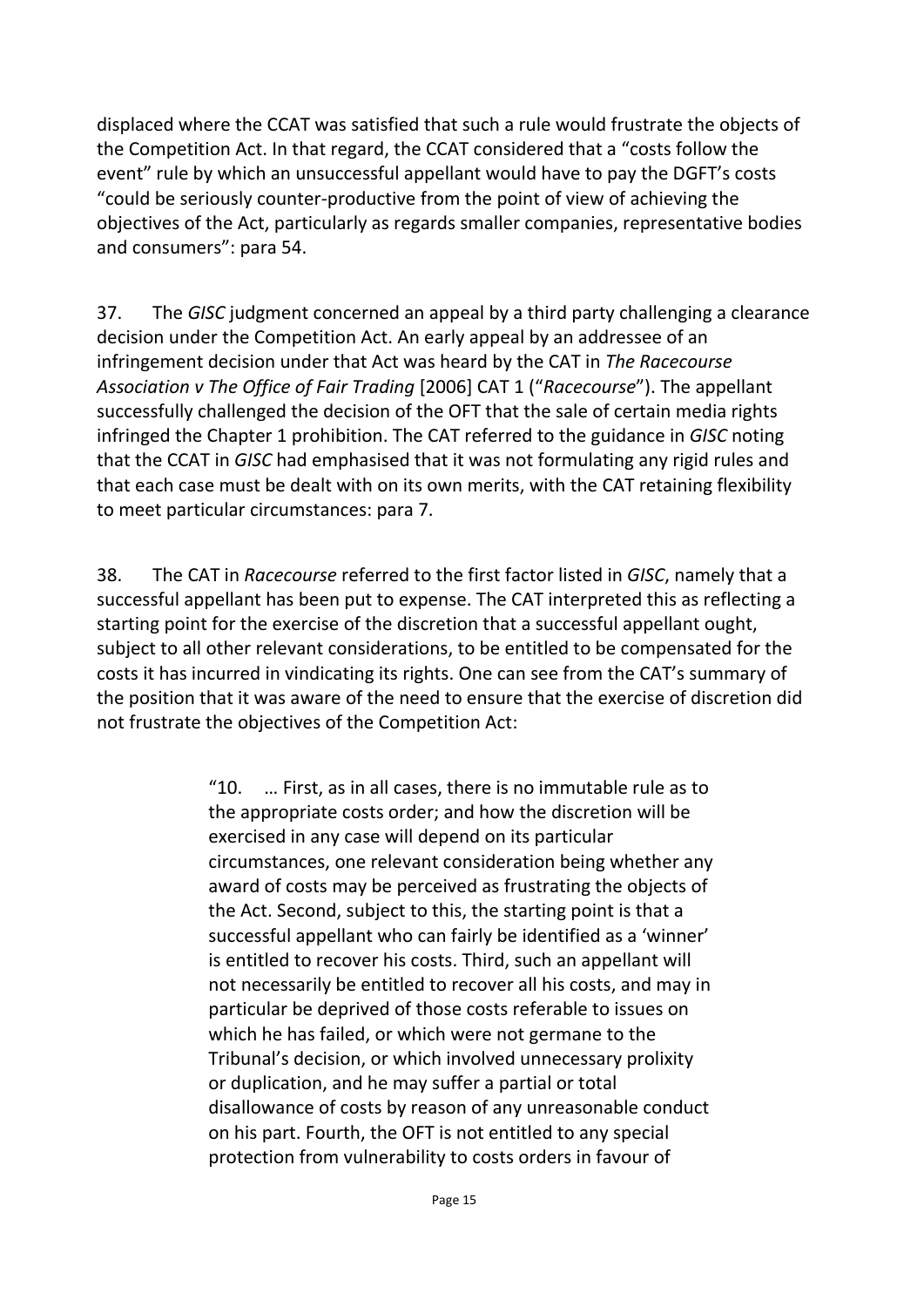displaced where the CCAT was satisfied that such a rule would frustrate the objects of the Competition Act. In that regard, the CCAT considered that a "costs follow the event" rule by which an unsuccessful appellant would have to pay the DGFT's costs "could be seriously counter-productive from the point of view of achieving the objectives of the Act, particularly as regards smaller companies, representative bodies and consumers": para 54.

37. The *GISC* judgment concerned an appeal by a third party challenging a clearance decision under the Competition Act. An early appeal by an addressee of an infringement decision under that Act was heard by the CAT in *The Racecourse Association v The Office of Fair Trading* [2006] CAT 1 ("*Racecourse*"). The appellant successfully challenged the decision of the OFT that the sale of certain media rights infringed the Chapter 1 prohibition. The CAT referred to the guidance in *GISC* noting that the CCAT in *GISC* had emphasised that it was not formulating any rigid rules and that each case must be dealt with on its own merits, with the CAT retaining flexibility to meet particular circumstances: para 7.

38. The CAT in *Racecourse* referred to the first factor listed in *GISC*, namely that a successful appellant has been put to expense. The CAT interpreted this as reflecting a starting point for the exercise of the discretion that a successful appellant ought, subject to all other relevant considerations, to be entitled to be compensated for the costs it has incurred in vindicating its rights. One can see from the CAT's summary of the position that it was aware of the need to ensure that the exercise of discretion did not frustrate the objectives of the Competition Act:

> "10. … First, as in all cases, there is no immutable rule as to the appropriate costs order; and how the discretion will be exercised in any case will depend on its particular circumstances, one relevant consideration being whether any award of costs may be perceived as frustrating the objects of the Act. Second, subject to this, the starting point is that a successful appellant who can fairly be identified as a 'winner' is entitled to recover his costs. Third, such an appellant will not necessarily be entitled to recover all his costs, and may in particular be deprived of those costs referable to issues on which he has failed, or which were not germane to the Tribunal's decision, or which involved unnecessary prolixity or duplication, and he may suffer a partial or total disallowance of costs by reason of any unreasonable conduct on his part. Fourth, the OFT is not entitled to any special protection from vulnerability to costs orders in favour of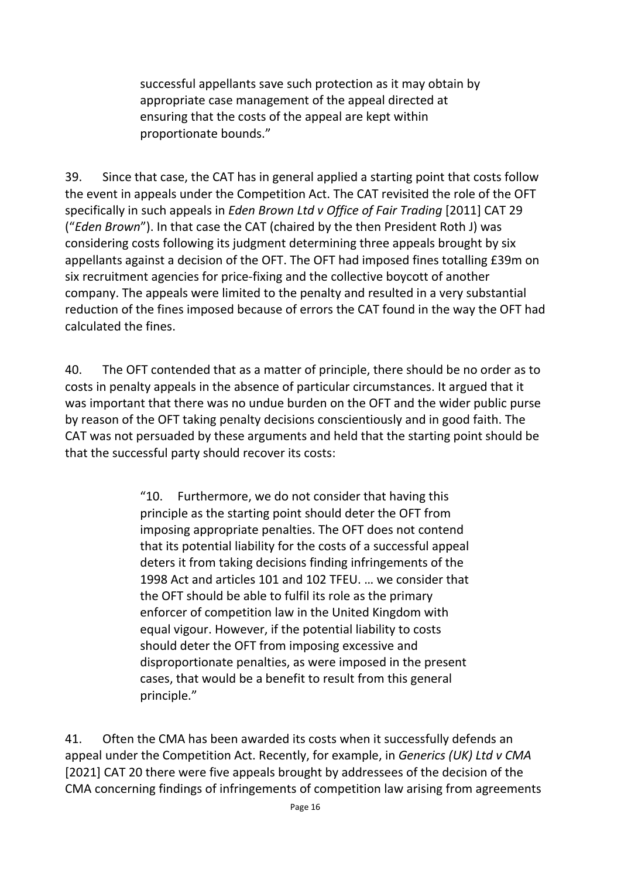> successful appellants save such protection as it may obtain by appropriate case management of the appeal directed at ensuring that the costs of the appeal are kept within proportionate bounds."

39. Since that case, the CAT has in general applied a starting point that costs follow the event in appeals under the Competition Act. The CAT revisited the role of the OFT specifically in such appeals in *Eden Brown Ltd v Office of Fair Trading* [2011] CAT 29 ("*Eden Brown*"). In that case the CAT (chaired by the then President Roth J) was considering costs following its judgment determining three appeals brought by six appellants against a decision of the OFT. The OFT had imposed fines totalling £39m on six recruitment agencies for price-fixing and the collective boycott of another company. The appeals were limited to the penalty and resulted in a very substantial reduction of the fines imposed because of errors the CAT found in the way the OFT had calculated the fines.

40. The OFT contended that as a matter of principle, there should be no order as to costs in penalty appeals in the absence of particular circumstances. It argued that it was important that there was no undue burden on the OFT and the wider public purse by reason of the OFT taking penalty decisions conscientiously and in good faith. The CAT was not persuaded by these arguments and held that the starting point should be that the successful party should recover its costs:

> "10. Furthermore, we do not consider that having this principle as the starting point should deter the OFT from imposing appropriate penalties. The OFT does not contend that its potential liability for the costs of a successful appeal deters it from taking decisions finding infringements of the 1998 Act and articles 101 and 102 TFEU. … we consider that the OFT should be able to fulfil its role as the primary enforcer of competition law in the United Kingdom with equal vigour. However, if the potential liability to costs should deter the OFT from imposing excessive and disproportionate penalties, as were imposed in the present cases, that would be a benefit to result from this general principle."

41. Often the CMA has been awarded its costs when it successfully defends an appeal under the Competition Act. Recently, for example, in *Generics (UK) Ltd v CMA* [2021] CAT 20 there were five appeals brought by addressees of the decision of the CMA concerning findings of infringements of competition law arising from agreements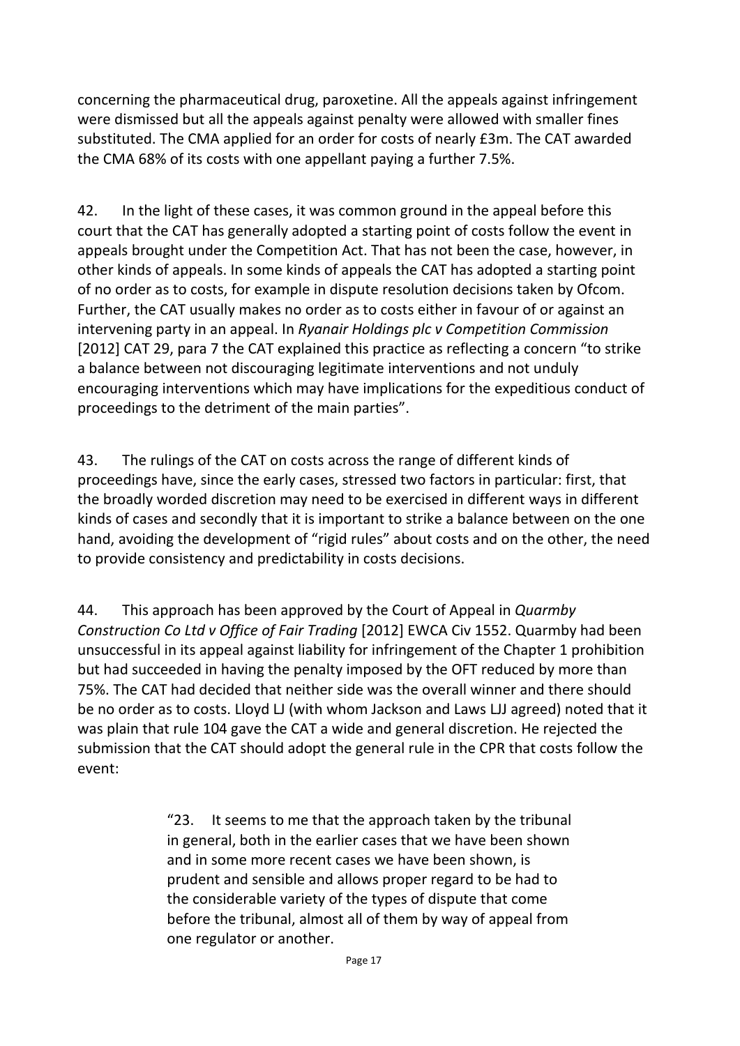concerning the pharmaceutical drug, paroxetine. All the appeals against infringement were dismissed but all the appeals against penalty were allowed with smaller fines substituted. The CMA applied for an order for costs of nearly £3m. The CAT awarded the CMA 68% of its costs with one appellant paying a further 7.5%.

42. In the light of these cases, it was common ground in the appeal before this court that the CAT has generally adopted a starting point of costs follow the event in appeals brought under the Competition Act. That has not been the case, however, in other kinds of appeals. In some kinds of appeals the CAT has adopted a starting point of no order as to costs, for example in dispute resolution decisions taken by Ofcom. Further, the CAT usually makes no order as to costs either in favour of or against an intervening party in an appeal. In *Ryanair Holdings plc v Competition Commission* [2012] CAT 29, para 7 the CAT explained this practice as reflecting a concern "to strike a balance between not discouraging legitimate interventions and not unduly encouraging interventions which may have implications for the expeditious conduct of proceedings to the detriment of the main parties".

43. The rulings of the CAT on costs across the range of different kinds of proceedings have, since the early cases, stressed two factors in particular: first, that the broadly worded discretion may need to be exercised in different ways in different kinds of cases and secondly that it is important to strike a balance between on the one hand, avoiding the development of "rigid rules" about costs and on the other, the need to provide consistency and predictability in costs decisions.

44. This approach has been approved by the Court of Appeal in *Quarmby Construction Co Ltd v Office of Fair Trading* [2012] EWCA Civ 1552. Quarmby had been unsuccessful in its appeal against liability for infringement of the Chapter 1 prohibition but had succeeded in having the penalty imposed by the OFT reduced by more than 75%. The CAT had decided that neither side was the overall winner and there should be no order as to costs. Lloyd LJ (with whom Jackson and Laws LJJ agreed) noted that it was plain that rule 104 gave the CAT a wide and general discretion. He rejected the submission that the CAT should adopt the general rule in the CPR that costs follow the event:

> "23. It seems to me that the approach taken by the tribunal in general, both in the earlier cases that we have been shown and in some more recent cases we have been shown, is prudent and sensible and allows proper regard to be had to the considerable variety of the types of dispute that come before the tribunal, almost all of them by way of appeal from one regulator or another.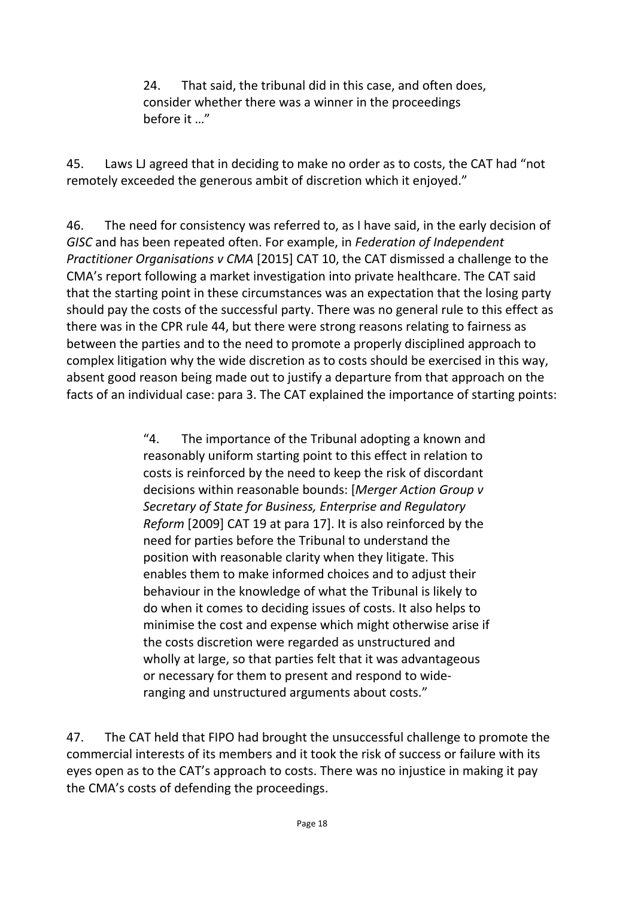> 24. That said, the tribunal did in this case, and often does, consider whether there was a winner in the proceedings before it …"

45. Laws LJ agreed that in deciding to make no order as to costs, the CAT had "not remotely exceeded the generous ambit of discretion which it enjoyed."

46. The need for consistency was referred to, as I have said, in the early decision of *GISC* and has been repeated often. For example, in *Federation of Independent Practitioner Organisations v CMA* [2015] CAT 10, the CAT dismissed a challenge to the CMA's report following a market investigation into private healthcare. The CAT said that the starting point in these circumstances was an expectation that the losing party should pay the costs of the successful party. There was no general rule to this effect as there was in the CPR rule 44, but there were strong reasons relating to fairness as between the parties and to the need to promote a properly disciplined approach to complex litigation why the wide discretion as to costs should be exercised in this way, absent good reason being made out to justify a departure from that approach on the facts of an individual case: para 3. The CAT explained the importance of starting points:

> "4. The importance of the Tribunal adopting a known and reasonably uniform starting point to this effect in relation to costs is reinforced by the need to keep the risk of discordant decisions within reasonable bounds: [*Merger Action Group v Secretary of State for Business, Enterprise and Regulatory Reform* [2009] CAT 19 at para 17]. It is also reinforced by the need for parties before the Tribunal to understand the position with reasonable clarity when they litigate. This enables them to make informed choices and to adjust their behaviour in the knowledge of what the Tribunal is likely to do when it comes to deciding issues of costs. It also helps to minimise the cost and expense which might otherwise arise if the costs discretion were regarded as unstructured and wholly at large, so that parties felt that it was advantageous or necessary for them to present and respond to wide-ranging and unstructured arguments about costs."

47. The CAT held that FIPO had brought the unsuccessful challenge to promote the commercial interests of its members and it took the risk of success or failure with its eyes open as to the CAT's approach to costs. There was no injustice in making it pay the CMA's costs of defending the proceedings.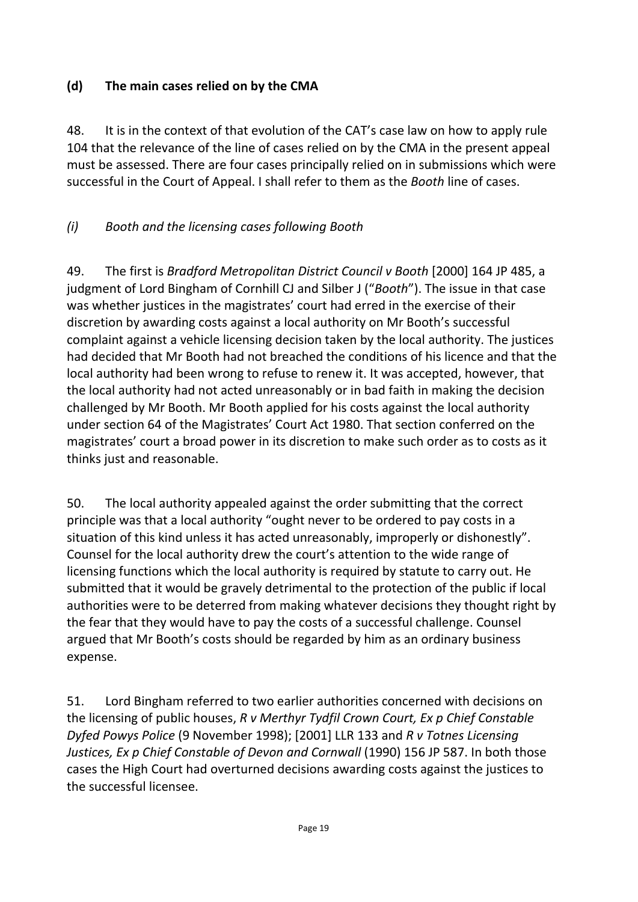### (d) The main cases relied on by the CMA

48. It is in the context of that evolution of the CAT's case law on how to apply rule 104 that the relevance of the line of cases relied on by the CMA in the present appeal must be assessed. There are four cases principally relied on in submissions which were successful in the Court of Appeal. I shall refer to them as the *Booth* line of cases.

#### *(i) Booth and the licensing cases following Booth*

49. The first is *Bradford Metropolitan District Council v Booth* [2000] 164 JP 485, a judgment of Lord Bingham of Cornhill CJ and Silber J ("*Booth*"). The issue in that case was whether justices in the magistrates' court had erred in the exercise of their discretion by awarding costs against a local authority on Mr Booth's successful complaint against a vehicle licensing decision taken by the local authority. The justices had decided that Mr Booth had not breached the conditions of his licence and that the local authority had been wrong to refuse to renew it. It was accepted, however, that the local authority had not acted unreasonably or in bad faith in making the decision challenged by Mr Booth. Mr Booth applied for his costs against the local authority under section 64 of the Magistrates' Court Act 1980. That section conferred on the magistrates' court a broad power in its discretion to make such order as to costs as it thinks just and reasonable.

50. The local authority appealed against the order submitting that the correct principle was that a local authority "ought never to be ordered to pay costs in a situation of this kind unless it has acted unreasonably, improperly or dishonestly". Counsel for the local authority drew the court's attention to the wide range of licensing functions which the local authority is required by statute to carry out. He submitted that it would be gravely detrimental to the protection of the public if local authorities were to be deterred from making whatever decisions they thought right by the fear that they would have to pay the costs of a successful challenge. Counsel argued that Mr Booth's costs should be regarded by him as an ordinary business expense.

51. Lord Bingham referred to two earlier authorities concerned with decisions on the licensing of public houses, *R v Merthyr Tydfil Crown Court, Ex p Chief Constable Dyfed Powys Police* (9 November 1998); [2001] LLR 133 and *R v Totnes Licensing Justices, Ex p Chief Constable of Devon and Cornwall* (1990) 156 JP 587. In both those cases the High Court had overturned decisions awarding costs against the justices to the successful licensee.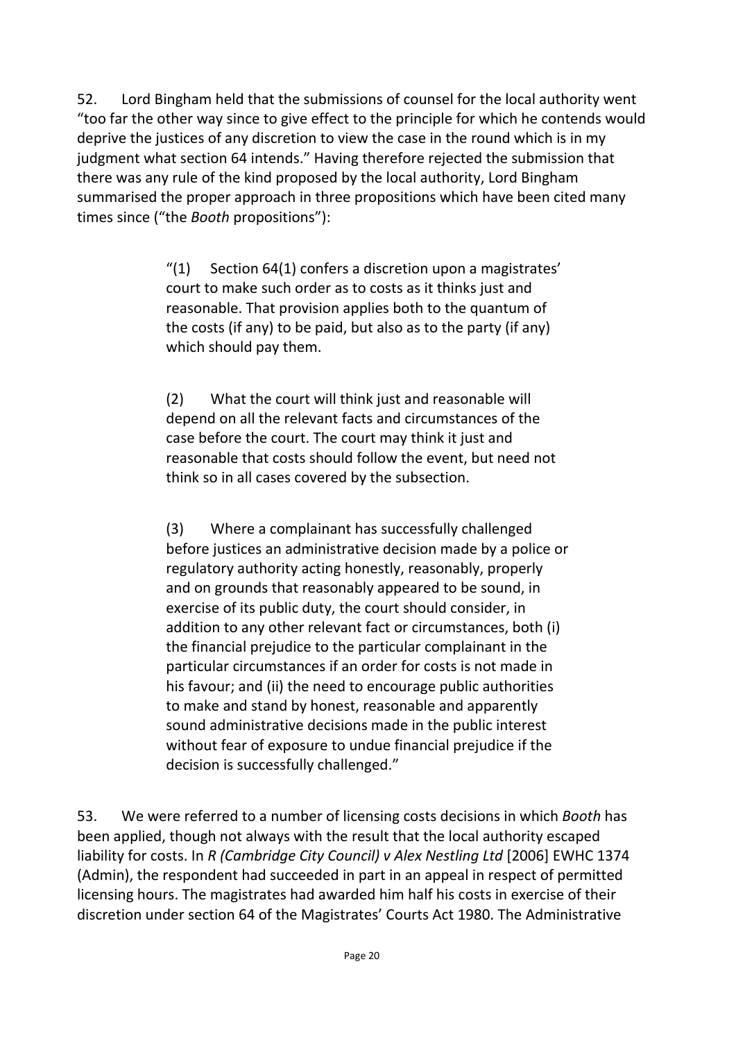52. Lord Bingham held that the submissions of counsel for the local authority went "too far the other way since to give effect to the principle for which he contends would deprive the justices of any discretion to view the case in the round which is in my judgment what section 64 intends." Having therefore rejected the submission that there was any rule of the kind proposed by the local authority, Lord Bingham summarised the proper approach in three propositions which have been cited many times since ("the *Booth* propositions"):

> "(1) Section 64(1) confers a discretion upon a magistrates' court to make such order as to costs as it thinks just and reasonable. That provision applies both to the quantum of the costs (if any) to be paid, but also as to the party (if any) which should pay them.
>
> (2) What the court will think just and reasonable will depend on all the relevant facts and circumstances of the case before the court. The court may think it just and reasonable that costs should follow the event, but need not think so in all cases covered by the subsection.
>
> (3) Where a complainant has successfully challenged before justices an administrative decision made by a police or regulatory authority acting honestly, reasonably, properly and on grounds that reasonably appeared to be sound, in exercise of its public duty, the court should consider, in addition to any other relevant fact or circumstances, both (i) the financial prejudice to the particular complainant in the particular circumstances if an order for costs is not made in his favour; and (ii) the need to encourage public authorities to make and stand by honest, reasonable and apparently sound administrative decisions made in the public interest without fear of exposure to undue financial prejudice if the decision is successfully challenged."

53. We were referred to a number of licensing costs decisions in which *Booth* has been applied, though not always with the result that the local authority escaped liability for costs. In *R (Cambridge City Council) v Alex Nestling Ltd* [2006] EWHC 1374 (Admin), the respondent had succeeded in part in an appeal in respect of permitted licensing hours. The magistrates had awarded him half his costs in exercise of their discretion under section 64 of the Magistrates' Courts Act 1980. The Administrative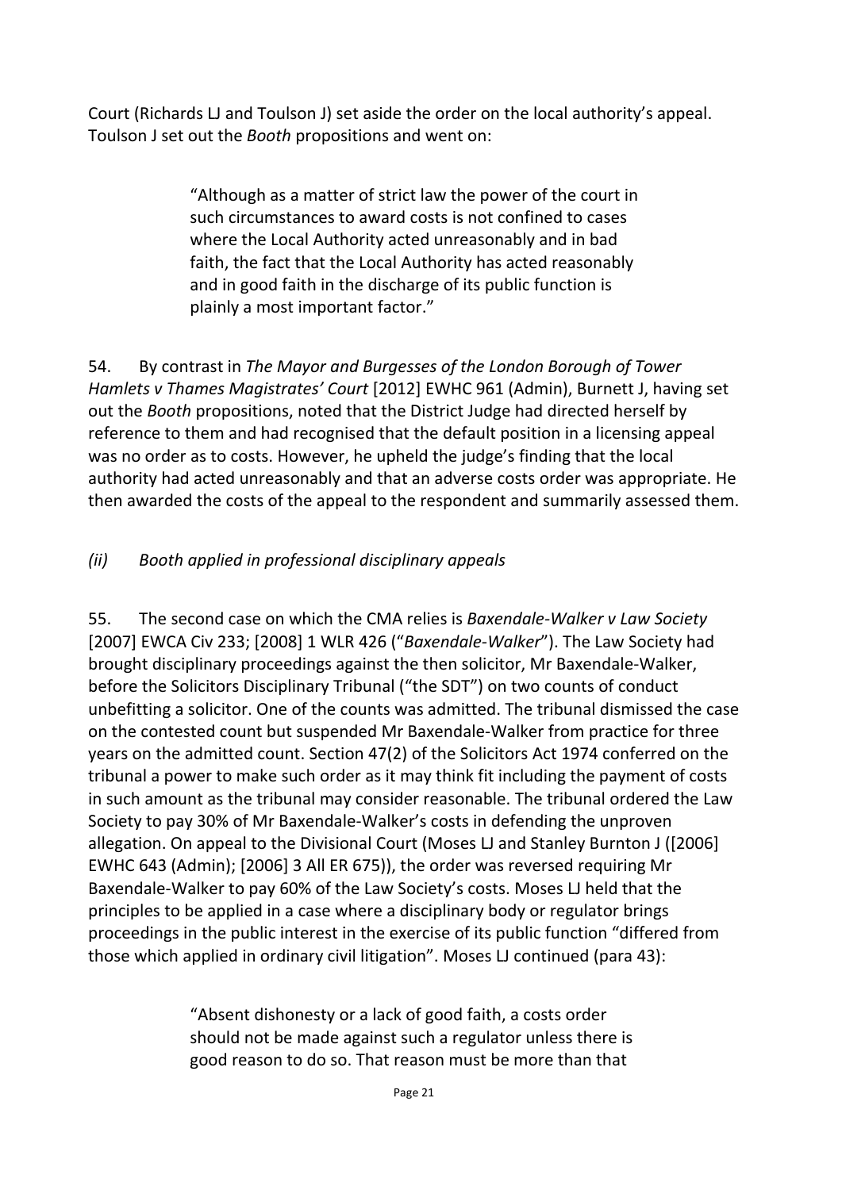Court (Richards LJ and Toulson J) set aside the order on the local authority's appeal. Toulson J set out the *Booth* propositions and went on:

> "Although as a matter of strict law the power of the court in such circumstances to award costs is not confined to cases where the Local Authority acted unreasonably and in bad faith, the fact that the Local Authority has acted reasonably and in good faith in the discharge of its public function is plainly a most important factor."

54. By contrast in *The Mayor and Burgesses of the London Borough of Tower Hamlets v Thames Magistrates' Court* [2012] EWHC 961 (Admin), Burnett J, having set out the *Booth* propositions, noted that the District Judge had directed herself by reference to them and had recognised that the default position in a licensing appeal was no order as to costs. However, he upheld the judge's finding that the local authority had acted unreasonably and that an adverse costs order was appropriate. He then awarded the costs of the appeal to the respondent and summarily assessed them.

### *(ii) Booth applied in professional disciplinary appeals*

55. The second case on which the CMA relies is *Baxendale-Walker v Law Society* [2007] EWCA Civ 233; [2008] 1 WLR 426 ("*Baxendale-Walker*"). The Law Society had brought disciplinary proceedings against the then solicitor, Mr Baxendale-Walker, before the Solicitors Disciplinary Tribunal ("the SDT") on two counts of conduct unbefitting a solicitor. One of the counts was admitted. The tribunal dismissed the case on the contested count but suspended Mr Baxendale-Walker from practice for three years on the admitted count. Section 47(2) of the Solicitors Act 1974 conferred on the tribunal a power to make such order as it may think fit including the payment of costs in such amount as the tribunal may consider reasonable. The tribunal ordered the Law Society to pay 30% of Mr Baxendale-Walker's costs in defending the unproven allegation. On appeal to the Divisional Court (Moses LJ and Stanley Burnton J ([2006] EWHC 643 (Admin); [2006] 3 All ER 675)), the order was reversed requiring Mr Baxendale-Walker to pay 60% of the Law Society's costs. Moses LJ held that the principles to be applied in a case where a disciplinary body or regulator brings proceedings in the public interest in the exercise of its public function "differed from those which applied in ordinary civil litigation". Moses LJ continued (para 43):

> "Absent dishonesty or a lack of good faith, a costs order should not be made against such a regulator unless there is good reason to do so. That reason must be more than that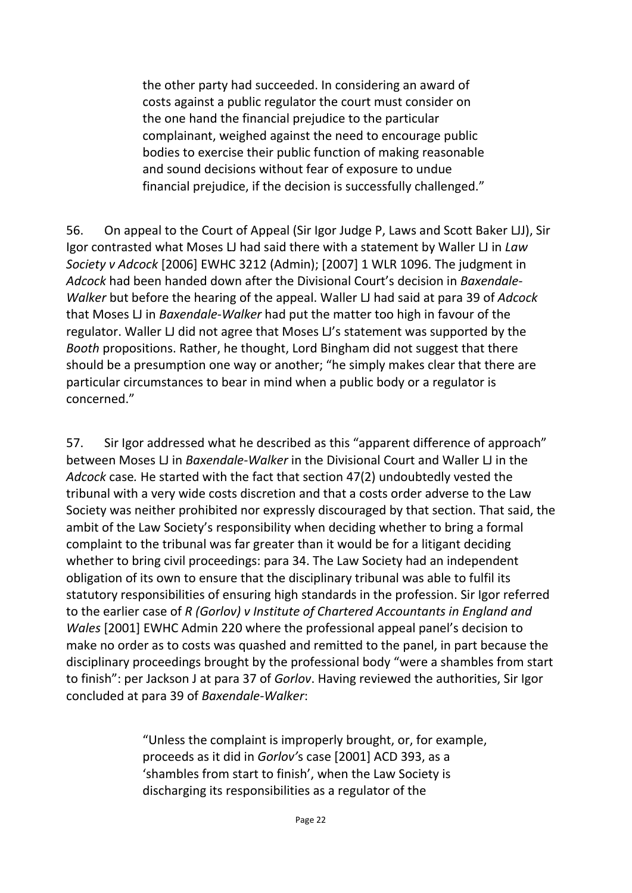> the other party had succeeded. In considering an award of costs against a public regulator the court must consider on the one hand the financial prejudice to the particular complainant, weighed against the need to encourage public bodies to exercise their public function of making reasonable and sound decisions without fear of exposure to undue financial prejudice, if the decision is successfully challenged."

56. On appeal to the Court of Appeal (Sir Igor Judge P, Laws and Scott Baker LJJ), Sir Igor contrasted what Moses LJ had said there with a statement by Waller LJ in *Law Society v Adcock* [2006] EWHC 3212 (Admin); [2007] 1 WLR 1096. The judgment in *Adcock* had been handed down after the Divisional Court's decision in *Baxendale-Walker* but before the hearing of the appeal. Waller LJ had said at para 39 of *Adcock* that Moses LJ in *Baxendale-Walker* had put the matter too high in favour of the regulator. Waller LJ did not agree that Moses LJ's statement was supported by the *Booth* propositions. Rather, he thought, Lord Bingham did not suggest that there should be a presumption one way or another; "he simply makes clear that there are particular circumstances to bear in mind when a public body or a regulator is concerned."

57. Sir Igor addressed what he described as this "apparent difference of approach" between Moses LJ in *Baxendale-Walker* in the Divisional Court and Waller LJ in the *Adcock* case*.* He started with the fact that section 47(2) undoubtedly vested the tribunal with a very wide costs discretion and that a costs order adverse to the Law Society was neither prohibited nor expressly discouraged by that section. That said, the ambit of the Law Society's responsibility when deciding whether to bring a formal complaint to the tribunal was far greater than it would be for a litigant deciding whether to bring civil proceedings: para 34. The Law Society had an independent obligation of its own to ensure that the disciplinary tribunal was able to fulfil its statutory responsibilities of ensuring high standards in the profession. Sir Igor referred to the earlier case of *R (Gorlov) v Institute of Chartered Accountants in England and Wales* [2001] EWHC Admin 220 where the professional appeal panel's decision to make no order as to costs was quashed and remitted to the panel, in part because the disciplinary proceedings brought by the professional body "were a shambles from start to finish": per Jackson J at para 37 of *Gorlov*. Having reviewed the authorities, Sir Igor concluded at para 39 of *Baxendale-Walker*:

> "Unless the complaint is improperly brought, or, for example, proceeds as it did in *Gorlov'*s case [2001] ACD 393, as a 'shambles from start to finish', when the Law Society is discharging its responsibilities as a regulator of the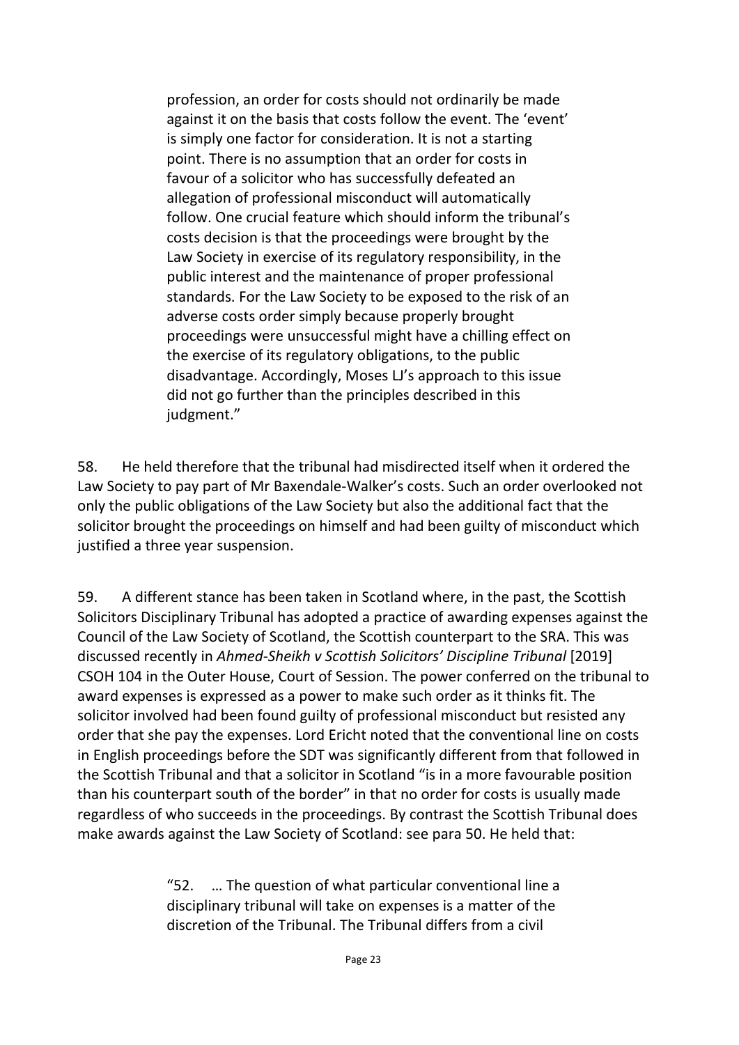> profession, an order for costs should not ordinarily be made against it on the basis that costs follow the event. The 'event' is simply one factor for consideration. It is not a starting point. There is no assumption that an order for costs in favour of a solicitor who has successfully defeated an allegation of professional misconduct will automatically follow. One crucial feature which should inform the tribunal's costs decision is that the proceedings were brought by the Law Society in exercise of its regulatory responsibility, in the public interest and the maintenance of proper professional standards. For the Law Society to be exposed to the risk of an adverse costs order simply because properly brought proceedings were unsuccessful might have a chilling effect on the exercise of its regulatory obligations, to the public disadvantage. Accordingly, Moses LJ's approach to this issue did not go further than the principles described in this judgment."

58. He held therefore that the tribunal had misdirected itself when it ordered the Law Society to pay part of Mr Baxendale-Walker's costs. Such an order overlooked not only the public obligations of the Law Society but also the additional fact that the solicitor brought the proceedings on himself and had been guilty of misconduct which justified a three year suspension.

59. A different stance has been taken in Scotland where, in the past, the Scottish Solicitors Disciplinary Tribunal has adopted a practice of awarding expenses against the Council of the Law Society of Scotland, the Scottish counterpart to the SRA. This was discussed recently in *Ahmed-Sheikh v Scottish Solicitors' Discipline Tribunal* [2019] CSOH 104 in the Outer House, Court of Session. The power conferred on the tribunal to award expenses is expressed as a power to make such order as it thinks fit. The solicitor involved had been found guilty of professional misconduct but resisted any order that she pay the expenses. Lord Ericht noted that the conventional line on costs in English proceedings before the SDT was significantly different from that followed in the Scottish Tribunal and that a solicitor in Scotland "is in a more favourable position than his counterpart south of the border" in that no order for costs is usually made regardless of who succeeds in the proceedings. By contrast the Scottish Tribunal does make awards against the Law Society of Scotland: see para 50. He held that:

> "52. … The question of what particular conventional line a disciplinary tribunal will take on expenses is a matter of the discretion of the Tribunal. The Tribunal differs from a civil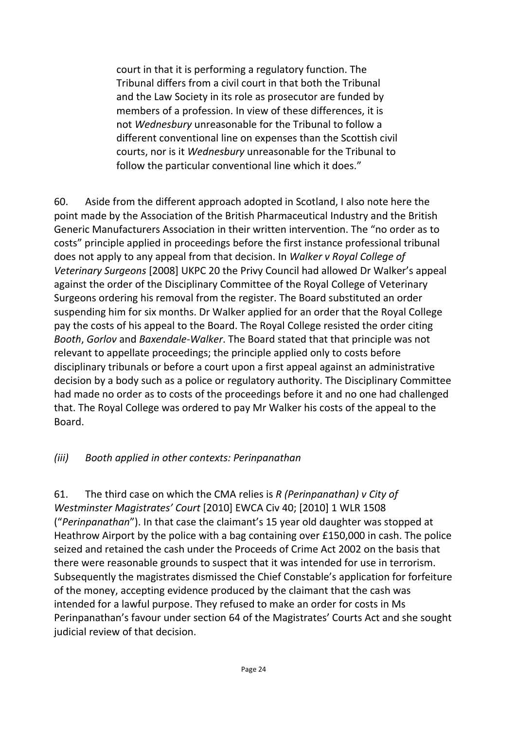court in that it is performing a regulatory function. The Tribunal differs from a civil court in that both the Tribunal and the Law Society in its role as prosecutor are funded by members of a profession. In view of these differences, it is not *Wednesbury* unreasonable for the Tribunal to follow a different conventional line on expenses than the Scottish civil courts, nor is it *Wednesbury* unreasonable for the Tribunal to follow the particular conventional line which it does."

60. Aside from the different approach adopted in Scotland, I also note here the point made by the Association of the British Pharmaceutical Industry and the British Generic Manufacturers Association in their written intervention. The "no order as to costs" principle applied in proceedings before the first instance professional tribunal does not apply to any appeal from that decision. In *Walker v Royal College of Veterinary Surgeons* [2008] UKPC 20 the Privy Council had allowed Dr Walker's appeal against the order of the Disciplinary Committee of the Royal College of Veterinary Surgeons ordering his removal from the register. The Board substituted an order suspending him for six months. Dr Walker applied for an order that the Royal College pay the costs of his appeal to the Board. The Royal College resisted the order citing *Booth*, *Gorlov* and *Baxendale-Walker*. The Board stated that that principle was not relevant to appellate proceedings; the principle applied only to costs before disciplinary tribunals or before a court upon a first appeal against an administrative decision by a body such as a police or regulatory authority. The Disciplinary Committee had made no order as to costs of the proceedings before it and no one had challenged that. The Royal College was ordered to pay Mr Walker his costs of the appeal to the Board.

### *(iii) Booth applied in other contexts: Perinpanathan*

61. The third case on which the CMA relies is *R (Perinpanathan) v City of Westminster Magistrates' Court* [2010] EWCA Civ 40; [2010] 1 WLR 1508 ("*Perinpanathan*"). In that case the claimant's 15 year old daughter was stopped at Heathrow Airport by the police with a bag containing over £150,000 in cash. The police seized and retained the cash under the Proceeds of Crime Act 2002 on the basis that there were reasonable grounds to suspect that it was intended for use in terrorism. Subsequently the magistrates dismissed the Chief Constable's application for forfeiture of the money, accepting evidence produced by the claimant that the cash was intended for a lawful purpose. They refused to make an order for costs in Ms Perinpanathan's favour under section 64 of the Magistrates' Courts Act and she sought judicial review of that decision.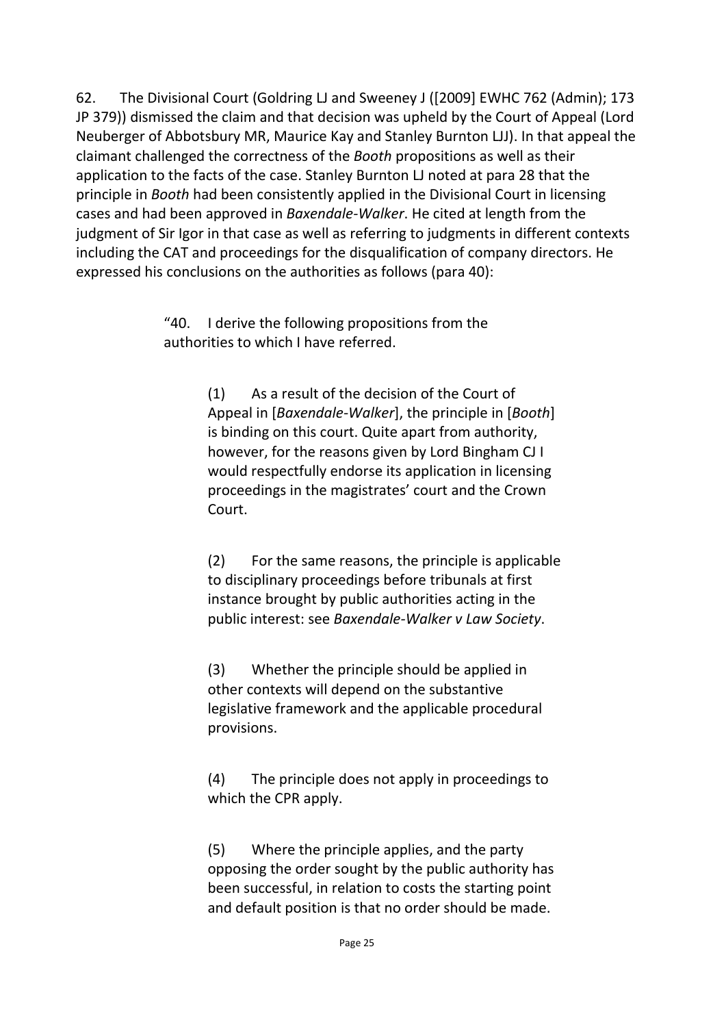62. The Divisional Court (Goldring LJ and Sweeney J ([2009] EWHC 762 (Admin); 173 JP 379)) dismissed the claim and that decision was upheld by the Court of Appeal (Lord Neuberger of Abbotsbury MR, Maurice Kay and Stanley Burnton LJJ). In that appeal the claimant challenged the correctness of the *Booth* propositions as well as their application to the facts of the case. Stanley Burnton LJ noted at para 28 that the principle in *Booth* had been consistently applied in the Divisional Court in licensing cases and had been approved in *Baxendale-Walker*. He cited at length from the judgment of Sir Igor in that case as well as referring to judgments in different contexts including the CAT and proceedings for the disqualification of company directors. He expressed his conclusions on the authorities as follows (para 40):

> "40. I derive the following propositions from the authorities to which I have referred.
>
> > (1) As a result of the decision of the Court of Appeal in [*Baxendale-Walker*], the principle in [*Booth*] is binding on this court. Quite apart from authority, however, for the reasons given by Lord Bingham CJ I would respectfully endorse its application in licensing proceedings in the magistrates' court and the Crown Court.
> >
> > (2) For the same reasons, the principle is applicable to disciplinary proceedings before tribunals at first instance brought by public authorities acting in the public interest: see *Baxendale-Walker v Law Society*.
> >
> > (3) Whether the principle should be applied in other contexts will depend on the substantive legislative framework and the applicable procedural provisions.
> >
> > (4) The principle does not apply in proceedings to which the CPR apply.
> >
> > (5) Where the principle applies, and the party opposing the order sought by the public authority has been successful, in relation to costs the starting point and default position is that no order should be made.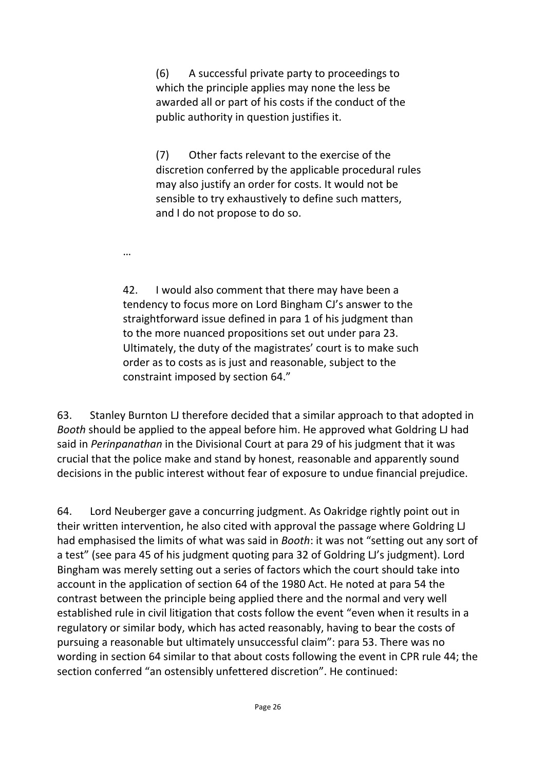> (6) A successful private party to proceedings to which the principle applies may none the less be awarded all or part of his costs if the conduct of the public authority in question justifies it.
>
> (7) Other facts relevant to the exercise of the discretion conferred by the applicable procedural rules may also justify an order for costs. It would not be sensible to try exhaustively to define such matters, and I do not propose to do so.
>
> …
>
> 42. I would also comment that there may have been a tendency to focus more on Lord Bingham CJ's answer to the straightforward issue defined in para 1 of his judgment than to the more nuanced propositions set out under para 23. Ultimately, the duty of the magistrates' court is to make such order as to costs as is just and reasonable, subject to the constraint imposed by section 64."

63. Stanley Burnton LJ therefore decided that a similar approach to that adopted in *Booth* should be applied to the appeal before him. He approved what Goldring LJ had said in *Perinpanathan* in the Divisional Court at para 29 of his judgment that it was crucial that the police make and stand by honest, reasonable and apparently sound decisions in the public interest without fear of exposure to undue financial prejudice.

64. Lord Neuberger gave a concurring judgment. As Oakridge rightly point out in their written intervention, he also cited with approval the passage where Goldring LJ had emphasised the limits of what was said in *Booth*: it was not "setting out any sort of a test" (see para 45 of his judgment quoting para 32 of Goldring LJ's judgment). Lord Bingham was merely setting out a series of factors which the court should take into account in the application of section 64 of the 1980 Act. He noted at para 54 the contrast between the principle being applied there and the normal and very well established rule in civil litigation that costs follow the event "even when it results in a regulatory or similar body, which has acted reasonably, having to bear the costs of pursuing a reasonable but ultimately unsuccessful claim": para 53. There was no wording in section 64 similar to that about costs following the event in CPR rule 44; the section conferred "an ostensibly unfettered discretion". He continued: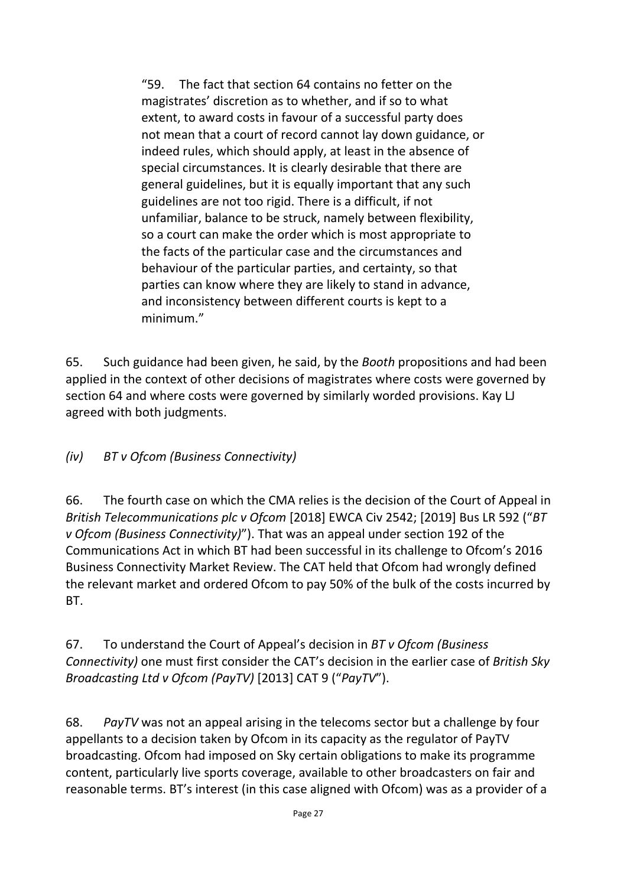> "59. The fact that section 64 contains no fetter on the magistrates' discretion as to whether, and if so to what extent, to award costs in favour of a successful party does not mean that a court of record cannot lay down guidance, or indeed rules, which should apply, at least in the absence of special circumstances. It is clearly desirable that there are general guidelines, but it is equally important that any such guidelines are not too rigid. There is a difficult, if not unfamiliar, balance to be struck, namely between flexibility, so a court can make the order which is most appropriate to the facts of the particular case and the circumstances and behaviour of the particular parties, and certainty, so that parties can know where they are likely to stand in advance, and inconsistency between different courts is kept to a minimum."

65. Such guidance had been given, he said, by the *Booth* propositions and had been applied in the context of other decisions of magistrates where costs were governed by section 64 and where costs were governed by similarly worded provisions. Kay LJ agreed with both judgments.

### *(iv) BT v Ofcom (Business Connectivity)*

66. The fourth case on which the CMA relies is the decision of the Court of Appeal in *British Telecommunications plc v Ofcom* [2018] EWCA Civ 2542; [2019] Bus LR 592 ("*BT v Ofcom (Business Connectivity)*"). That was an appeal under section 192 of the Communications Act in which BT had been successful in its challenge to Ofcom's 2016 Business Connectivity Market Review. The CAT held that Ofcom had wrongly defined the relevant market and ordered Ofcom to pay 50% of the bulk of the costs incurred by BT.

67. To understand the Court of Appeal's decision in *BT v Ofcom (Business Connectivity)* one must first consider the CAT's decision in the earlier case of *British Sky Broadcasting Ltd v Ofcom (PayTV)* [2013] CAT 9 ("*PayTV*").

68. *PayTV* was not an appeal arising in the telecoms sector but a challenge by four appellants to a decision taken by Ofcom in its capacity as the regulator of PayTV broadcasting. Ofcom had imposed on Sky certain obligations to make its programme content, particularly live sports coverage, available to other broadcasters on fair and reasonable terms. BT's interest (in this case aligned with Ofcom) was as a provider of a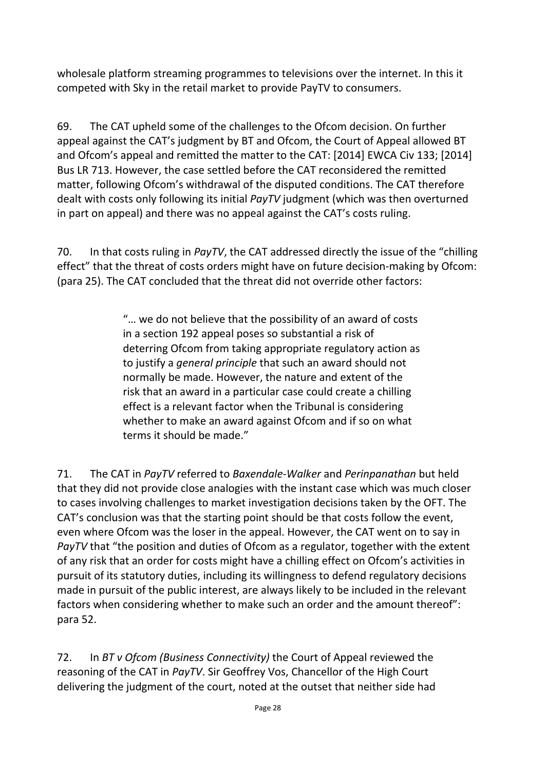wholesale platform streaming programmes to televisions over the internet. In this it competed with Sky in the retail market to provide PayTV to consumers.

69. The CAT upheld some of the challenges to the Ofcom decision. On further appeal against the CAT's judgment by BT and Ofcom, the Court of Appeal allowed BT and Ofcom's appeal and remitted the matter to the CAT: [2014] EWCA Civ 133; [2014] Bus LR 713. However, the case settled before the CAT reconsidered the remitted matter, following Ofcom's withdrawal of the disputed conditions. The CAT therefore dealt with costs only following its initial *PayTV* judgment (which was then overturned in part on appeal) and there was no appeal against the CAT's costs ruling.

70. In that costs ruling in *PayTV*, the CAT addressed directly the issue of the "chilling effect" that the threat of costs orders might have on future decision-making by Ofcom: (para 25). The CAT concluded that the threat did not override other factors:

> "… we do not believe that the possibility of an award of costs in a section 192 appeal poses so substantial a risk of deterring Ofcom from taking appropriate regulatory action as to justify a *general principle* that such an award should not normally be made. However, the nature and extent of the risk that an award in a particular case could create a chilling effect is a relevant factor when the Tribunal is considering whether to make an award against Ofcom and if so on what terms it should be made."

71. The CAT in *PayTV* referred to *Baxendale-Walker* and *Perinpanathan* but held that they did not provide close analogies with the instant case which was much closer to cases involving challenges to market investigation decisions taken by the OFT. The CAT's conclusion was that the starting point should be that costs follow the event, even where Ofcom was the loser in the appeal. However, the CAT went on to say in *PayTV* that "the position and duties of Ofcom as a regulator, together with the extent of any risk that an order for costs might have a chilling effect on Ofcom's activities in pursuit of its statutory duties, including its willingness to defend regulatory decisions made in pursuit of the public interest, are always likely to be included in the relevant factors when considering whether to make such an order and the amount thereof": para 52.

72. In *BT v Ofcom (Business Connectivity)* the Court of Appeal reviewed the reasoning of the CAT in *PayTV*. Sir Geoffrey Vos, Chancellor of the High Court delivering the judgment of the court, noted at the outset that neither side had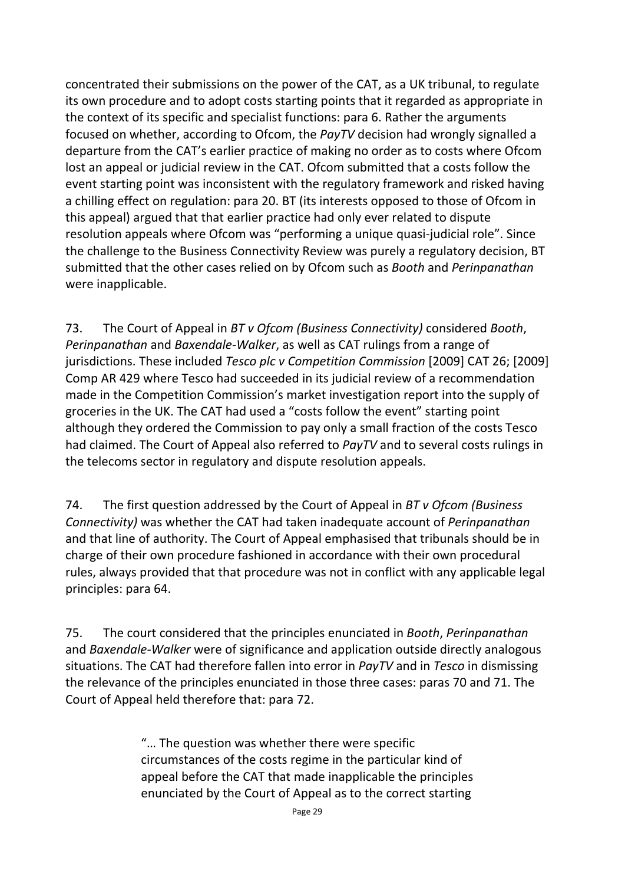concentrated their submissions on the power of the CAT, as a UK tribunal, to regulate its own procedure and to adopt costs starting points that it regarded as appropriate in the context of its specific and specialist functions: para 6. Rather the arguments focused on whether, according to Ofcom, the *PayTV* decision had wrongly signalled a departure from the CAT's earlier practice of making no order as to costs where Ofcom lost an appeal or judicial review in the CAT. Ofcom submitted that a costs follow the event starting point was inconsistent with the regulatory framework and risked having a chilling effect on regulation: para 20. BT (its interests opposed to those of Ofcom in this appeal) argued that that earlier practice had only ever related to dispute resolution appeals where Ofcom was "performing a unique quasi-judicial role". Since the challenge to the Business Connectivity Review was purely a regulatory decision, BT submitted that the other cases relied on by Ofcom such as *Booth* and *Perinpanathan* were inapplicable.

73. The Court of Appeal in *BT v Ofcom (Business Connectivity)* considered *Booth*, *Perinpanathan* and *Baxendale-Walker*, as well as CAT rulings from a range of jurisdictions. These included *Tesco plc v Competition Commission* [2009] CAT 26; [2009] Comp AR 429 where Tesco had succeeded in its judicial review of a recommendation made in the Competition Commission's market investigation report into the supply of groceries in the UK. The CAT had used a "costs follow the event" starting point although they ordered the Commission to pay only a small fraction of the costs Tesco had claimed. The Court of Appeal also referred to *PayTV* and to several costs rulings in the telecoms sector in regulatory and dispute resolution appeals.

74. The first question addressed by the Court of Appeal in *BT v Ofcom (Business Connectivity)* was whether the CAT had taken inadequate account of *Perinpanathan* and that line of authority. The Court of Appeal emphasised that tribunals should be in charge of their own procedure fashioned in accordance with their own procedural rules, always provided that that procedure was not in conflict with any applicable legal principles: para 64.

75. The court considered that the principles enunciated in *Booth*, *Perinpanathan* and *Baxendale-Walker* were of significance and application outside directly analogous situations. The CAT had therefore fallen into error in *PayTV* and in *Tesco* in dismissing the relevance of the principles enunciated in those three cases: paras 70 and 71. The Court of Appeal held therefore that: para 72.

> "… The question was whether there were specific circumstances of the costs regime in the particular kind of appeal before the CAT that made inapplicable the principles enunciated by the Court of Appeal as to the correct starting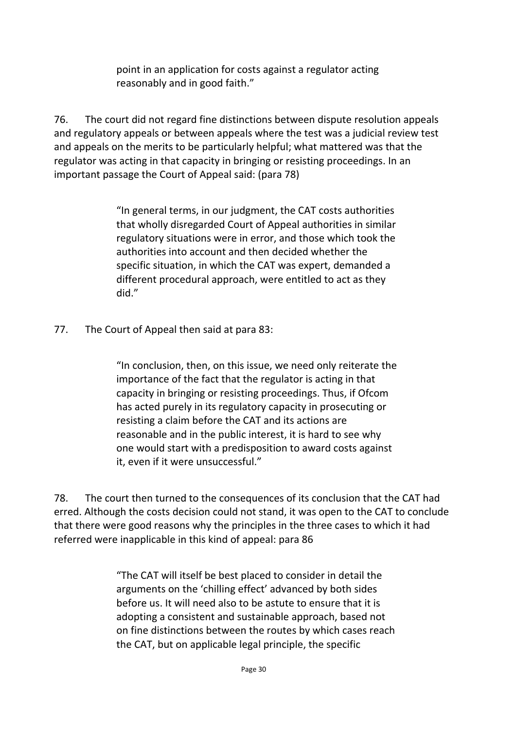> point in an application for costs against a regulator acting reasonably and in good faith."

76. The court did not regard fine distinctions between dispute resolution appeals and regulatory appeals or between appeals where the test was a judicial review test and appeals on the merits to be particularly helpful; what mattered was that the regulator was acting in that capacity in bringing or resisting proceedings. In an important passage the Court of Appeal said: (para 78)

> "In general terms, in our judgment, the CAT costs authorities that wholly disregarded Court of Appeal authorities in similar regulatory situations were in error, and those which took the authorities into account and then decided whether the specific situation, in which the CAT was expert, demanded a different procedural approach, were entitled to act as they did."

77. The Court of Appeal then said at para 83:

> "In conclusion, then, on this issue, we need only reiterate the importance of the fact that the regulator is acting in that capacity in bringing or resisting proceedings. Thus, if Ofcom has acted purely in its regulatory capacity in prosecuting or resisting a claim before the CAT and its actions are reasonable and in the public interest, it is hard to see why one would start with a predisposition to award costs against it, even if it were unsuccessful."

78. The court then turned to the consequences of its conclusion that the CAT had erred. Although the costs decision could not stand, it was open to the CAT to conclude that there were good reasons why the principles in the three cases to which it had referred were inapplicable in this kind of appeal: para 86

> "The CAT will itself be best placed to consider in detail the arguments on the 'chilling effect' advanced by both sides before us. It will need also to be astute to ensure that it is adopting a consistent and sustainable approach, based not on fine distinctions between the routes by which cases reach the CAT, but on applicable legal principle, the specific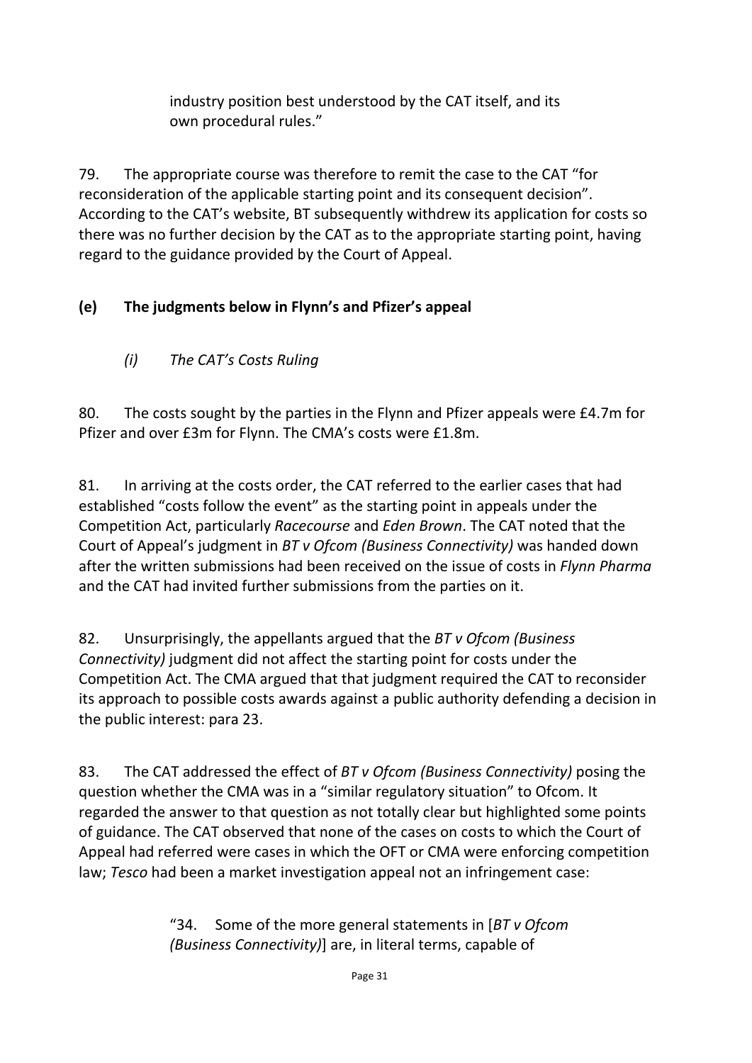> industry position best understood by the CAT itself, and its own procedural rules."

79. The appropriate course was therefore to remit the case to the CAT "for reconsideration of the applicable starting point and its consequent decision". According to the CAT's website, BT subsequently withdrew its application for costs so there was no further decision by the CAT as to the appropriate starting point, having regard to the guidance provided by the Court of Appeal.

### (e) The judgments below in Flynn's and Pfizer's appeal

#### *(i) The CAT's Costs Ruling*

80. The costs sought by the parties in the Flynn and Pfizer appeals were £4.7m for Pfizer and over £3m for Flynn. The CMA's costs were £1.8m.

81. In arriving at the costs order, the CAT referred to the earlier cases that had established "costs follow the event" as the starting point in appeals under the Competition Act, particularly *Racecourse* and *Eden Brown*. The CAT noted that the Court of Appeal's judgment in *BT v Ofcom (Business Connectivity)* was handed down after the written submissions had been received on the issue of costs in *Flynn Pharma* and the CAT had invited further submissions from the parties on it.

82. Unsurprisingly, the appellants argued that the *BT v Ofcom (Business Connectivity)* judgment did not affect the starting point for costs under the Competition Act. The CMA argued that that judgment required the CAT to reconsider its approach to possible costs awards against a public authority defending a decision in the public interest: para 23.

83. The CAT addressed the effect of *BT v Ofcom (Business Connectivity)* posing the question whether the CMA was in a "similar regulatory situation" to Ofcom. It regarded the answer to that question as not totally clear but highlighted some points of guidance. The CAT observed that none of the cases on costs to which the Court of Appeal had referred were cases in which the OFT or CMA were enforcing competition law; *Tesco* had been a market investigation appeal not an infringement case:

> "34. Some of the more general statements in [*BT v Ofcom (Business Connectivity)*] are, in literal terms, capable of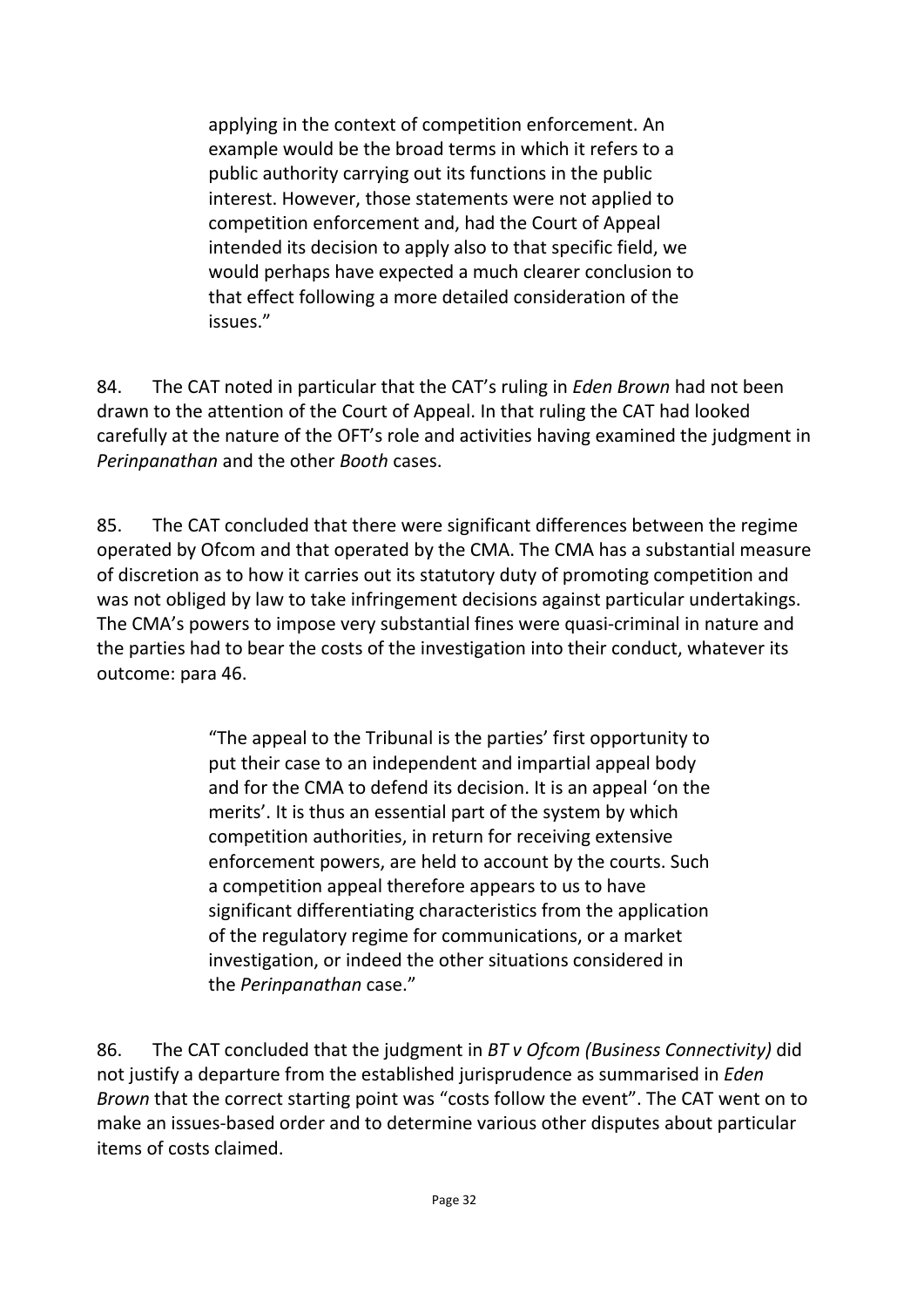> applying in the context of competition enforcement. An example would be the broad terms in which it refers to a public authority carrying out its functions in the public interest. However, those statements were not applied to competition enforcement and, had the Court of Appeal intended its decision to apply also to that specific field, we would perhaps have expected a much clearer conclusion to that effect following a more detailed consideration of the issues."

84. The CAT noted in particular that the CAT's ruling in *Eden Brown* had not been drawn to the attention of the Court of Appeal. In that ruling the CAT had looked carefully at the nature of the OFT's role and activities having examined the judgment in *Perinpanathan* and the other *Booth* cases.

85. The CAT concluded that there were significant differences between the regime operated by Ofcom and that operated by the CMA. The CMA has a substantial measure of discretion as to how it carries out its statutory duty of promoting competition and was not obliged by law to take infringement decisions against particular undertakings. The CMA's powers to impose very substantial fines were quasi-criminal in nature and the parties had to bear the costs of the investigation into their conduct, whatever its outcome: para 46.

> "The appeal to the Tribunal is the parties' first opportunity to put their case to an independent and impartial appeal body and for the CMA to defend its decision. It is an appeal 'on the merits'. It is thus an essential part of the system by which competition authorities, in return for receiving extensive enforcement powers, are held to account by the courts. Such a competition appeal therefore appears to us to have significant differentiating characteristics from the application of the regulatory regime for communications, or a market investigation, or indeed the other situations considered in the *Perinpanathan* case."

86. The CAT concluded that the judgment in *BT v Ofcom (Business Connectivity)* did not justify a departure from the established jurisprudence as summarised in *Eden Brown* that the correct starting point was "costs follow the event". The CAT went on to make an issues-based order and to determine various other disputes about particular items of costs claimed.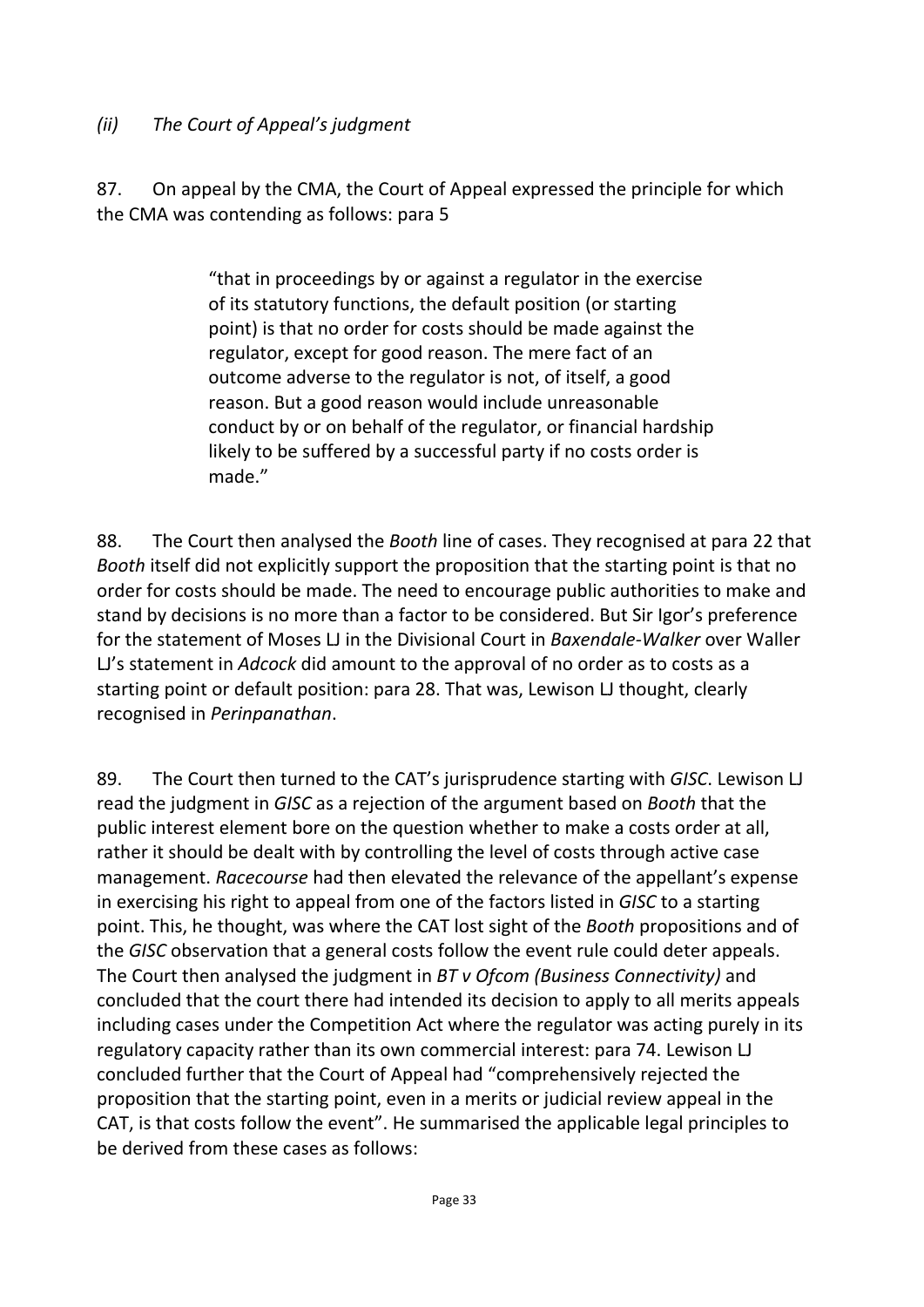*(ii) The Court of Appeal's judgment*

87. On appeal by the CMA, the Court of Appeal expressed the principle for which the CMA was contending as follows: para 5

> "that in proceedings by or against a regulator in the exercise of its statutory functions, the default position (or starting point) is that no order for costs should be made against the regulator, except for good reason. The mere fact of an outcome adverse to the regulator is not, of itself, a good reason. But a good reason would include unreasonable conduct by or on behalf of the regulator, or financial hardship likely to be suffered by a successful party if no costs order is made."

88. The Court then analysed the *Booth* line of cases. They recognised at para 22 that *Booth* itself did not explicitly support the proposition that the starting point is that no order for costs should be made. The need to encourage public authorities to make and stand by decisions is no more than a factor to be considered. But Sir Igor's preference for the statement of Moses LJ in the Divisional Court in *Baxendale-Walker* over Waller LJ's statement in *Adcock* did amount to the approval of no order as to costs as a starting point or default position: para 28. That was, Lewison LJ thought, clearly recognised in *Perinpanathan*.

89. The Court then turned to the CAT's jurisprudence starting with *GISC*. Lewison LJ read the judgment in *GISC* as a rejection of the argument based on *Booth* that the public interest element bore on the question whether to make a costs order at all, rather it should be dealt with by controlling the level of costs through active case management. *Racecourse* had then elevated the relevance of the appellant's expense in exercising his right to appeal from one of the factors listed in *GISC* to a starting point. This, he thought, was where the CAT lost sight of the *Booth* propositions and of the *GISC* observation that a general costs follow the event rule could deter appeals. The Court then analysed the judgment in *BT v Ofcom (Business Connectivity)* and concluded that the court there had intended its decision to apply to all merits appeals including cases under the Competition Act where the regulator was acting purely in its regulatory capacity rather than its own commercial interest: para 74. Lewison LJ concluded further that the Court of Appeal had "comprehensively rejected the proposition that the starting point, even in a merits or judicial review appeal in the CAT, is that costs follow the event". He summarised the applicable legal principles to be derived from these cases as follows: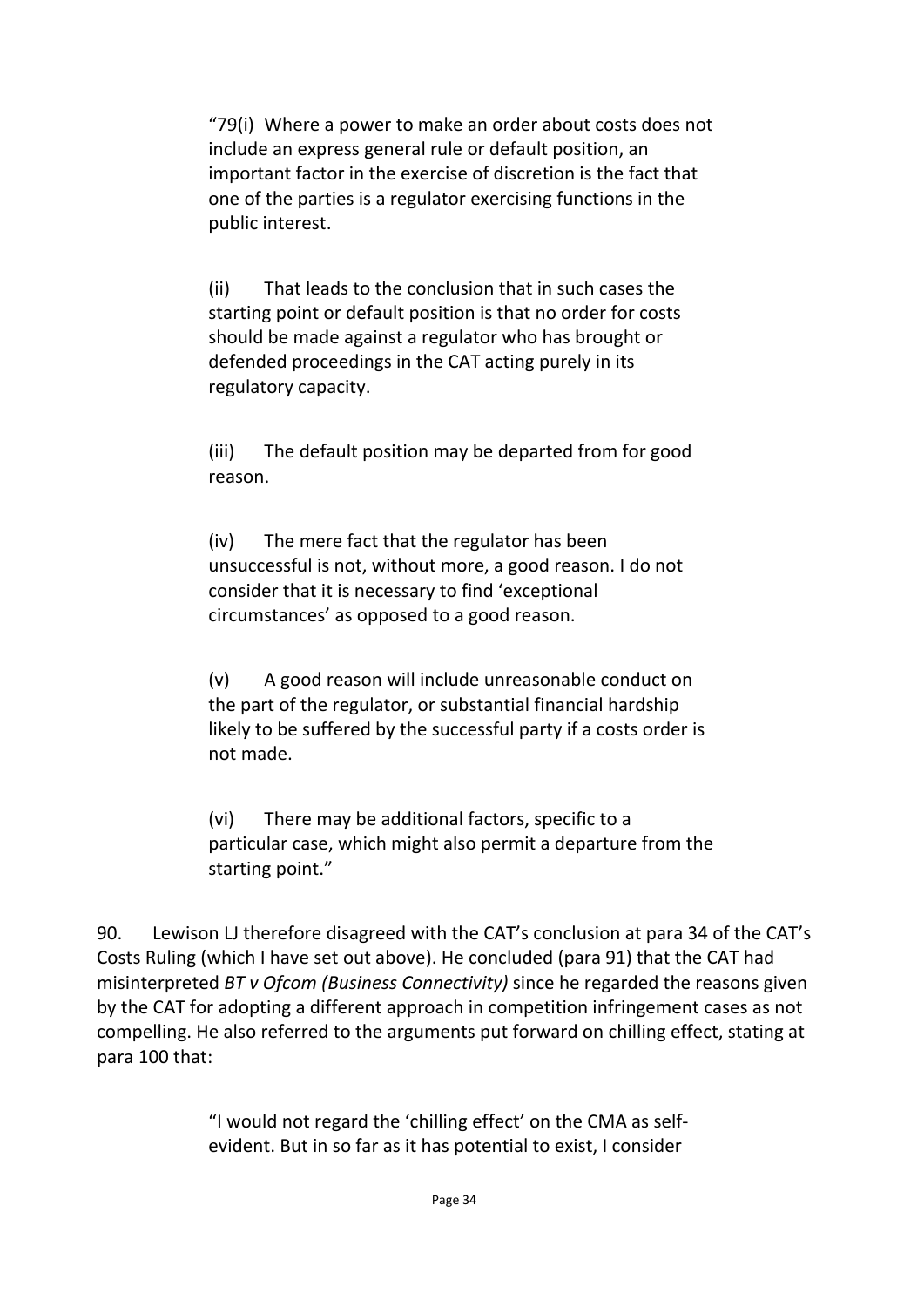> "79(i) Where a power to make an order about costs does not include an express general rule or default position, an important factor in the exercise of discretion is the fact that one of the parties is a regulator exercising functions in the public interest.
>
> (ii) That leads to the conclusion that in such cases the starting point or default position is that no order for costs should be made against a regulator who has brought or defended proceedings in the CAT acting purely in its regulatory capacity.
>
> (iii) The default position may be departed from for good reason.
>
> (iv) The mere fact that the regulator has been unsuccessful is not, without more, a good reason. I do not consider that it is necessary to find 'exceptional circumstances' as opposed to a good reason.
>
> (v) A good reason will include unreasonable conduct on the part of the regulator, or substantial financial hardship likely to be suffered by the successful party if a costs order is not made.
>
> (vi) There may be additional factors, specific to a particular case, which might also permit a departure from the starting point."

90. Lewison LJ therefore disagreed with the CAT's conclusion at para 34 of the CAT's Costs Ruling (which I have set out above). He concluded (para 91) that the CAT had misinterpreted *BT v Ofcom (Business Connectivity)* since he regarded the reasons given by the CAT for adopting a different approach in competition infringement cases as not compelling. He also referred to the arguments put forward on chilling effect, stating at para 100 that:

> "I would not regard the 'chilling effect' on the CMA as self-evident. But in so far as it has potential to exist, I consider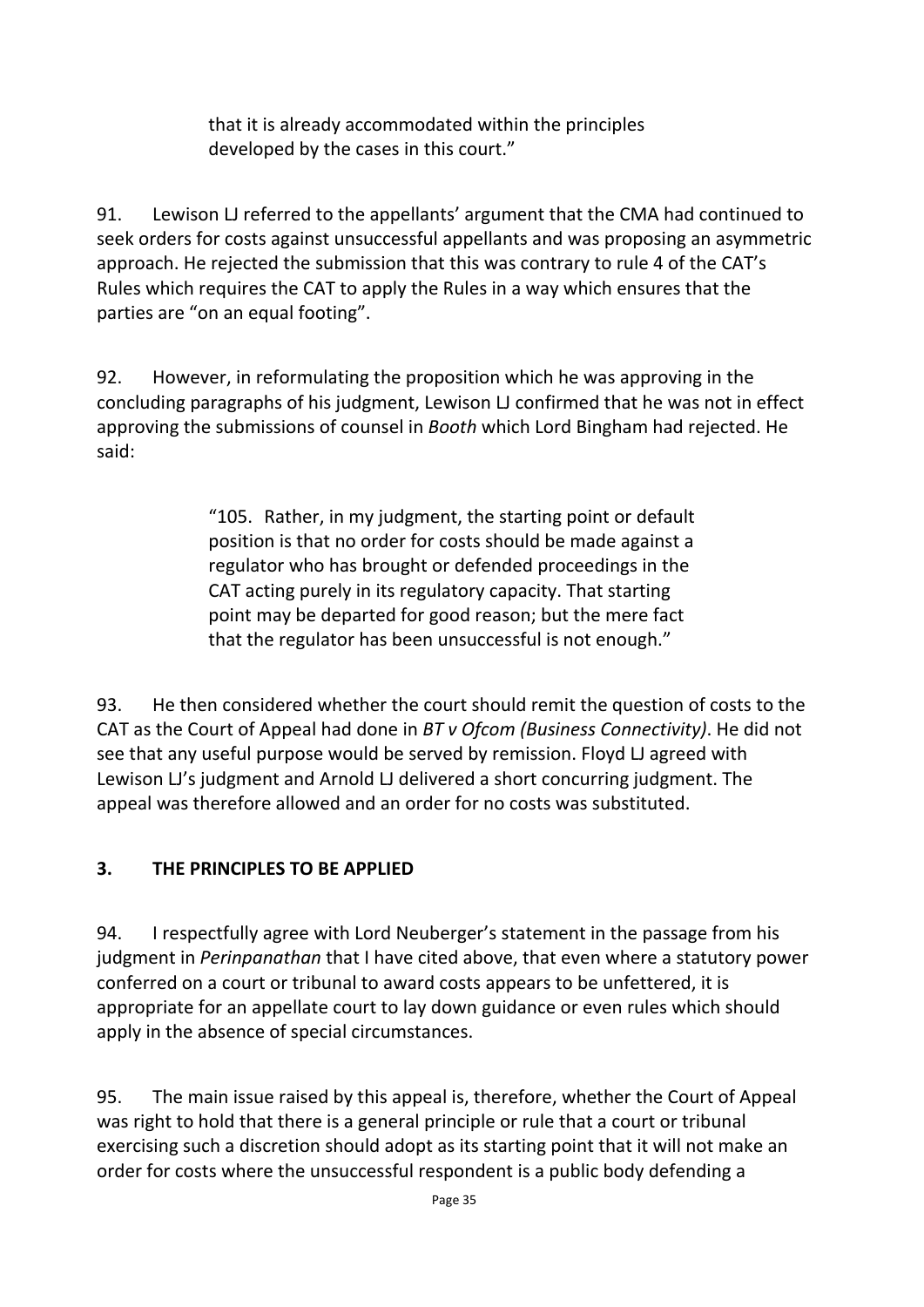> that it is already accommodated within the principles developed by the cases in this court."

91. Lewison LJ referred to the appellants' argument that the CMA had continued to seek orders for costs against unsuccessful appellants and was proposing an asymmetric approach. He rejected the submission that this was contrary to rule 4 of the CAT's Rules which requires the CAT to apply the Rules in a way which ensures that the parties are "on an equal footing".

92. However, in reformulating the proposition which he was approving in the concluding paragraphs of his judgment, Lewison LJ confirmed that he was not in effect approving the submissions of counsel in *Booth* which Lord Bingham had rejected. He said:

> "105. Rather, in my judgment, the starting point or default position is that no order for costs should be made against a regulator who has brought or defended proceedings in the CAT acting purely in its regulatory capacity. That starting point may be departed for good reason; but the mere fact that the regulator has been unsuccessful is not enough."

93. He then considered whether the court should remit the question of costs to the CAT as the Court of Appeal had done in *BT v Ofcom (Business Connectivity)*. He did not see that any useful purpose would be served by remission. Floyd LJ agreed with Lewison LJ's judgment and Arnold LJ delivered a short concurring judgment. The appeal was therefore allowed and an order for no costs was substituted.

## 3. THE PRINCIPLES TO BE APPLIED

94. I respectfully agree with Lord Neuberger's statement in the passage from his judgment in *Perinpanathan* that I have cited above, that even where a statutory power conferred on a court or tribunal to award costs appears to be unfettered, it is appropriate for an appellate court to lay down guidance or even rules which should apply in the absence of special circumstances.

95. The main issue raised by this appeal is, therefore, whether the Court of Appeal was right to hold that there is a general principle or rule that a court or tribunal exercising such a discretion should adopt as its starting point that it will not make an order for costs where the unsuccessful respondent is a public body defending a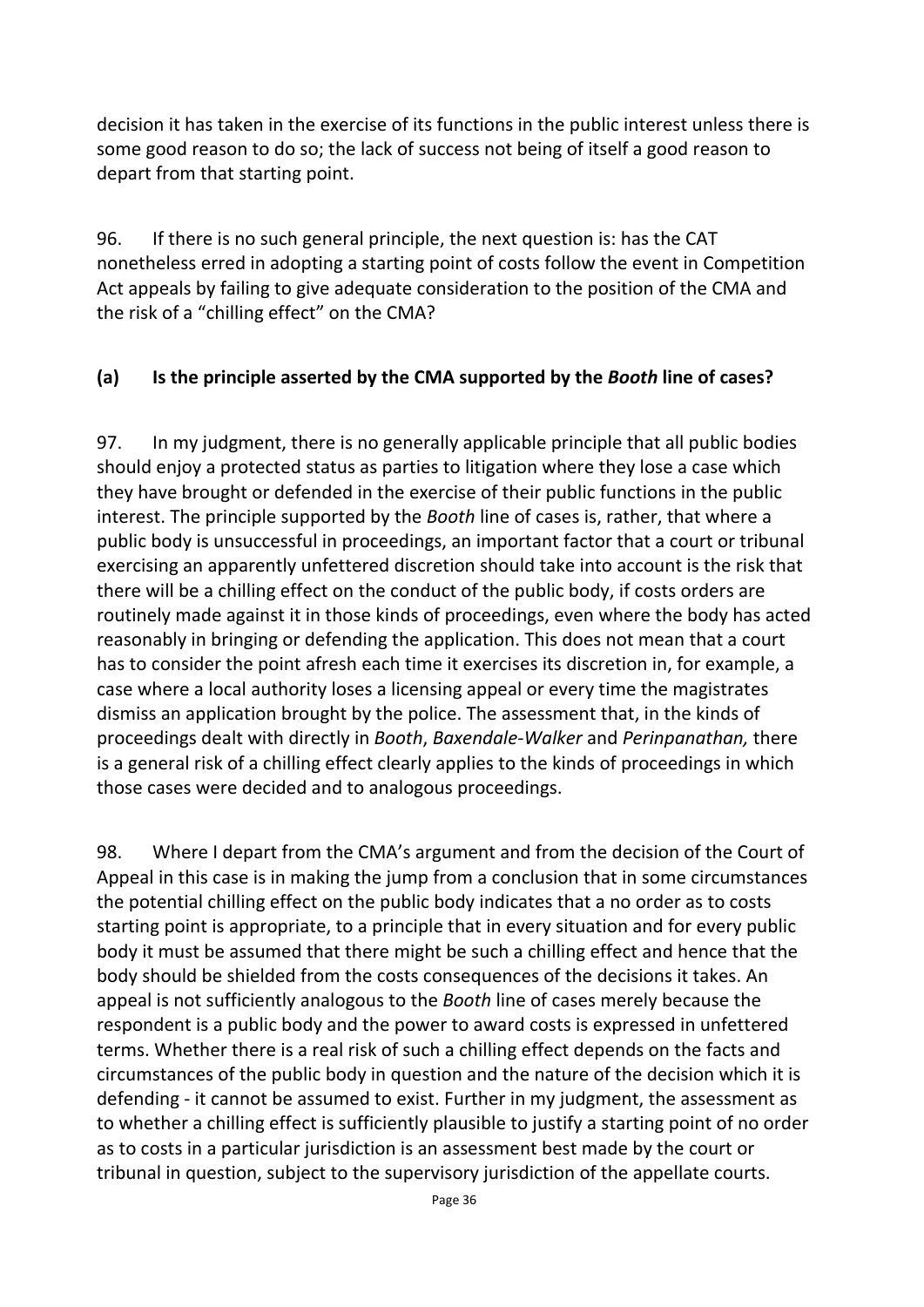decision it has taken in the exercise of its functions in the public interest unless there is some good reason to do so; the lack of success not being of itself a good reason to depart from that starting point.

96. If there is no such general principle, the next question is: has the CAT nonetheless erred in adopting a starting point of costs follow the event in Competition Act appeals by failing to give adequate consideration to the position of the CMA and the risk of a "chilling effect" on the CMA?

### (a) Is the principle asserted by the CMA supported by the *Booth* line of cases?

97. In my judgment, there is no generally applicable principle that all public bodies should enjoy a protected status as parties to litigation where they lose a case which they have brought or defended in the exercise of their public functions in the public interest. The principle supported by the *Booth* line of cases is, rather, that where a public body is unsuccessful in proceedings, an important factor that a court or tribunal exercising an apparently unfettered discretion should take into account is the risk that there will be a chilling effect on the conduct of the public body, if costs orders are routinely made against it in those kinds of proceedings, even where the body has acted reasonably in bringing or defending the application. This does not mean that a court has to consider the point afresh each time it exercises its discretion in, for example, a case where a local authority loses a licensing appeal or every time the magistrates dismiss an application brought by the police. The assessment that, in the kinds of proceedings dealt with directly in *Booth*, *Baxendale-Walker* and *Perinpanathan,* there is a general risk of a chilling effect clearly applies to the kinds of proceedings in which those cases were decided and to analogous proceedings.

98. Where I depart from the CMA's argument and from the decision of the Court of Appeal in this case is in making the jump from a conclusion that in some circumstances the potential chilling effect on the public body indicates that a no order as to costs starting point is appropriate, to a principle that in every situation and for every public body it must be assumed that there might be such a chilling effect and hence that the body should be shielded from the costs consequences of the decisions it takes. An appeal is not sufficiently analogous to the *Booth* line of cases merely because the respondent is a public body and the power to award costs is expressed in unfettered terms. Whether there is a real risk of such a chilling effect depends on the facts and circumstances of the public body in question and the nature of the decision which it is defending - it cannot be assumed to exist. Further in my judgment, the assessment as to whether a chilling effect is sufficiently plausible to justify a starting point of no order as to costs in a particular jurisdiction is an assessment best made by the court or tribunal in question, subject to the supervisory jurisdiction of the appellate courts.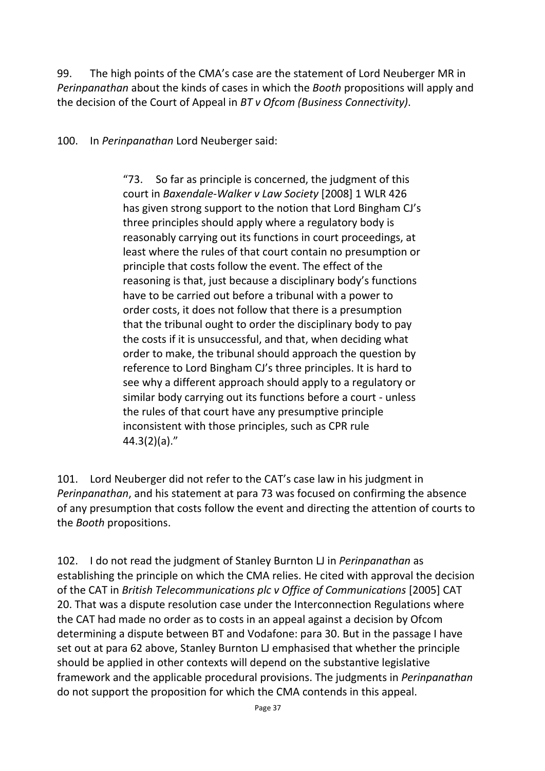99. The high points of the CMA's case are the statement of Lord Neuberger MR in *Perinpanathan* about the kinds of cases in which the *Booth* propositions will apply and the decision of the Court of Appeal in *BT v Ofcom (Business Connectivity)*.

100. In *Perinpanathan* Lord Neuberger said:

> "73. So far as principle is concerned, the judgment of this court in *Baxendale-Walker v Law Society* [2008] 1 WLR 426 has given strong support to the notion that Lord Bingham CJ's three principles should apply where a regulatory body is reasonably carrying out its functions in court proceedings, at least where the rules of that court contain no presumption or principle that costs follow the event. The effect of the reasoning is that, just because a disciplinary body's functions have to be carried out before a tribunal with a power to order costs, it does not follow that there is a presumption that the tribunal ought to order the disciplinary body to pay the costs if it is unsuccessful, and that, when deciding what order to make, the tribunal should approach the question by reference to Lord Bingham CJ's three principles. It is hard to see why a different approach should apply to a regulatory or similar body carrying out its functions before a court - unless the rules of that court have any presumptive principle inconsistent with those principles, such as CPR rule 44.3(2)(a)."

101. Lord Neuberger did not refer to the CAT's case law in his judgment in *Perinpanathan*, and his statement at para 73 was focused on confirming the absence of any presumption that costs follow the event and directing the attention of courts to the *Booth* propositions.

102. I do not read the judgment of Stanley Burnton LJ in *Perinpanathan* as establishing the principle on which the CMA relies. He cited with approval the decision of the CAT in *British Telecommunications plc v Office of Communications* [2005] CAT 20. That was a dispute resolution case under the Interconnection Regulations where the CAT had made no order as to costs in an appeal against a decision by Ofcom determining a dispute between BT and Vodafone: para 30. But in the passage I have set out at para 62 above, Stanley Burnton LJ emphasised that whether the principle should be applied in other contexts will depend on the substantive legislative framework and the applicable procedural provisions. The judgments in *Perinpanathan* do not support the proposition for which the CMA contends in this appeal.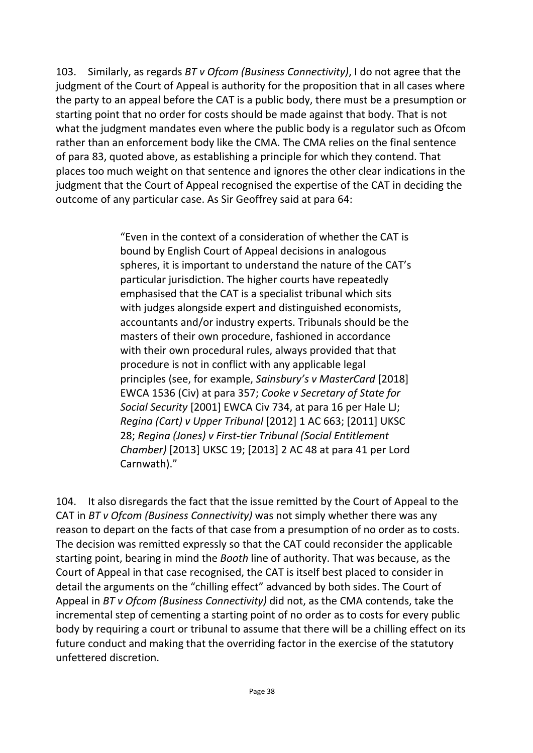103. Similarly, as regards *BT v Ofcom (Business Connectivity)*, I do not agree that the judgment of the Court of Appeal is authority for the proposition that in all cases where the party to an appeal before the CAT is a public body, there must be a presumption or starting point that no order for costs should be made against that body. That is not what the judgment mandates even where the public body is a regulator such as Ofcom rather than an enforcement body like the CMA. The CMA relies on the final sentence of para 83, quoted above, as establishing a principle for which they contend. That places too much weight on that sentence and ignores the other clear indications in the judgment that the Court of Appeal recognised the expertise of the CAT in deciding the outcome of any particular case. As Sir Geoffrey said at para 64:

> "Even in the context of a consideration of whether the CAT is bound by English Court of Appeal decisions in analogous spheres, it is important to understand the nature of the CAT's particular jurisdiction. The higher courts have repeatedly emphasised that the CAT is a specialist tribunal which sits with judges alongside expert and distinguished economists, accountants and/or industry experts. Tribunals should be the masters of their own procedure, fashioned in accordance with their own procedural rules, always provided that that procedure is not in conflict with any applicable legal principles (see, for example, *Sainsbury's v MasterCard* [2018] EWCA 1536 (Civ) at para 357; *Cooke v Secretary of State for Social Security* [2001] EWCA Civ 734, at para 16 per Hale LJ; *Regina (Cart) v Upper Tribunal* [2012] 1 AC 663; [2011] UKSC 28; *Regina (Jones) v First-tier Tribunal (Social Entitlement Chamber)* [2013] UKSC 19; [2013] 2 AC 48 at para 41 per Lord Carnwath)."

104. It also disregards the fact that the issue remitted by the Court of Appeal to the CAT in *BT v Ofcom (Business Connectivity)* was not simply whether there was any reason to depart on the facts of that case from a presumption of no order as to costs. The decision was remitted expressly so that the CAT could reconsider the applicable starting point, bearing in mind the *Booth* line of authority. That was because, as the Court of Appeal in that case recognised, the CAT is itself best placed to consider in detail the arguments on the "chilling effect" advanced by both sides. The Court of Appeal in *BT v Ofcom (Business Connectivity)* did not, as the CMA contends, take the incremental step of cementing a starting point of no order as to costs for every public body by requiring a court or tribunal to assume that there will be a chilling effect on its future conduct and making that the overriding factor in the exercise of the statutory unfettered discretion.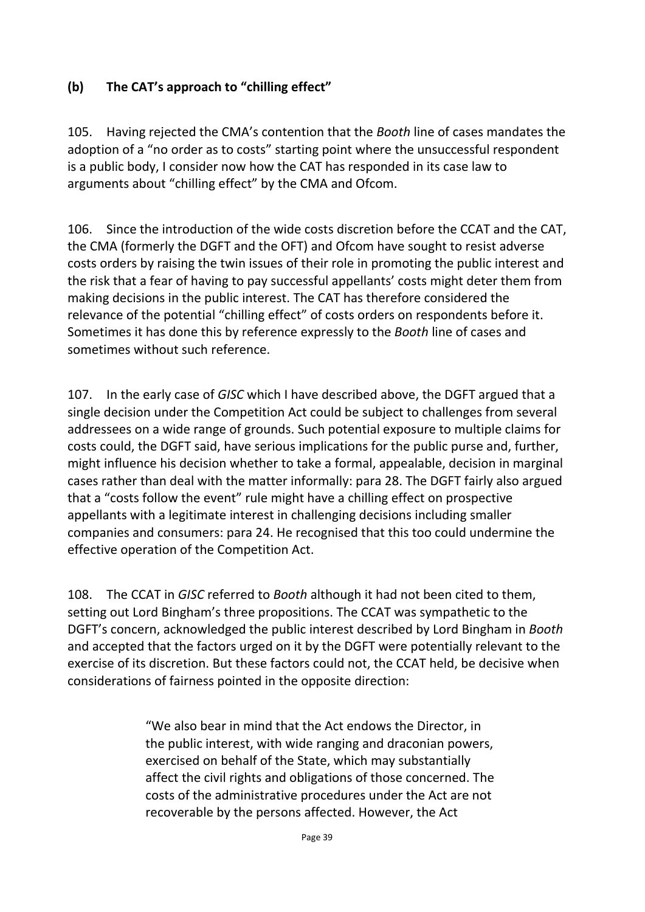### (b) The CAT's approach to "chilling effect"

105. Having rejected the CMA's contention that the *Booth* line of cases mandates the adoption of a "no order as to costs" starting point where the unsuccessful respondent is a public body, I consider now how the CAT has responded in its case law to arguments about "chilling effect" by the CMA and Ofcom.

106. Since the introduction of the wide costs discretion before the CCAT and the CAT, the CMA (formerly the DGFT and the OFT) and Ofcom have sought to resist adverse costs orders by raising the twin issues of their role in promoting the public interest and the risk that a fear of having to pay successful appellants' costs might deter them from making decisions in the public interest. The CAT has therefore considered the relevance of the potential "chilling effect" of costs orders on respondents before it. Sometimes it has done this by reference expressly to the *Booth* line of cases and sometimes without such reference.

107. In the early case of *GISC* which I have described above, the DGFT argued that a single decision under the Competition Act could be subject to challenges from several addressees on a wide range of grounds. Such potential exposure to multiple claims for costs could, the DGFT said, have serious implications for the public purse and, further, might influence his decision whether to take a formal, appealable, decision in marginal cases rather than deal with the matter informally: para 28. The DGFT fairly also argued that a "costs follow the event" rule might have a chilling effect on prospective appellants with a legitimate interest in challenging decisions including smaller companies and consumers: para 24. He recognised that this too could undermine the effective operation of the Competition Act.

108. The CCAT in *GISC* referred to *Booth* although it had not been cited to them, setting out Lord Bingham's three propositions. The CCAT was sympathetic to the DGFT's concern, acknowledged the public interest described by Lord Bingham in *Booth* and accepted that the factors urged on it by the DGFT were potentially relevant to the exercise of its discretion. But these factors could not, the CCAT held, be decisive when considerations of fairness pointed in the opposite direction:

> "We also bear in mind that the Act endows the Director, in the public interest, with wide ranging and draconian powers, exercised on behalf of the State, which may substantially affect the civil rights and obligations of those concerned. The costs of the administrative procedures under the Act are not recoverable by the persons affected. However, the Act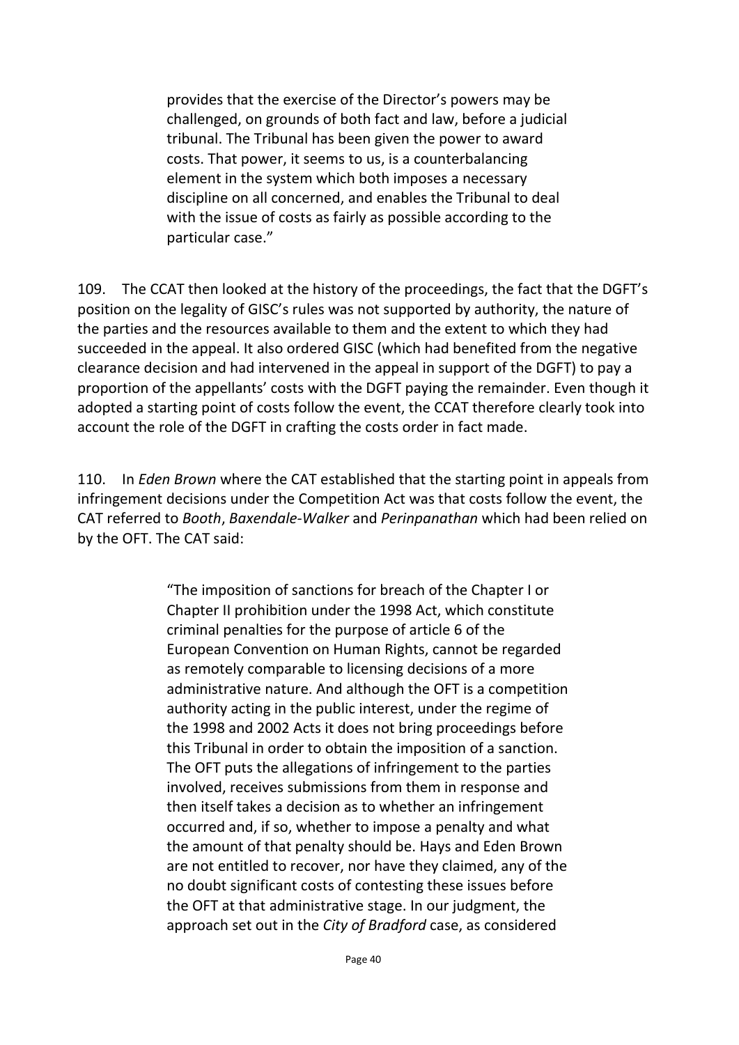> provides that the exercise of the Director's powers may be challenged, on grounds of both fact and law, before a judicial tribunal. The Tribunal has been given the power to award costs. That power, it seems to us, is a counterbalancing element in the system which both imposes a necessary discipline on all concerned, and enables the Tribunal to deal with the issue of costs as fairly as possible according to the particular case."

109. The CCAT then looked at the history of the proceedings, the fact that the DGFT's position on the legality of GISC's rules was not supported by authority, the nature of the parties and the resources available to them and the extent to which they had succeeded in the appeal. It also ordered GISC (which had benefited from the negative clearance decision and had intervened in the appeal in support of the DGFT) to pay a proportion of the appellants' costs with the DGFT paying the remainder. Even though it adopted a starting point of costs follow the event, the CCAT therefore clearly took into account the role of the DGFT in crafting the costs order in fact made.

110. In *Eden Brown* where the CAT established that the starting point in appeals from infringement decisions under the Competition Act was that costs follow the event, the CAT referred to *Booth*, *Baxendale-Walker* and *Perinpanathan* which had been relied on by the OFT. The CAT said:

> "The imposition of sanctions for breach of the Chapter I or Chapter II prohibition under the 1998 Act, which constitute criminal penalties for the purpose of article 6 of the European Convention on Human Rights, cannot be regarded as remotely comparable to licensing decisions of a more administrative nature. And although the OFT is a competition authority acting in the public interest, under the regime of the 1998 and 2002 Acts it does not bring proceedings before this Tribunal in order to obtain the imposition of a sanction. The OFT puts the allegations of infringement to the parties involved, receives submissions from them in response and then itself takes a decision as to whether an infringement occurred and, if so, whether to impose a penalty and what the amount of that penalty should be. Hays and Eden Brown are not entitled to recover, nor have they claimed, any of the no doubt significant costs of contesting these issues before the OFT at that administrative stage. In our judgment, the approach set out in the *City of Bradford* case, as considered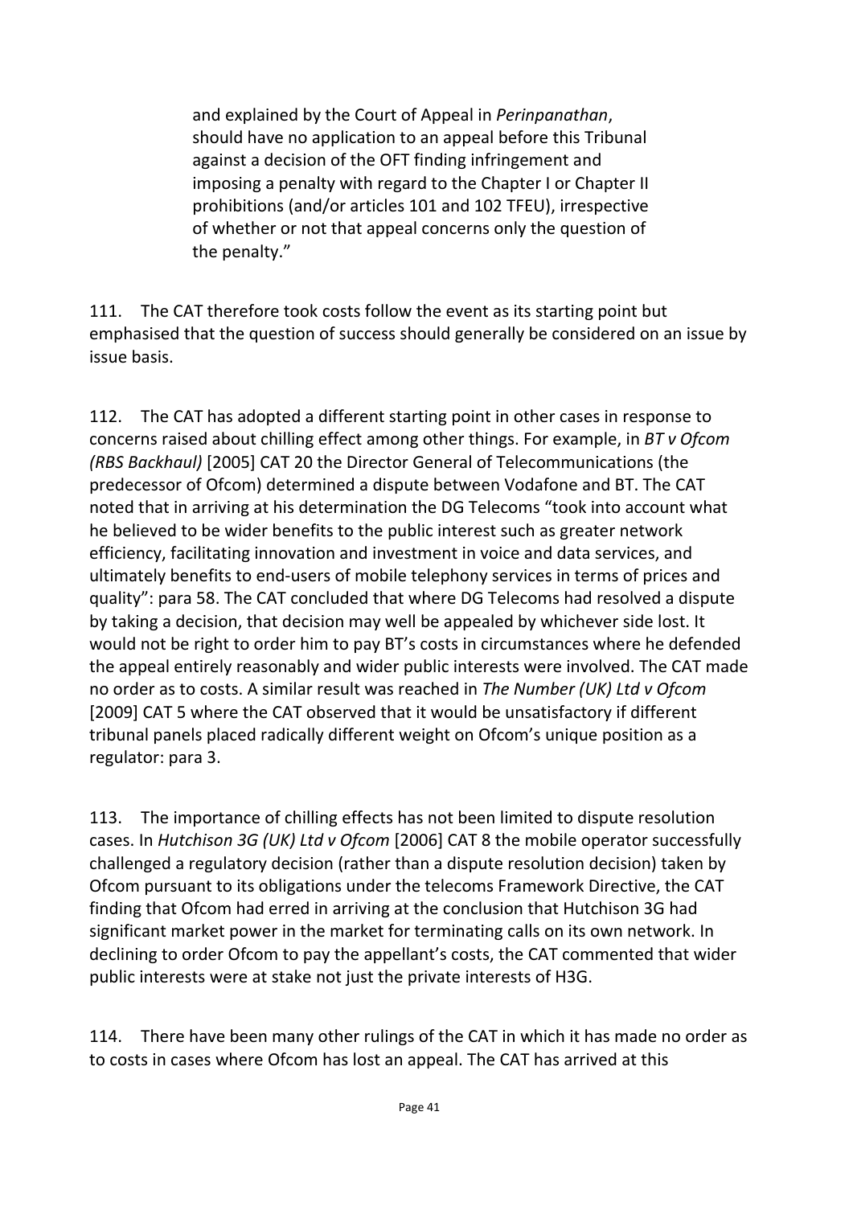> and explained by the Court of Appeal in *Perinpanathan*, should have no application to an appeal before this Tribunal against a decision of the OFT finding infringement and imposing a penalty with regard to the Chapter I or Chapter II prohibitions (and/or articles 101 and 102 TFEU), irrespective of whether or not that appeal concerns only the question of the penalty."

111. The CAT therefore took costs follow the event as its starting point but emphasised that the question of success should generally be considered on an issue by issue basis.

112. The CAT has adopted a different starting point in other cases in response to concerns raised about chilling effect among other things. For example, in *BT v Ofcom (RBS Backhaul)* [2005] CAT 20 the Director General of Telecommunications (the predecessor of Ofcom) determined a dispute between Vodafone and BT. The CAT noted that in arriving at his determination the DG Telecoms "took into account what he believed to be wider benefits to the public interest such as greater network efficiency, facilitating innovation and investment in voice and data services, and ultimately benefits to end-users of mobile telephony services in terms of prices and quality": para 58. The CAT concluded that where DG Telecoms had resolved a dispute by taking a decision, that decision may well be appealed by whichever side lost. It would not be right to order him to pay BT's costs in circumstances where he defended the appeal entirely reasonably and wider public interests were involved. The CAT made no order as to costs. A similar result was reached in *The Number (UK) Ltd v Ofcom* [2009] CAT 5 where the CAT observed that it would be unsatisfactory if different tribunal panels placed radically different weight on Ofcom's unique position as a regulator: para 3.

113. The importance of chilling effects has not been limited to dispute resolution cases. In *Hutchison 3G (UK) Ltd v Ofcom* [2006] CAT 8 the mobile operator successfully challenged a regulatory decision (rather than a dispute resolution decision) taken by Ofcom pursuant to its obligations under the telecoms Framework Directive, the CAT finding that Ofcom had erred in arriving at the conclusion that Hutchison 3G had significant market power in the market for terminating calls on its own network. In declining to order Ofcom to pay the appellant's costs, the CAT commented that wider public interests were at stake not just the private interests of H3G.

114. There have been many other rulings of the CAT in which it has made no order as to costs in cases where Ofcom has lost an appeal. The CAT has arrived at this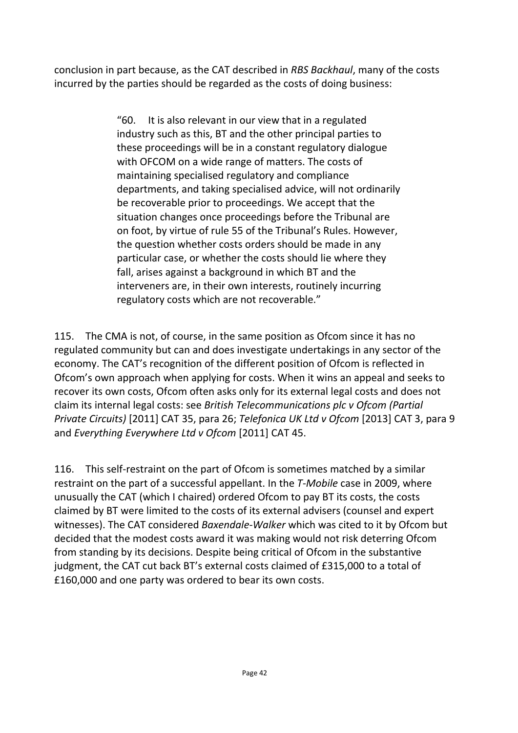conclusion in part because, as the CAT described in *RBS Backhaul*, many of the costs incurred by the parties should be regarded as the costs of doing business:

> "60. It is also relevant in our view that in a regulated industry such as this, BT and the other principal parties to these proceedings will be in a constant regulatory dialogue with OFCOM on a wide range of matters. The costs of maintaining specialised regulatory and compliance departments, and taking specialised advice, will not ordinarily be recoverable prior to proceedings. We accept that the situation changes once proceedings before the Tribunal are on foot, by virtue of rule 55 of the Tribunal's Rules. However, the question whether costs orders should be made in any particular case, or whether the costs should lie where they fall, arises against a background in which BT and the interveners are, in their own interests, routinely incurring regulatory costs which are not recoverable."

115. The CMA is not, of course, in the same position as Ofcom since it has no regulated community but can and does investigate undertakings in any sector of the economy. The CAT's recognition of the different position of Ofcom is reflected in Ofcom's own approach when applying for costs. When it wins an appeal and seeks to recover its own costs, Ofcom often asks only for its external legal costs and does not claim its internal legal costs: see *British Telecommunications plc v Ofcom (Partial Private Circuits)* [2011] CAT 35, para 26; *Telefonica UK Ltd v Ofcom* [2013] CAT 3, para 9 and *Everything Everywhere Ltd v Ofcom* [2011] CAT 45.

116. This self-restraint on the part of Ofcom is sometimes matched by a similar restraint on the part of a successful appellant. In the *T-Mobile* case in 2009, where unusually the CAT (which I chaired) ordered Ofcom to pay BT its costs, the costs claimed by BT were limited to the costs of its external advisers (counsel and expert witnesses). The CAT considered *Baxendale-Walker* which was cited to it by Ofcom but decided that the modest costs award it was making would not risk deterring Ofcom from standing by its decisions. Despite being critical of Ofcom in the substantive judgment, the CAT cut back BT's external costs claimed of £315,000 to a total of £160,000 and one party was ordered to bear its own costs.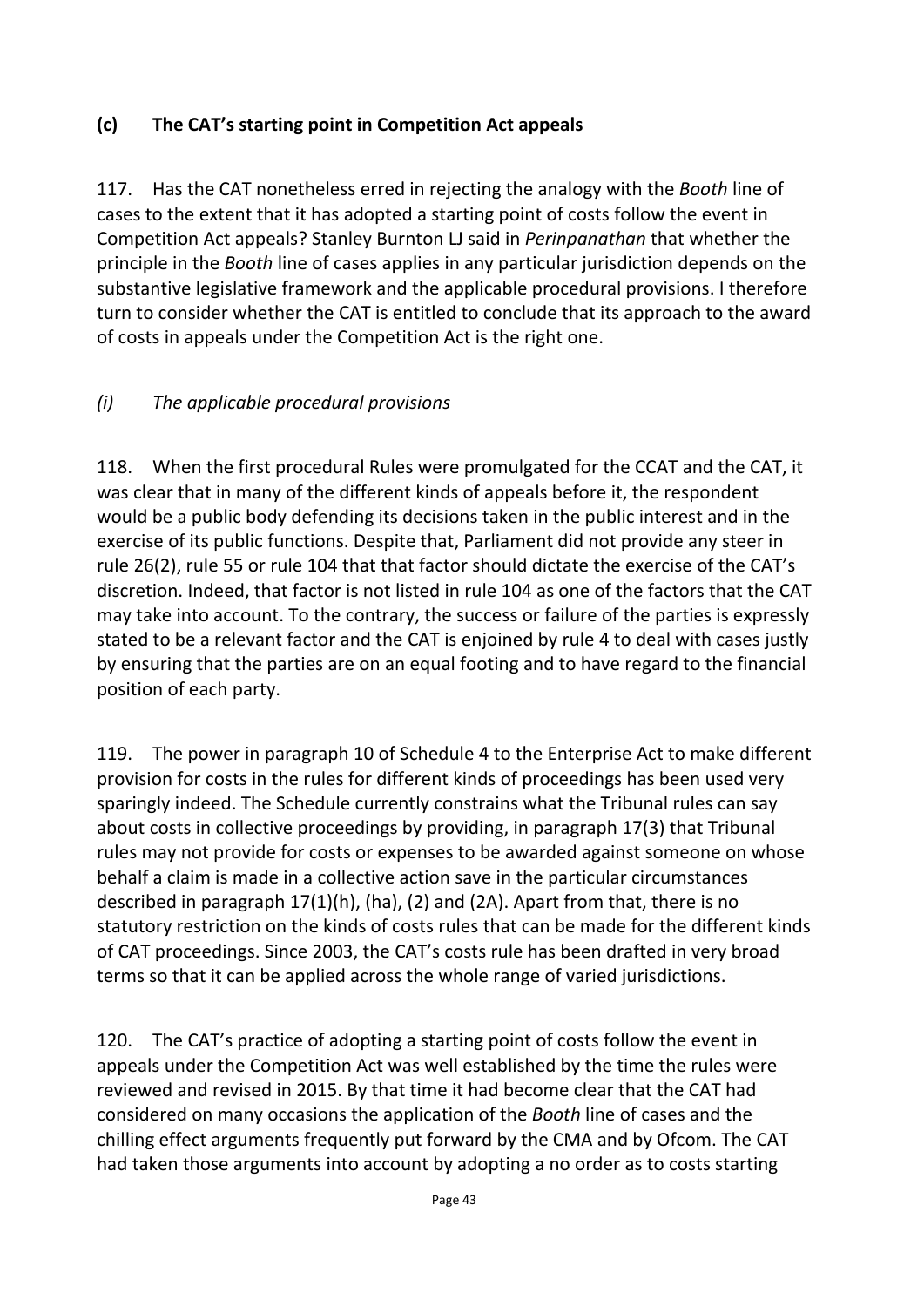### (c) The CAT's starting point in Competition Act appeals

117. Has the CAT nonetheless erred in rejecting the analogy with the *Booth* line of cases to the extent that it has adopted a starting point of costs follow the event in Competition Act appeals? Stanley Burnton LJ said in *Perinpanathan* that whether the principle in the *Booth* line of cases applies in any particular jurisdiction depends on the substantive legislative framework and the applicable procedural provisions. I therefore turn to consider whether the CAT is entitled to conclude that its approach to the award of costs in appeals under the Competition Act is the right one.

#### *(i) The applicable procedural provisions*

118. When the first procedural Rules were promulgated for the CCAT and the CAT, it was clear that in many of the different kinds of appeals before it, the respondent would be a public body defending its decisions taken in the public interest and in the exercise of its public functions. Despite that, Parliament did not provide any steer in rule 26(2), rule 55 or rule 104 that that factor should dictate the exercise of the CAT's discretion. Indeed, that factor is not listed in rule 104 as one of the factors that the CAT may take into account. To the contrary, the success or failure of the parties is expressly stated to be a relevant factor and the CAT is enjoined by rule 4 to deal with cases justly by ensuring that the parties are on an equal footing and to have regard to the financial position of each party.

119. The power in paragraph 10 of Schedule 4 to the Enterprise Act to make different provision for costs in the rules for different kinds of proceedings has been used very sparingly indeed. The Schedule currently constrains what the Tribunal rules can say about costs in collective proceedings by providing, in paragraph 17(3) that Tribunal rules may not provide for costs or expenses to be awarded against someone on whose behalf a claim is made in a collective action save in the particular circumstances described in paragraph 17(1)(h), (ha), (2) and (2A). Apart from that, there is no statutory restriction on the kinds of costs rules that can be made for the different kinds of CAT proceedings. Since 2003, the CAT's costs rule has been drafted in very broad terms so that it can be applied across the whole range of varied jurisdictions.

120. The CAT's practice of adopting a starting point of costs follow the event in appeals under the Competition Act was well established by the time the rules were reviewed and revised in 2015. By that time it had become clear that the CAT had considered on many occasions the application of the *Booth* line of cases and the chilling effect arguments frequently put forward by the CMA and by Ofcom. The CAT had taken those arguments into account by adopting a no order as to costs starting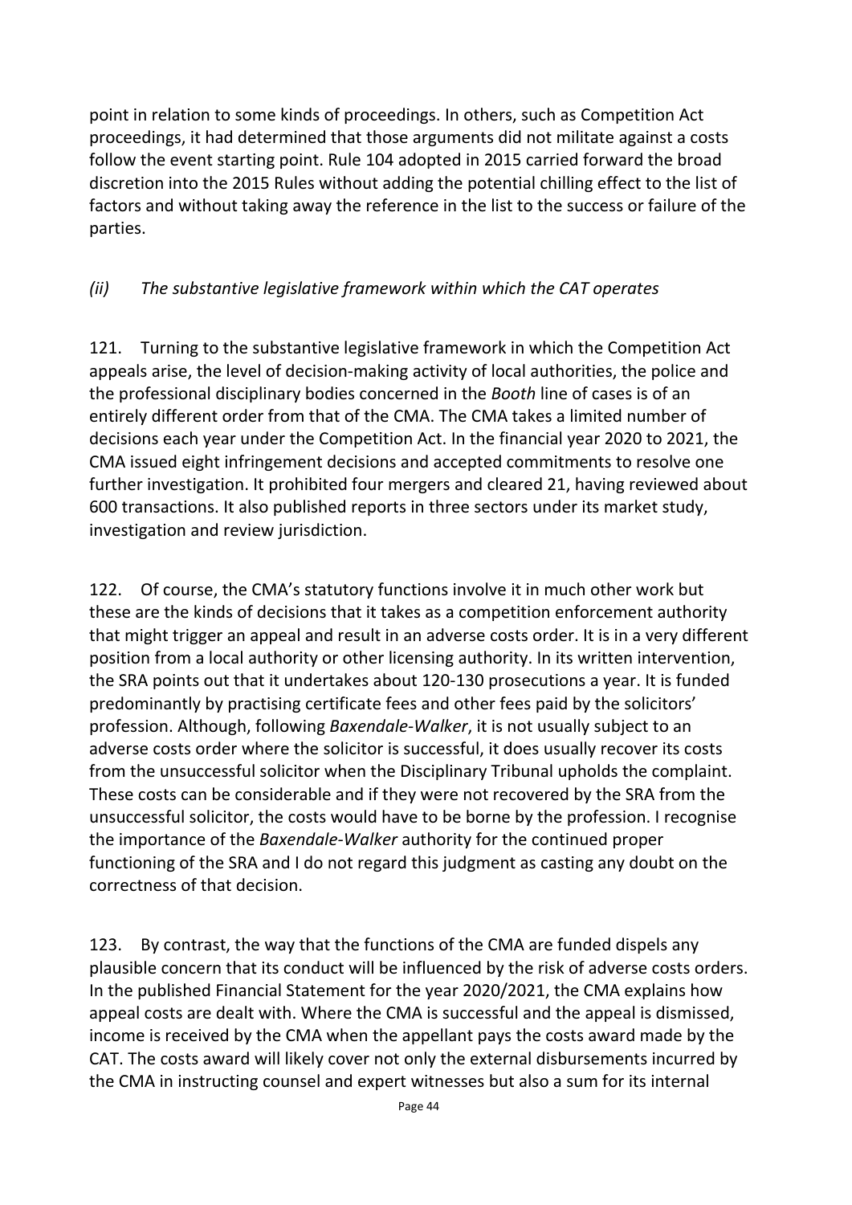point in relation to some kinds of proceedings. In others, such as Competition Act proceedings, it had determined that those arguments did not militate against a costs follow the event starting point. Rule 104 adopted in 2015 carried forward the broad discretion into the 2015 Rules without adding the potential chilling effect to the list of factors and without taking away the reference in the list to the success or failure of the parties.

*(ii) The substantive legislative framework within which the CAT operates*

121. Turning to the substantive legislative framework in which the Competition Act appeals arise, the level of decision-making activity of local authorities, the police and the professional disciplinary bodies concerned in the *Booth* line of cases is of an entirely different order from that of the CMA. The CMA takes a limited number of decisions each year under the Competition Act. In the financial year 2020 to 2021, the CMA issued eight infringement decisions and accepted commitments to resolve one further investigation. It prohibited four mergers and cleared 21, having reviewed about 600 transactions. It also published reports in three sectors under its market study, investigation and review jurisdiction.

122. Of course, the CMA's statutory functions involve it in much other work but these are the kinds of decisions that it takes as a competition enforcement authority that might trigger an appeal and result in an adverse costs order. It is in a very different position from a local authority or other licensing authority. In its written intervention, the SRA points out that it undertakes about 120-130 prosecutions a year. It is funded predominantly by practising certificate fees and other fees paid by the solicitors' profession. Although, following *Baxendale-Walker*, it is not usually subject to an adverse costs order where the solicitor is successful, it does usually recover its costs from the unsuccessful solicitor when the Disciplinary Tribunal upholds the complaint. These costs can be considerable and if they were not recovered by the SRA from the unsuccessful solicitor, the costs would have to be borne by the profession. I recognise the importance of the *Baxendale-Walker* authority for the continued proper functioning of the SRA and I do not regard this judgment as casting any doubt on the correctness of that decision.

123. By contrast, the way that the functions of the CMA are funded dispels any plausible concern that its conduct will be influenced by the risk of adverse costs orders. In the published Financial Statement for the year 2020/2021, the CMA explains how appeal costs are dealt with. Where the CMA is successful and the appeal is dismissed, income is received by the CMA when the appellant pays the costs award made by the CAT. The costs award will likely cover not only the external disbursements incurred by the CMA in instructing counsel and expert witnesses but also a sum for its internal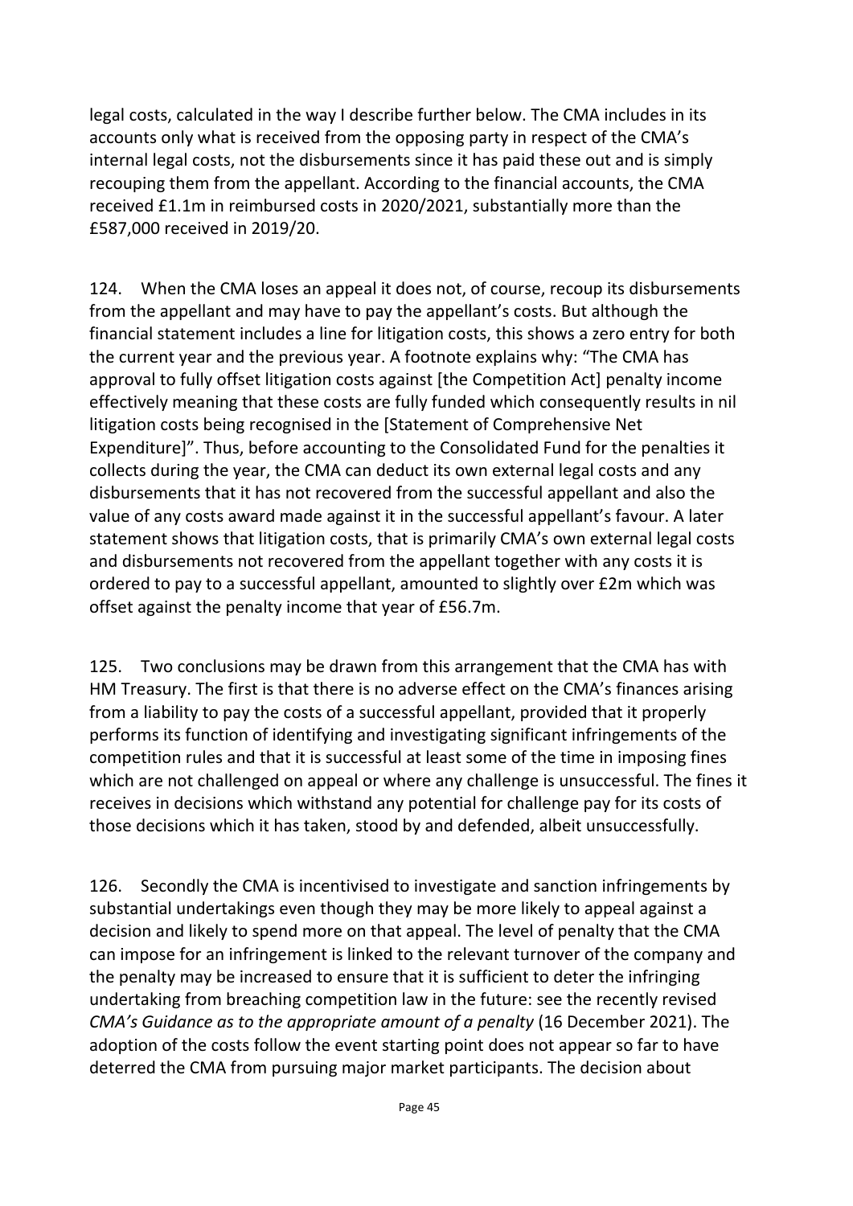legal costs, calculated in the way I describe further below. The CMA includes in its accounts only what is received from the opposing party in respect of the CMA's internal legal costs, not the disbursements since it has paid these out and is simply recouping them from the appellant. According to the financial accounts, the CMA received £1.1m in reimbursed costs in 2020/2021, substantially more than the £587,000 received in 2019/20.

124. When the CMA loses an appeal it does not, of course, recoup its disbursements from the appellant and may have to pay the appellant's costs. But although the financial statement includes a line for litigation costs, this shows a zero entry for both the current year and the previous year. A footnote explains why: "The CMA has approval to fully offset litigation costs against [the Competition Act] penalty income effectively meaning that these costs are fully funded which consequently results in nil litigation costs being recognised in the [Statement of Comprehensive Net Expenditure]". Thus, before accounting to the Consolidated Fund for the penalties it collects during the year, the CMA can deduct its own external legal costs and any disbursements that it has not recovered from the successful appellant and also the value of any costs award made against it in the successful appellant's favour. A later statement shows that litigation costs, that is primarily CMA's own external legal costs and disbursements not recovered from the appellant together with any costs it is ordered to pay to a successful appellant, amounted to slightly over £2m which was offset against the penalty income that year of £56.7m.

125. Two conclusions may be drawn from this arrangement that the CMA has with HM Treasury. The first is that there is no adverse effect on the CMA's finances arising from a liability to pay the costs of a successful appellant, provided that it properly performs its function of identifying and investigating significant infringements of the competition rules and that it is successful at least some of the time in imposing fines which are not challenged on appeal or where any challenge is unsuccessful. The fines it receives in decisions which withstand any potential for challenge pay for its costs of those decisions which it has taken, stood by and defended, albeit unsuccessfully.

126. Secondly the CMA is incentivised to investigate and sanction infringements by substantial undertakings even though they may be more likely to appeal against a decision and likely to spend more on that appeal. The level of penalty that the CMA can impose for an infringement is linked to the relevant turnover of the company and the penalty may be increased to ensure that it is sufficient to deter the infringing undertaking from breaching competition law in the future: see the recently revised *CMA's Guidance as to the appropriate amount of a penalty* (16 December 2021). The adoption of the costs follow the event starting point does not appear so far to have deterred the CMA from pursuing major market participants. The decision about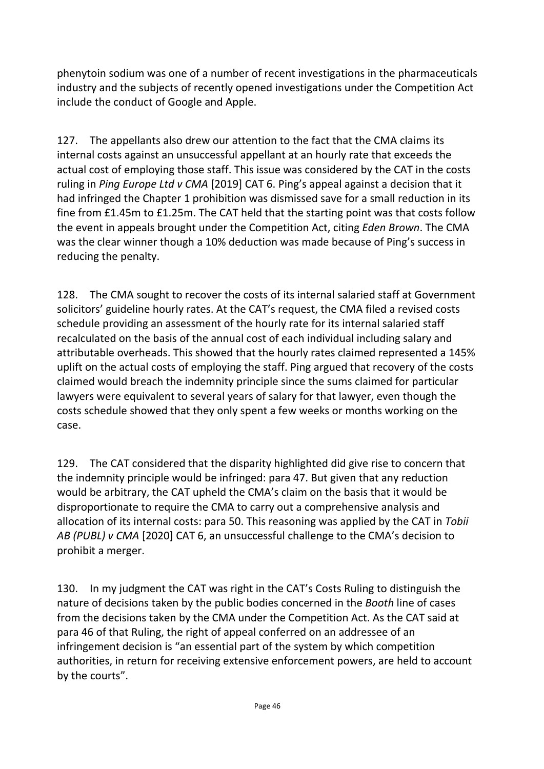phenytoin sodium was one of a number of recent investigations in the pharmaceuticals industry and the subjects of recently opened investigations under the Competition Act include the conduct of Google and Apple.

127. The appellants also drew our attention to the fact that the CMA claims its internal costs against an unsuccessful appellant at an hourly rate that exceeds the actual cost of employing those staff. This issue was considered by the CAT in the costs ruling in *Ping Europe Ltd v CMA* [2019] CAT 6. Ping's appeal against a decision that it had infringed the Chapter 1 prohibition was dismissed save for a small reduction in its fine from £1.45m to £1.25m. The CAT held that the starting point was that costs follow the event in appeals brought under the Competition Act, citing *Eden Brown*. The CMA was the clear winner though a 10% deduction was made because of Ping's success in reducing the penalty.

128. The CMA sought to recover the costs of its internal salaried staff at Government solicitors' guideline hourly rates. At the CAT's request, the CMA filed a revised costs schedule providing an assessment of the hourly rate for its internal salaried staff recalculated on the basis of the annual cost of each individual including salary and attributable overheads. This showed that the hourly rates claimed represented a 145% uplift on the actual costs of employing the staff. Ping argued that recovery of the costs claimed would breach the indemnity principle since the sums claimed for particular lawyers were equivalent to several years of salary for that lawyer, even though the costs schedule showed that they only spent a few weeks or months working on the case.

129. The CAT considered that the disparity highlighted did give rise to concern that the indemnity principle would be infringed: para 47. But given that any reduction would be arbitrary, the CAT upheld the CMA's claim on the basis that it would be disproportionate to require the CMA to carry out a comprehensive analysis and allocation of its internal costs: para 50. This reasoning was applied by the CAT in *Tobii AB (PUBL) v CMA* [2020] CAT 6, an unsuccessful challenge to the CMA's decision to prohibit a merger.

130. In my judgment the CAT was right in the CAT's Costs Ruling to distinguish the nature of decisions taken by the public bodies concerned in the *Booth* line of cases from the decisions taken by the CMA under the Competition Act. As the CAT said at para 46 of that Ruling, the right of appeal conferred on an addressee of an infringement decision is "an essential part of the system by which competition authorities, in return for receiving extensive enforcement powers, are held to account by the courts".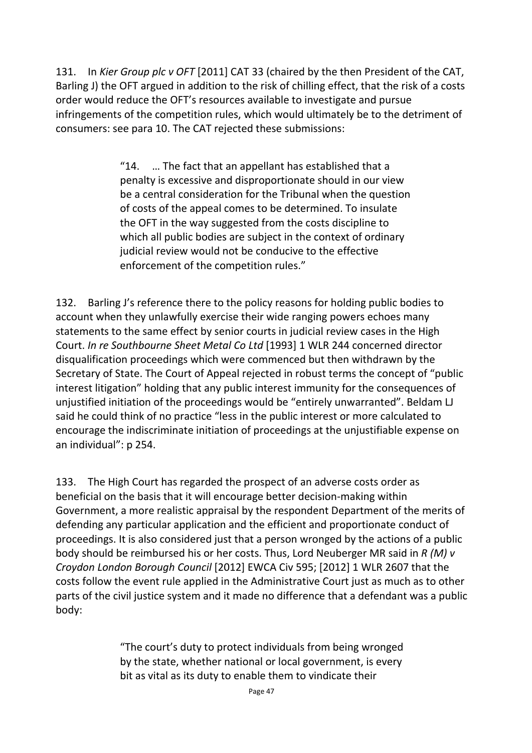131. In *Kier Group plc v OFT* [2011] CAT 33 (chaired by the then President of the CAT, Barling J) the OFT argued in addition to the risk of chilling effect, that the risk of a costs order would reduce the OFT's resources available to investigate and pursue infringements of the competition rules, which would ultimately be to the detriment of consumers: see para 10. The CAT rejected these submissions:

> "14. … The fact that an appellant has established that a penalty is excessive and disproportionate should in our view be a central consideration for the Tribunal when the question of costs of the appeal comes to be determined. To insulate the OFT in the way suggested from the costs discipline to which all public bodies are subject in the context of ordinary judicial review would not be conducive to the effective enforcement of the competition rules."

132. Barling J's reference there to the policy reasons for holding public bodies to account when they unlawfully exercise their wide ranging powers echoes many statements to the same effect by senior courts in judicial review cases in the High Court. *In re Southbourne Sheet Metal Co Ltd* [1993] 1 WLR 244 concerned director disqualification proceedings which were commenced but then withdrawn by the Secretary of State. The Court of Appeal rejected in robust terms the concept of "public interest litigation" holding that any public interest immunity for the consequences of unjustified initiation of the proceedings would be "entirely unwarranted". Beldam LJ said he could think of no practice "less in the public interest or more calculated to encourage the indiscriminate initiation of proceedings at the unjustifiable expense on an individual": p 254.

133. The High Court has regarded the prospect of an adverse costs order as beneficial on the basis that it will encourage better decision-making within Government, a more realistic appraisal by the respondent Department of the merits of defending any particular application and the efficient and proportionate conduct of proceedings. It is also considered just that a person wronged by the actions of a public body should be reimbursed his or her costs. Thus, Lord Neuberger MR said in *R (M) v Croydon London Borough Council* [2012] EWCA Civ 595; [2012] 1 WLR 2607 that the costs follow the event rule applied in the Administrative Court just as much as to other parts of the civil justice system and it made no difference that a defendant was a public body:

> "The court's duty to protect individuals from being wronged by the state, whether national or local government, is every bit as vital as its duty to enable them to vindicate their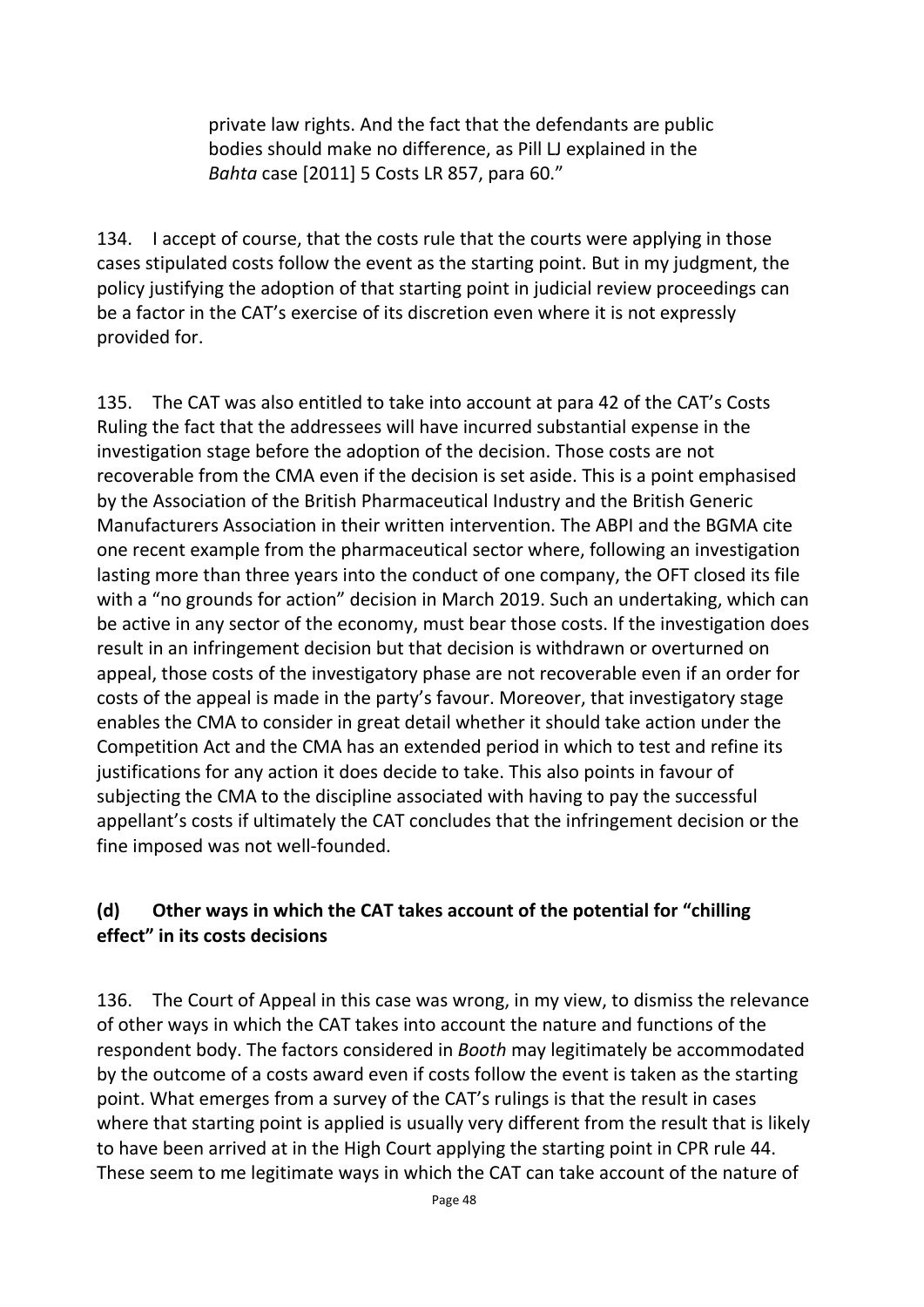private law rights. And the fact that the defendants are public bodies should make no difference, as Pill LJ explained in the *Bahta* case [2011] 5 Costs LR 857, para 60."

134. I accept of course, that the costs rule that the courts were applying in those cases stipulated costs follow the event as the starting point. But in my judgment, the policy justifying the adoption of that starting point in judicial review proceedings can be a factor in the CAT's exercise of its discretion even where it is not expressly provided for.

135. The CAT was also entitled to take into account at para 42 of the CAT's Costs Ruling the fact that the addressees will have incurred substantial expense in the investigation stage before the adoption of the decision. Those costs are not recoverable from the CMA even if the decision is set aside. This is a point emphasised by the Association of the British Pharmaceutical Industry and the British Generic Manufacturers Association in their written intervention. The ABPI and the BGMA cite one recent example from the pharmaceutical sector where, following an investigation lasting more than three years into the conduct of one company, the OFT closed its file with a "no grounds for action" decision in March 2019. Such an undertaking, which can be active in any sector of the economy, must bear those costs. If the investigation does result in an infringement decision but that decision is withdrawn or overturned on appeal, those costs of the investigatory phase are not recoverable even if an order for costs of the appeal is made in the party's favour. Moreover, that investigatory stage enables the CMA to consider in great detail whether it should take action under the Competition Act and the CMA has an extended period in which to test and refine its justifications for any action it does decide to take. This also points in favour of subjecting the CMA to the discipline associated with having to pay the successful appellant's costs if ultimately the CAT concludes that the infringement decision or the fine imposed was not well-founded.

### (d) Other ways in which the CAT takes account of the potential for "chilling effect" in its costs decisions

136. The Court of Appeal in this case was wrong, in my view, to dismiss the relevance of other ways in which the CAT takes into account the nature and functions of the respondent body. The factors considered in *Booth* may legitimately be accommodated by the outcome of a costs award even if costs follow the event is taken as the starting point. What emerges from a survey of the CAT's rulings is that the result in cases where that starting point is applied is usually very different from the result that is likely to have been arrived at in the High Court applying the starting point in CPR rule 44. These seem to me legitimate ways in which the CAT can take account of the nature of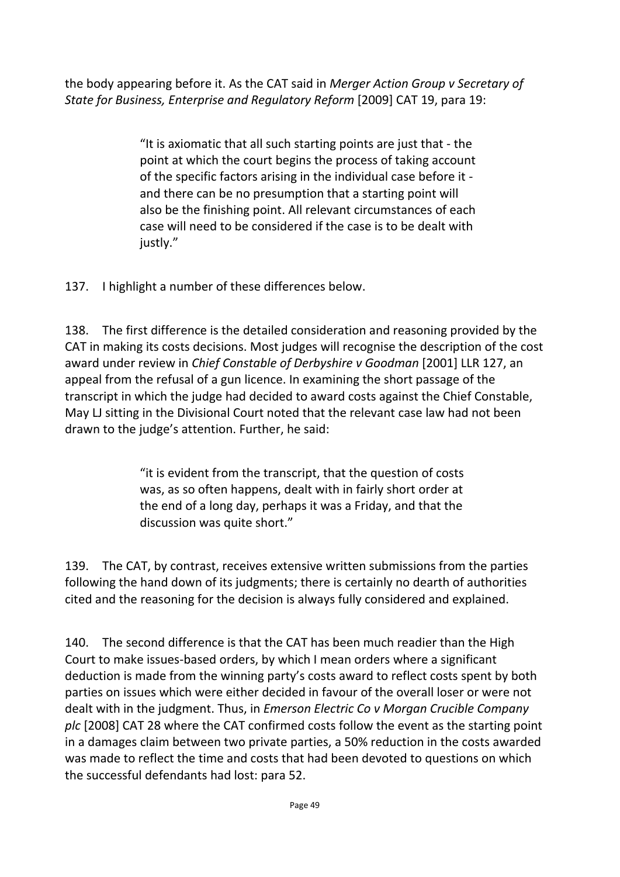the body appearing before it. As the CAT said in *Merger Action Group v Secretary of State for Business, Enterprise and Regulatory Reform* [2009] CAT 19, para 19:

> "It is axiomatic that all such starting points are just that - the point at which the court begins the process of taking account of the specific factors arising in the individual case before it - and there can be no presumption that a starting point will also be the finishing point. All relevant circumstances of each case will need to be considered if the case is to be dealt with justly."

137. I highlight a number of these differences below.

138. The first difference is the detailed consideration and reasoning provided by the CAT in making its costs decisions. Most judges will recognise the description of the cost award under review in *Chief Constable of Derbyshire v Goodman* [2001] LLR 127, an appeal from the refusal of a gun licence. In examining the short passage of the transcript in which the judge had decided to award costs against the Chief Constable, May LJ sitting in the Divisional Court noted that the relevant case law had not been drawn to the judge's attention. Further, he said:

> "it is evident from the transcript, that the question of costs was, as so often happens, dealt with in fairly short order at the end of a long day, perhaps it was a Friday, and that the discussion was quite short."

139. The CAT, by contrast, receives extensive written submissions from the parties following the hand down of its judgments; there is certainly no dearth of authorities cited and the reasoning for the decision is always fully considered and explained.

140. The second difference is that the CAT has been much readier than the High Court to make issues-based orders, by which I mean orders where a significant deduction is made from the winning party's costs award to reflect costs spent by both parties on issues which were either decided in favour of the overall loser or were not dealt with in the judgment. Thus, in *Emerson Electric Co v Morgan Crucible Company plc* [2008] CAT 28 where the CAT confirmed costs follow the event as the starting point in a damages claim between two private parties, a 50% reduction in the costs awarded was made to reflect the time and costs that had been devoted to questions on which the successful defendants had lost: para 52.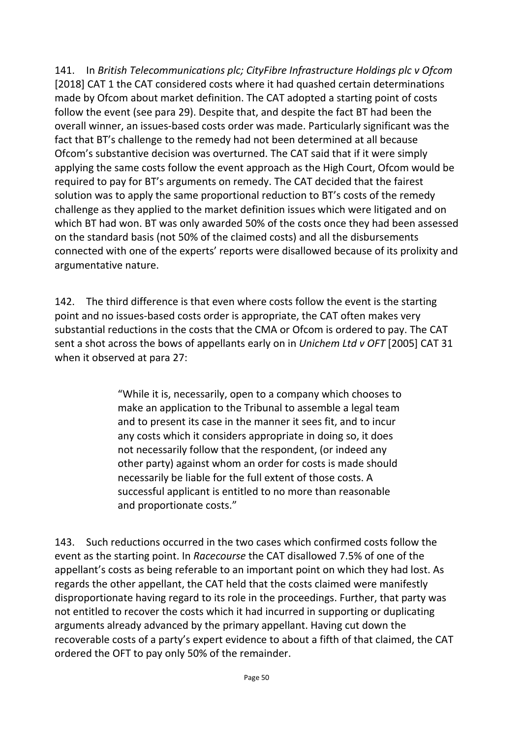141. In *British Telecommunications plc; CityFibre Infrastructure Holdings plc v Ofcom* [2018] CAT 1 the CAT considered costs where it had quashed certain determinations made by Ofcom about market definition. The CAT adopted a starting point of costs follow the event (see para 29). Despite that, and despite the fact BT had been the overall winner, an issues-based costs order was made. Particularly significant was the fact that BT's challenge to the remedy had not been determined at all because Ofcom's substantive decision was overturned. The CAT said that if it were simply applying the same costs follow the event approach as the High Court, Ofcom would be required to pay for BT's arguments on remedy. The CAT decided that the fairest solution was to apply the same proportional reduction to BT's costs of the remedy challenge as they applied to the market definition issues which were litigated and on which BT had won. BT was only awarded 50% of the costs once they had been assessed on the standard basis (not 50% of the claimed costs) and all the disbursements connected with one of the experts' reports were disallowed because of its prolixity and argumentative nature.

142. The third difference is that even where costs follow the event is the starting point and no issues-based costs order is appropriate, the CAT often makes very substantial reductions in the costs that the CMA or Ofcom is ordered to pay. The CAT sent a shot across the bows of appellants early on in *Unichem Ltd v OFT* [2005] CAT 31 when it observed at para 27:

> "While it is, necessarily, open to a company which chooses to make an application to the Tribunal to assemble a legal team and to present its case in the manner it sees fit, and to incur any costs which it considers appropriate in doing so, it does not necessarily follow that the respondent, (or indeed any other party) against whom an order for costs is made should necessarily be liable for the full extent of those costs. A successful applicant is entitled to no more than reasonable and proportionate costs."

143. Such reductions occurred in the two cases which confirmed costs follow the event as the starting point. In *Racecourse* the CAT disallowed 7.5% of one of the appellant's costs as being referable to an important point on which they had lost. As regards the other appellant, the CAT held that the costs claimed were manifestly disproportionate having regard to its role in the proceedings. Further, that party was not entitled to recover the costs which it had incurred in supporting or duplicating arguments already advanced by the primary appellant. Having cut down the recoverable costs of a party's expert evidence to about a fifth of that claimed, the CAT ordered the OFT to pay only 50% of the remainder.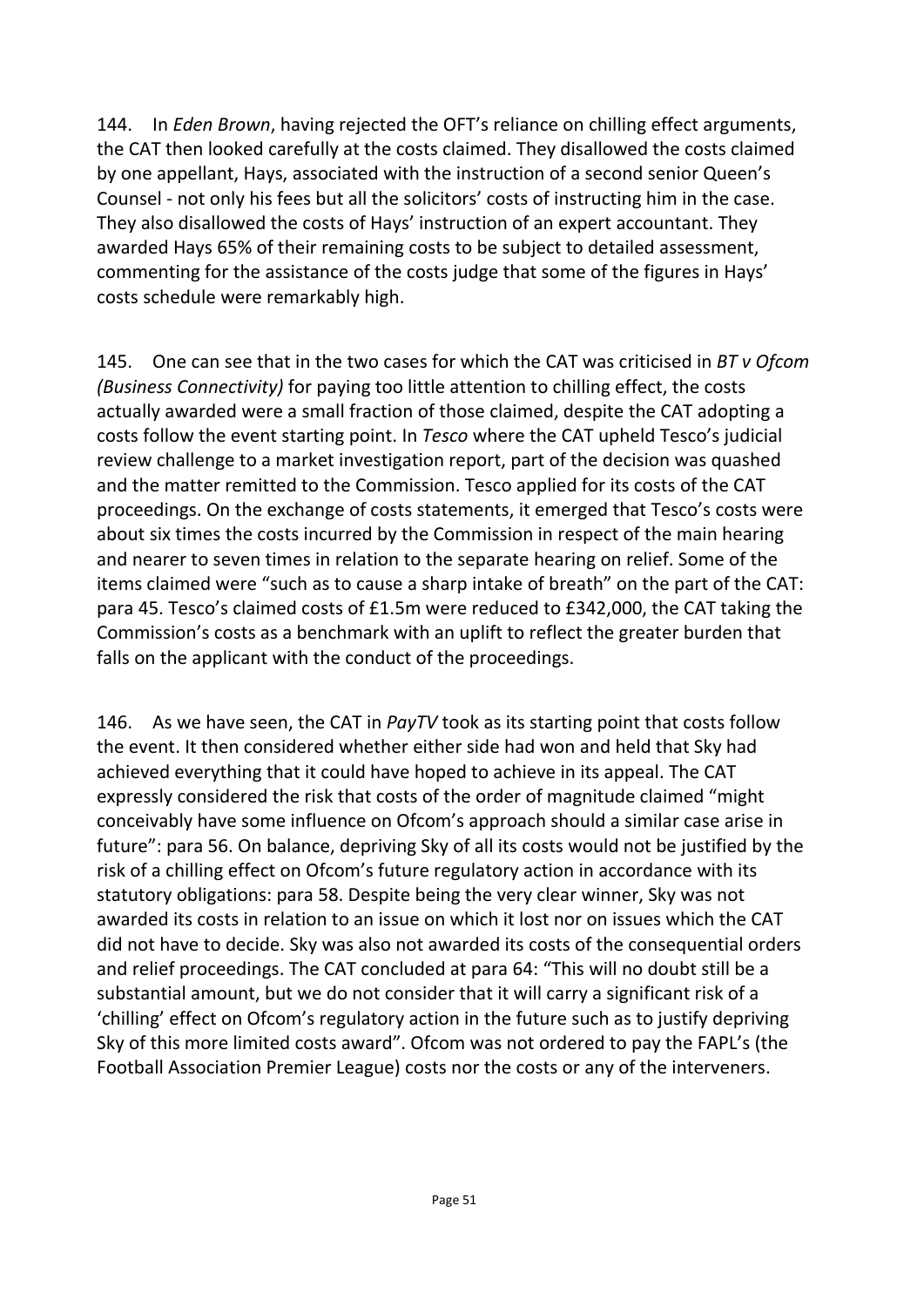144. In *Eden Brown*, having rejected the OFT's reliance on chilling effect arguments, the CAT then looked carefully at the costs claimed. They disallowed the costs claimed by one appellant, Hays, associated with the instruction of a second senior Queen's Counsel - not only his fees but all the solicitors' costs of instructing him in the case. They also disallowed the costs of Hays' instruction of an expert accountant. They awarded Hays 65% of their remaining costs to be subject to detailed assessment, commenting for the assistance of the costs judge that some of the figures in Hays' costs schedule were remarkably high.

145. One can see that in the two cases for which the CAT was criticised in *BT v Ofcom (Business Connectivity)* for paying too little attention to chilling effect, the costs actually awarded were a small fraction of those claimed, despite the CAT adopting a costs follow the event starting point. In *Tesco* where the CAT upheld Tesco's judicial review challenge to a market investigation report, part of the decision was quashed and the matter remitted to the Commission. Tesco applied for its costs of the CAT proceedings. On the exchange of costs statements, it emerged that Tesco's costs were about six times the costs incurred by the Commission in respect of the main hearing and nearer to seven times in relation to the separate hearing on relief. Some of the items claimed were "such as to cause a sharp intake of breath" on the part of the CAT: para 45. Tesco's claimed costs of £1.5m were reduced to £342,000, the CAT taking the Commission's costs as a benchmark with an uplift to reflect the greater burden that falls on the applicant with the conduct of the proceedings.

146. As we have seen, the CAT in *PayTV* took as its starting point that costs follow the event. It then considered whether either side had won and held that Sky had achieved everything that it could have hoped to achieve in its appeal. The CAT expressly considered the risk that costs of the order of magnitude claimed "might conceivably have some influence on Ofcom's approach should a similar case arise in future": para 56. On balance, depriving Sky of all its costs would not be justified by the risk of a chilling effect on Ofcom's future regulatory action in accordance with its statutory obligations: para 58. Despite being the very clear winner, Sky was not awarded its costs in relation to an issue on which it lost nor on issues which the CAT did not have to decide. Sky was also not awarded its costs of the consequential orders and relief proceedings. The CAT concluded at para 64: "This will no doubt still be a substantial amount, but we do not consider that it will carry a significant risk of a 'chilling' effect on Ofcom's regulatory action in the future such as to justify depriving Sky of this more limited costs award". Ofcom was not ordered to pay the FAPL's (the Football Association Premier League) costs nor the costs or any of the interveners.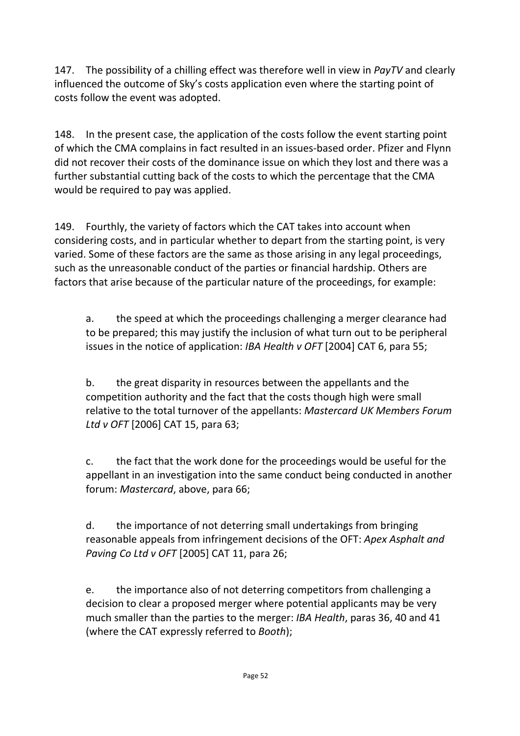147. The possibility of a chilling effect was therefore well in view in *PayTV* and clearly influenced the outcome of Sky's costs application even where the starting point of costs follow the event was adopted.

148. In the present case, the application of the costs follow the event starting point of which the CMA complains in fact resulted in an issues-based order. Pfizer and Flynn did not recover their costs of the dominance issue on which they lost and there was a further substantial cutting back of the costs to which the percentage that the CMA would be required to pay was applied.

149. Fourthly, the variety of factors which the CAT takes into account when considering costs, and in particular whether to depart from the starting point, is very varied. Some of these factors are the same as those arising in any legal proceedings, such as the unreasonable conduct of the parties or financial hardship. Others are factors that arise because of the particular nature of the proceedings, for example:

a. the speed at which the proceedings challenging a merger clearance had to be prepared; this may justify the inclusion of what turn out to be peripheral issues in the notice of application: *IBA Health v OFT* [2004] CAT 6, para 55;

b. the great disparity in resources between the appellants and the competition authority and the fact that the costs though high were small relative to the total turnover of the appellants: *Mastercard UK Members Forum Ltd v OFT* [2006] CAT 15, para 63;

c. the fact that the work done for the proceedings would be useful for the appellant in an investigation into the same conduct being conducted in another forum: *Mastercard*, above, para 66;

d. the importance of not deterring small undertakings from bringing reasonable appeals from infringement decisions of the OFT: *Apex Asphalt and Paving Co Ltd v OFT* [2005] CAT 11, para 26;

e. the importance also of not deterring competitors from challenging a decision to clear a proposed merger where potential applicants may be very much smaller than the parties to the merger: *IBA Health*, paras 36, 40 and 41 (where the CAT expressly referred to *Booth*);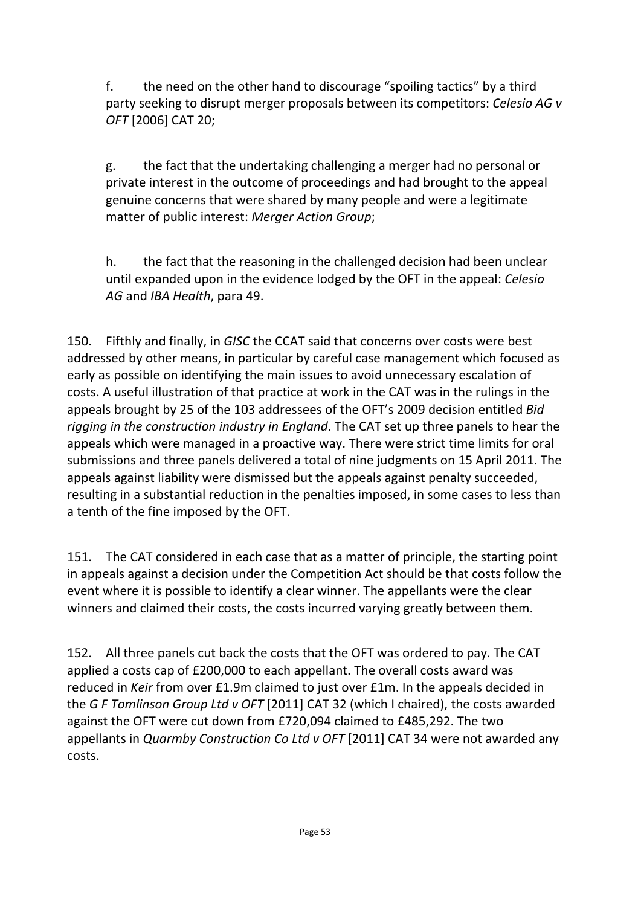f. the need on the other hand to discourage "spoiling tactics" by a third party seeking to disrupt merger proposals between its competitors: *Celesio AG v OFT* [2006] CAT 20;

g. the fact that the undertaking challenging a merger had no personal or private interest in the outcome of proceedings and had brought to the appeal genuine concerns that were shared by many people and were a legitimate matter of public interest: *Merger Action Group*;

h. the fact that the reasoning in the challenged decision had been unclear until expanded upon in the evidence lodged by the OFT in the appeal: *Celesio AG* and *IBA Health*, para 49.

150. Fifthly and finally, in *GISC* the CCAT said that concerns over costs were best addressed by other means, in particular by careful case management which focused as early as possible on identifying the main issues to avoid unnecessary escalation of costs. A useful illustration of that practice at work in the CAT was in the rulings in the appeals brought by 25 of the 103 addressees of the OFT's 2009 decision entitled *Bid rigging in the construction industry in England*. The CAT set up three panels to hear the appeals which were managed in a proactive way. There were strict time limits for oral submissions and three panels delivered a total of nine judgments on 15 April 2011. The appeals against liability were dismissed but the appeals against penalty succeeded, resulting in a substantial reduction in the penalties imposed, in some cases to less than a tenth of the fine imposed by the OFT.

151. The CAT considered in each case that as a matter of principle, the starting point in appeals against a decision under the Competition Act should be that costs follow the event where it is possible to identify a clear winner. The appellants were the clear winners and claimed their costs, the costs incurred varying greatly between them.

152. All three panels cut back the costs that the OFT was ordered to pay. The CAT applied a costs cap of £200,000 to each appellant. The overall costs award was reduced in *Keir* from over £1.9m claimed to just over £1m. In the appeals decided in the *G F Tomlinson Group Ltd v OFT* [2011] CAT 32 (which I chaired), the costs awarded against the OFT were cut down from £720,094 claimed to £485,292. The two appellants in *Quarmby Construction Co Ltd v OFT* [2011] CAT 34 were not awarded any costs.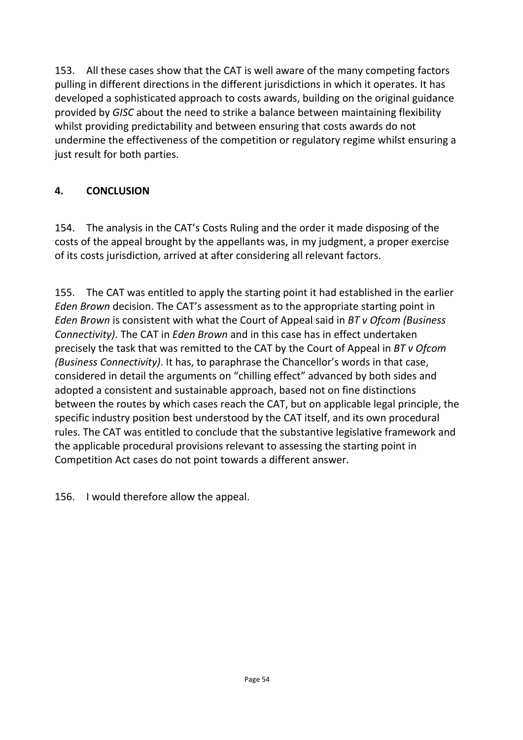153. All these cases show that the CAT is well aware of the many competing factors pulling in different directions in the different jurisdictions in which it operates. It has developed a sophisticated approach to costs awards, building on the original guidance provided by *GISC* about the need to strike a balance between maintaining flexibility whilst providing predictability and between ensuring that costs awards do not undermine the effectiveness of the competition or regulatory regime whilst ensuring a just result for both parties.

## 4. CONCLUSION

154. The analysis in the CAT's Costs Ruling and the order it made disposing of the costs of the appeal brought by the appellants was, in my judgment, a proper exercise of its costs jurisdiction, arrived at after considering all relevant factors.

155. The CAT was entitled to apply the starting point it had established in the earlier *Eden Brown* decision. The CAT's assessment as to the appropriate starting point in *Eden Brown* is consistent with what the Court of Appeal said in *BT v Ofcom (Business Connectivity)*. The CAT in *Eden Brown* and in this case has in effect undertaken precisely the task that was remitted to the CAT by the Court of Appeal in *BT v Ofcom (Business Connectivity)*. It has, to paraphrase the Chancellor's words in that case, considered in detail the arguments on "chilling effect" advanced by both sides and adopted a consistent and sustainable approach, based not on fine distinctions between the routes by which cases reach the CAT, but on applicable legal principle, the specific industry position best understood by the CAT itself, and its own procedural rules. The CAT was entitled to conclude that the substantive legislative framework and the applicable procedural provisions relevant to assessing the starting point in Competition Act cases do not point towards a different answer.

156. I would therefore allow the appeal.